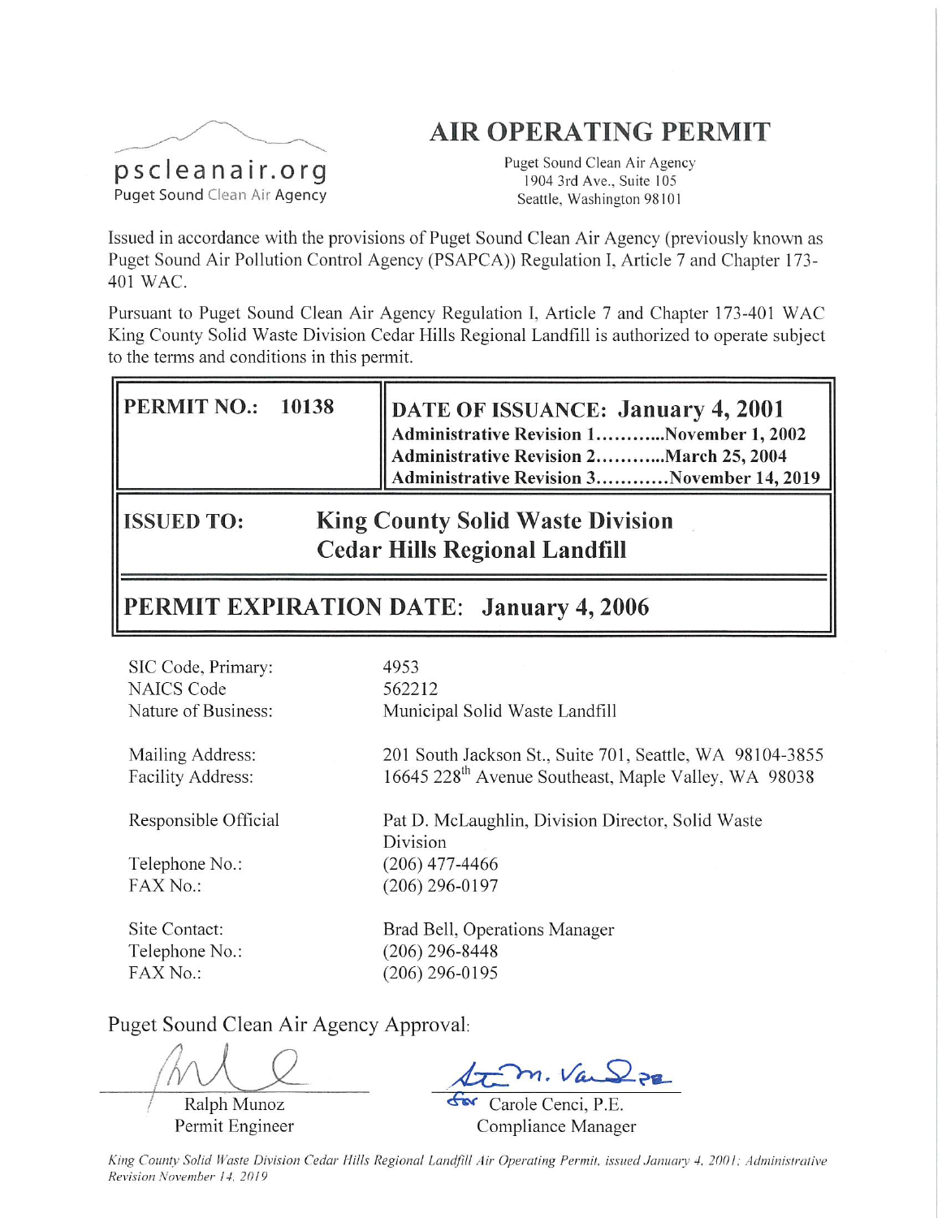pscleanair.org
Puget Sound Clean Air Agency

# AIR OPERATING PERMIT

Puget Sound Clean Air Agency
1904 3rd Ave., Suite 105
Seattle, Washington 98101

Issued in accordance with the provisions of Puget Sound Clean Air Agency (previously known as Puget Sound Air Pollution Control Agency (PSAPCA)) Regulation I, Article 7 and Chapter 173-401 WAC.

Pursuant to Puget Sound Clean Air Agency Regulation I, Article 7 and Chapter 173-401 WAC King County Solid Waste Division Cedar Hills Regional Landfill is authorized to operate subject to the terms and conditions in this permit.

| **PERMIT NO.: 10138** | **DATE OF ISSUANCE: January 4, 2001**<br>**Administrative Revision 1...........November 1, 2002**<br>**Administrative Revision 2...........March 25, 2004**<br>**Administrative Revision 3...........November 14, 2019** |
|---|---|
| **ISSUED TO:** | **King County Solid Waste Division**<br>**Cedar Hills Regional Landfill** |
| **PERMIT EXPIRATION DATE: January 4, 2006** | |

| | |
|---|---|
| SIC Code, Primary: | 4953 |
| NAICS Code | 562212 |
| Nature of Business: | Municipal Solid Waste Landfill |
| Mailing Address: | 201 South Jackson St., Suite 701, Seattle, WA 98104-3855 |
| Facility Address: | 16645 228th Avenue Southeast, Maple Valley, WA 98038 |
| Responsible Official | Pat D. McLaughlin, Division Director, Solid Waste Division |
| Telephone No.: | (206) 477-4466 |
| FAX No.: | (206) 296-0197 |
| Site Contact: | Brad Bell, Operations Manager |
| Telephone No.: | (206) 296-8448 |
| FAX No.: | (206) 296-0195 |

Puget Sound Clean Air Agency Approval:

Ralph Munoz
Permit Engineer

for Carole Cenci, P.E.
Compliance Manager

*King County Solid Waste Division Cedar Hills Regional Landfill Air Operating Permit, issued January 4, 2001; Administrative Revision November 14, 2019*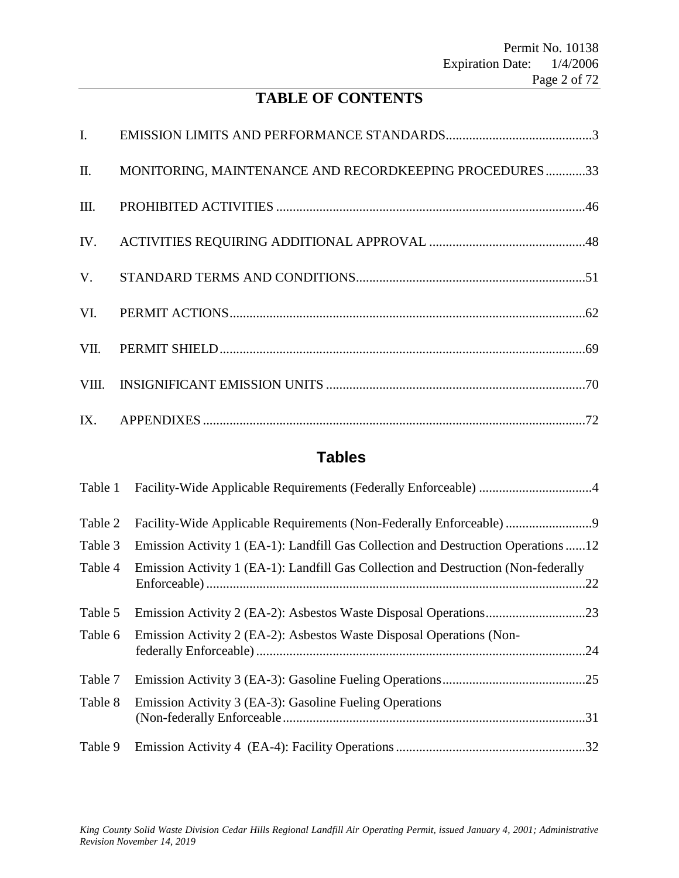# TABLE OF CONTENTS

| | | |
|---|---|---|
| I. | EMISSION LIMITS AND PERFORMANCE STANDARDS | 3 |
| II. | MONITORING, MAINTENANCE AND RECORDKEEPING PROCEDURES | 33 |
| III. | PROHIBITED ACTIVITIES | 46 |
| IV. | ACTIVITIES REQUIRING ADDITIONAL APPROVAL | 48 |
| V. | STANDARD TERMS AND CONDITIONS | 51 |
| VI. | PERMIT ACTIONS | 62 |
| VII. | PERMIT SHIELD | 69 |
| VIII. | INSIGNIFICANT EMISSION UNITS | 70 |
| IX. | APPENDIXES | 72 |

## Tables

| | | |
|---|---|---|
| Table 1 | Facility-Wide Applicable Requirements (Federally Enforceable) | 4 |
| Table 2 | Facility-Wide Applicable Requirements (Non-Federally Enforceable) | 9 |
| Table 3 | Emission Activity 1 (EA-1): Landfill Gas Collection and Destruction Operations | 12 |
| Table 4 | Emission Activity 1 (EA-1): Landfill Gas Collection and Destruction (Non-federally Enforceable) | 22 |
| Table 5 | Emission Activity 2 (EA-2): Asbestos Waste Disposal Operations | 23 |
| Table 6 | Emission Activity 2 (EA-2): Asbestos Waste Disposal Operations (Non-federally Enforceable) | 24 |
| Table 7 | Emission Activity 3 (EA-3): Gasoline Fueling Operations | 25 |
| Table 8 | Emission Activity 3 (EA-3): Gasoline Fueling Operations (Non-federally Enforceable | 31 |
| Table 9 | Emission Activity 4 (EA-4): Facility Operations | 32 |

*King County Solid Waste Division Cedar Hills Regional Landfill Air Operating Permit, issued January 4, 2001; Administrative Revision November 14, 2019*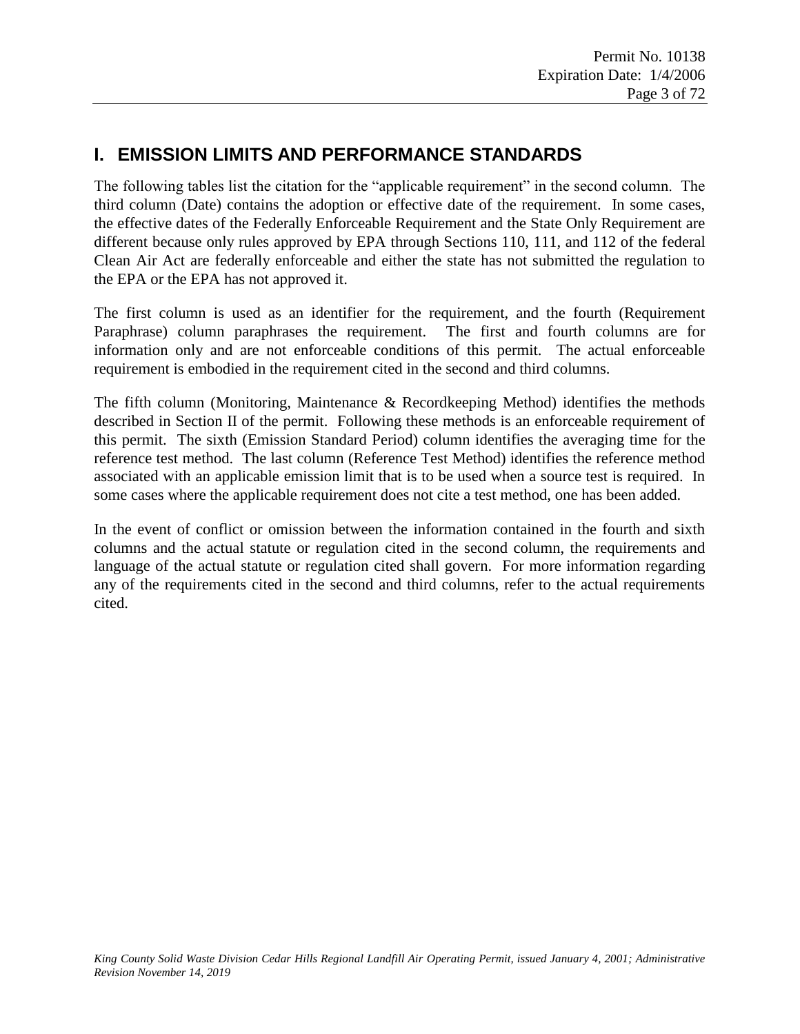# I. EMISSION LIMITS AND PERFORMANCE STANDARDS

The following tables list the citation for the "applicable requirement" in the second column. The third column (Date) contains the adoption or effective date of the requirement. In some cases, the effective dates of the Federally Enforceable Requirement and the State Only Requirement are different because only rules approved by EPA through Sections 110, 111, and 112 of the federal Clean Air Act are federally enforceable and either the state has not submitted the regulation to the EPA or the EPA has not approved it.

The first column is used as an identifier for the requirement, and the fourth (Requirement Paraphrase) column paraphrases the requirement. The first and fourth columns are for information only and are not enforceable conditions of this permit. The actual enforceable requirement is embodied in the requirement cited in the second and third columns.

The fifth column (Monitoring, Maintenance & Recordkeeping Method) identifies the methods described in Section II of the permit. Following these methods is an enforceable requirement of this permit. The sixth (Emission Standard Period) column identifies the averaging time for the reference test method. The last column (Reference Test Method) identifies the reference method associated with an applicable emission limit that is to be used when a source test is required. In some cases where the applicable requirement does not cite a test method, one has been added.

In the event of conflict or omission between the information contained in the fourth and sixth columns and the actual statute or regulation cited in the second column, the requirements and language of the actual statute or regulation cited shall govern. For more information regarding any of the requirements cited in the second and third columns, refer to the actual requirements cited.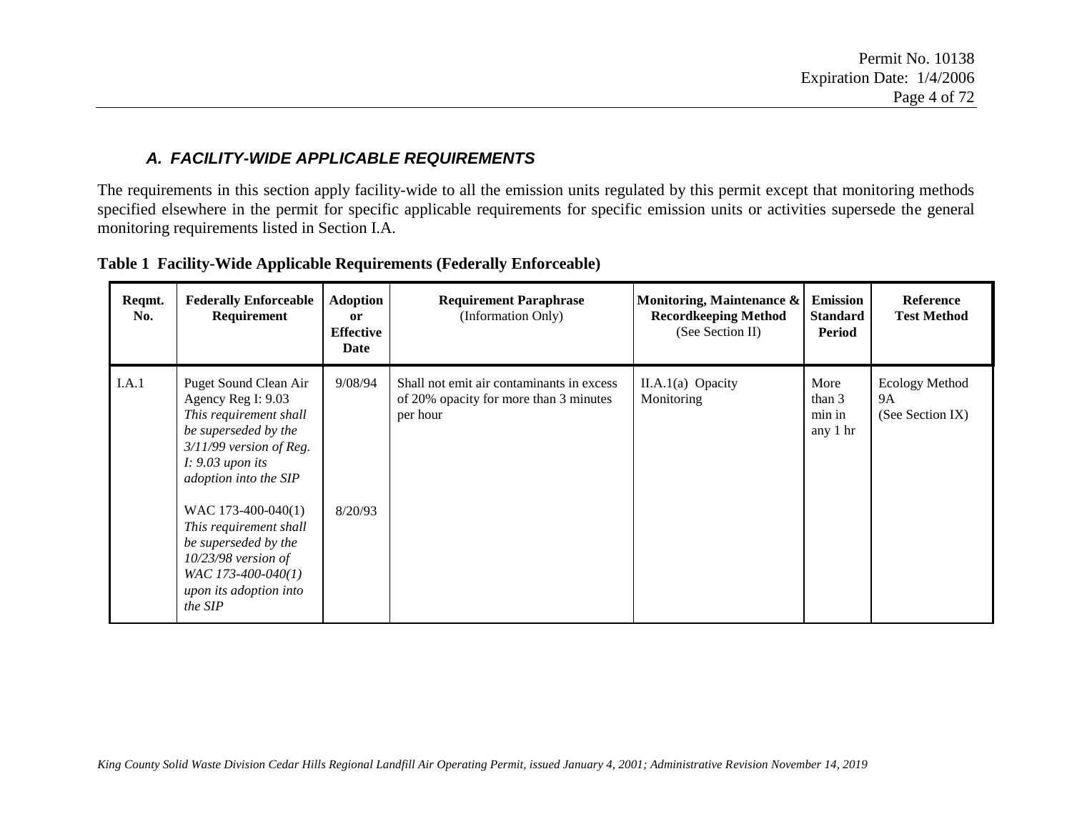### *A. FACILITY-WIDE APPLICABLE REQUIREMENTS*

The requirements in this section apply facility-wide to all the emission units regulated by this permit except that monitoring methods specified elsewhere in the permit for specific applicable requirements for specific emission units or activities supersede the general monitoring requirements listed in Section I.A.

**Table 1 Facility-Wide Applicable Requirements (Federally Enforceable)**

| Reqmt. No. | Federally Enforceable Requirement | Adoption or Effective Date | Requirement Paraphrase (Information Only) | Monitoring, Maintenance & Recordkeeping Method (See Section II) | Emission Standard Period | Reference Test Method |
|---|---|---|---|---|---|---|
| I.A.1 | Puget Sound Clean Air Agency Reg I: 9.03 *This requirement shall be superseded by the 3/11/99 version of Reg. I: 9.03 upon its adoption into the SIP*<br><br>WAC 173-400-040(1) *This requirement shall be superseded by the 10/23/98 version of WAC 173-400-040(1) upon its adoption into the SIP* | 9/08/94<br><br>8/20/93 | Shall not emit air contaminants in excess of 20% opacity for more than 3 minutes per hour | II.A.1(a) Opacity Monitoring | More than 3 min in any 1 hr | Ecology Method 9A (See Section IX) |

*King County Solid Waste Division Cedar Hills Regional Landfill Air Operating Permit, issued January 4, 2001; Administrative Revision November 14, 2019*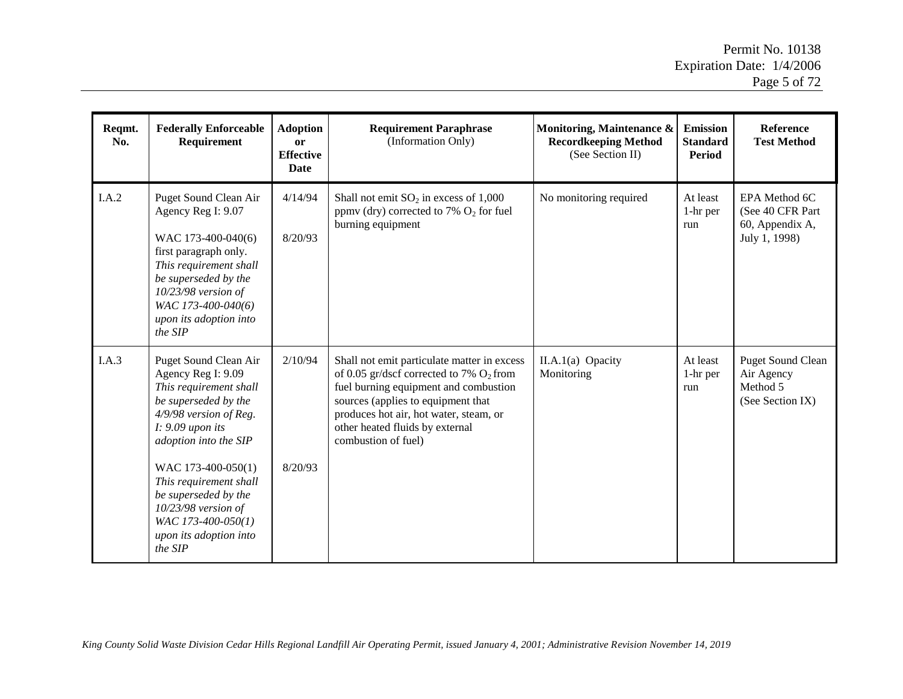| Reqmt. No. | Federally Enforceable Requirement | Adoption or Effective Date | Requirement Paraphrase (Information Only) | Monitoring, Maintenance & Recordkeeping Method (See Section II) | Emission Standard Period | Reference Test Method |
|---|---|---|---|---|---|---|
| I.A.2 | Puget Sound Clean Air Agency Reg I: 9.07<br><br>WAC 173-400-040(6) first paragraph only. *This requirement shall be superseded by the 10/23/98 version of WAC 173-400-040(6) upon its adoption into the SIP* | 4/14/94<br><br>8/20/93 | Shall not emit $SO_2$ in excess of 1,000 ppmv (dry) corrected to 7% $O_2$ for fuel burning equipment | No monitoring required | At least 1-hr per run | EPA Method 6C (See 40 CFR Part 60, Appendix A, July 1, 1998) |
| I.A.3 | Puget Sound Clean Air Agency Reg I: 9.09 *This requirement shall be superseded by the 4/9/98 version of Reg. I: 9.09 upon its adoption into the SIP*<br><br>WAC 173-400-050(1) *This requirement shall be superseded by the 10/23/98 version of WAC 173-400-050(1) upon its adoption into the SIP* | 2/10/94<br><br>8/20/93 | Shall not emit particulate matter in excess of 0.05 gr/dscf corrected to 7% $O_2$ from fuel burning equipment and combustion sources (applies to equipment that produces hot air, hot water, steam, or other heated fluids by external combustion of fuel) | II.A.1(a) Opacity Monitoring | At least 1-hr per run | Puget Sound Clean Air Agency Method 5 (See Section IX) |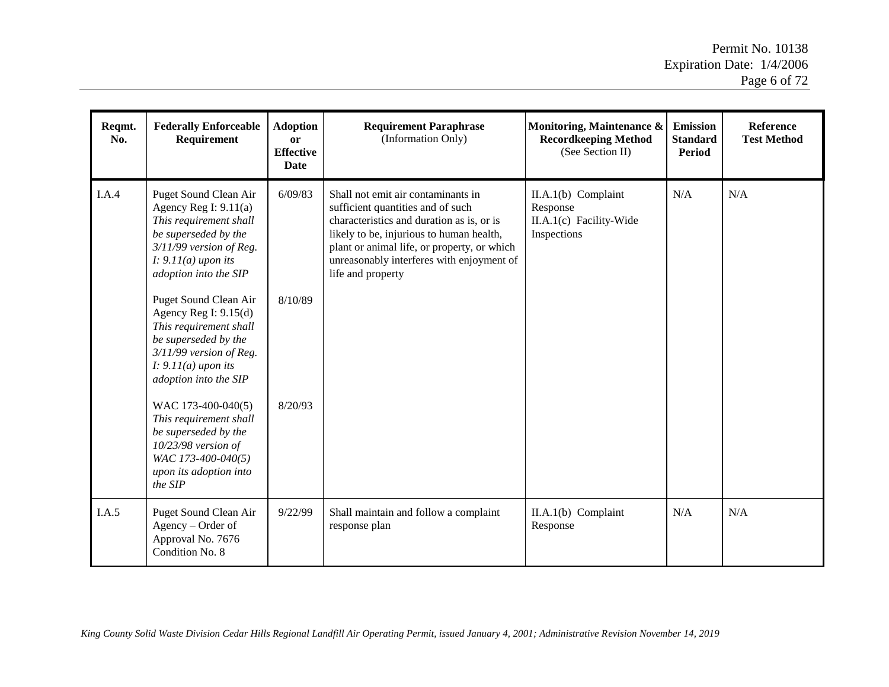| Reqmt. No. | Federally Enforceable Requirement | Adoption or Effective Date | Requirement Paraphrase (Information Only) | Monitoring, Maintenance & Recordkeeping Method (See Section II) | Emission Standard Period | Reference Test Method |
|---|---|---|---|---|---|---|
| I.A.4 | Puget Sound Clean Air Agency Reg I: 9.11(a) *This requirement shall be superseded by the 3/11/99 version of Reg. I: 9.11(a) upon its adoption into the SIP*<br><br>Puget Sound Clean Air Agency Reg I: 9.15(d) *This requirement shall be superseded by the 3/11/99 version of Reg. I: 9.11(a) upon its adoption into the SIP*<br><br>WAC 173-400-040(5) *This requirement shall be superseded by the 10/23/98 version of WAC 173-400-040(5) upon its adoption into the SIP* | 6/09/83<br><br>8/10/89<br><br>8/20/93 | Shall not emit air contaminants in sufficient quantities and of such characteristics and duration as is, or is likely to be, injurious to human health, plant or animal life, or property, or which unreasonably interferes with enjoyment of life and property | II.A.1(b) Complaint Response<br>II.A.1(c) Facility-Wide Inspections | N/A | N/A |
| I.A.5 | Puget Sound Clean Air Agency – Order of Approval No. 7676 Condition No. 8 | 9/22/99 | Shall maintain and follow a complaint response plan | II.A.1(b) Complaint Response | N/A | N/A |

*King County Solid Waste Division Cedar Hills Regional Landfill Air Operating Permit, issued January 4, 2001; Administrative Revision November 14, 2019*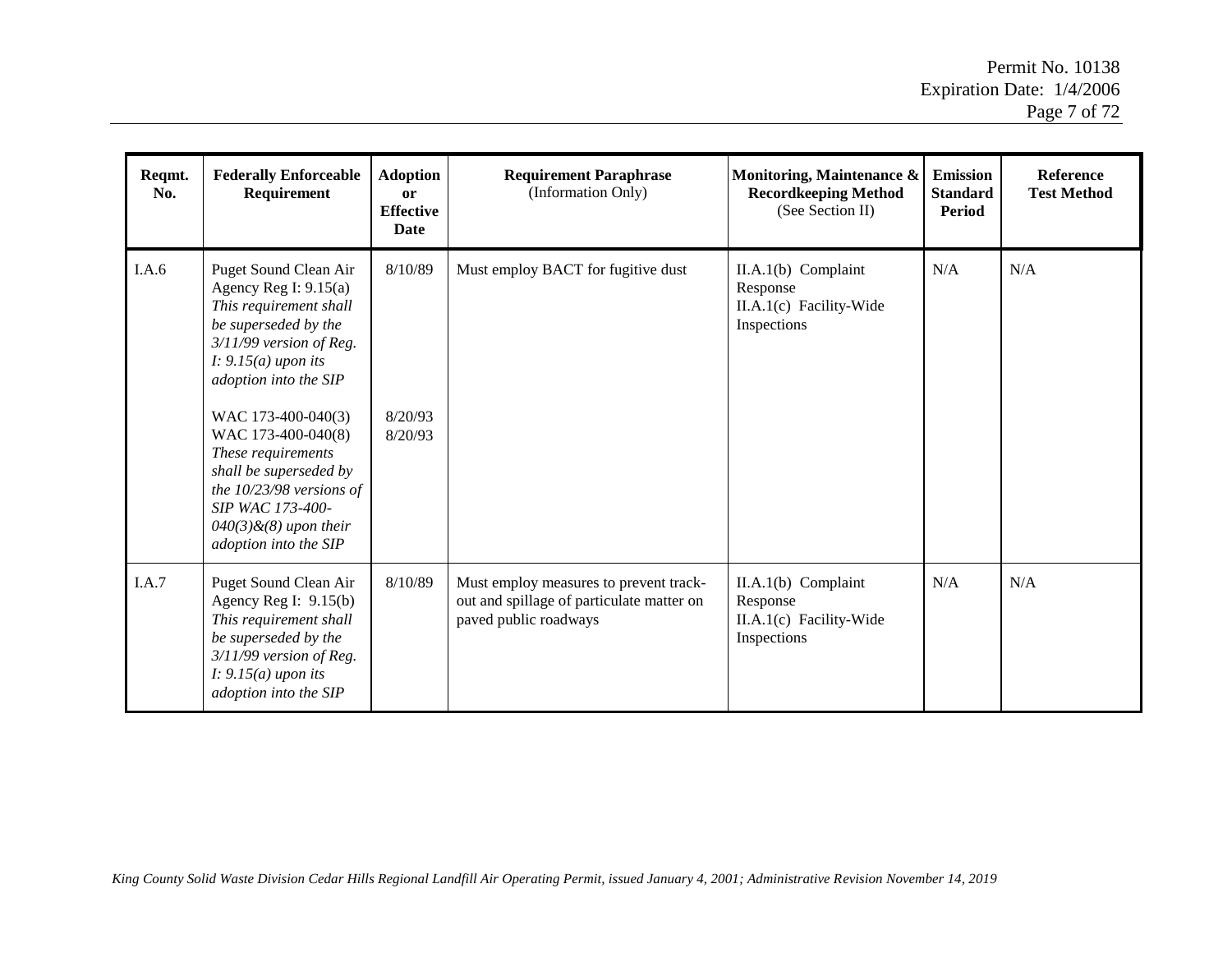| Reqmt. No. | Federally Enforceable Requirement | Adoption or Effective Date | Requirement Paraphrase (Information Only) | Monitoring, Maintenance & Recordkeeping Method (See Section II) | Emission Standard Period | Reference Test Method |
|---|---|---|---|---|---|---|
| I.A.6 | Puget Sound Clean Air Agency Reg I: 9.15(a) *This requirement shall be superseded by the 3/11/99 version of Reg. I: 9.15(a) upon its adoption into the SIP*<br><br>WAC 173-400-040(3)<br>WAC 173-400-040(8)<br>*These requirements shall be superseded by the 10/23/98 versions of SIP WAC 173-400-040(3)&(8) upon their adoption into the SIP* | 8/10/89<br><br>8/20/93<br>8/20/93 | Must employ BACT for fugitive dust | II.A.1(b) Complaint Response<br>II.A.1(c) Facility-Wide Inspections | N/A | N/A |
| I.A.7 | Puget Sound Clean Air Agency Reg I: 9.15(b) *This requirement shall be superseded by the 3/11/99 version of Reg. I: 9.15(a) upon its adoption into the SIP* | 8/10/89 | Must employ measures to prevent track-out and spillage of particulate matter on paved public roadways | II.A.1(b) Complaint Response<br>II.A.1(c) Facility-Wide Inspections | N/A | N/A |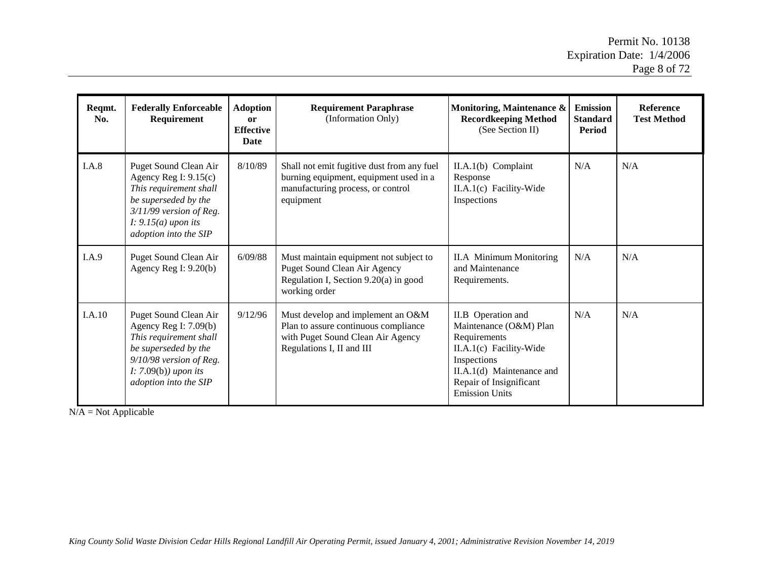| Reqmt. No. | Federally Enforceable Requirement | Adoption or Effective Date | Requirement Paraphrase (Information Only) | Monitoring, Maintenance & Recordkeeping Method (See Section II) | Emission Standard Period | Reference Test Method |
|---|---|---|---|---|---|---|
| I.A.8 | Puget Sound Clean Air Agency Reg I: 9.15(c) *This requirement shall be superseded by the 3/11/99 version of Reg. I: 9.15(a) upon its adoption into the SIP* | 8/10/89 | Shall not emit fugitive dust from any fuel burning equipment, equipment used in a manufacturing process, or control equipment | II.A.1(b) Complaint Response II.A.1(c) Facility-Wide Inspections | N/A | N/A |
| I.A.9 | Puget Sound Clean Air Agency Reg I: 9.20(b) | 6/09/88 | Must maintain equipment not subject to Puget Sound Clean Air Agency Regulation I, Section 9.20(a) in good working order | II.A Minimum Monitoring and Maintenance Requirements. | N/A | N/A |
| I.A.10 | Puget Sound Clean Air Agency Reg I: 7.09(b) *This requirement shall be superseded by the 9/10/98 version of Reg. I: 7.09(b)) upon its adoption into the SIP* | 9/12/96 | Must develop and implement an O&M Plan to assure continuous compliance with Puget Sound Clean Air Agency Regulations I, II and III | II.B Operation and Maintenance (O&M) Plan Requirements II.A.1(c) Facility-Wide Inspections II.A.1(d) Maintenance and Repair of Insignificant Emission Units | N/A | N/A |

N/A = Not Applicable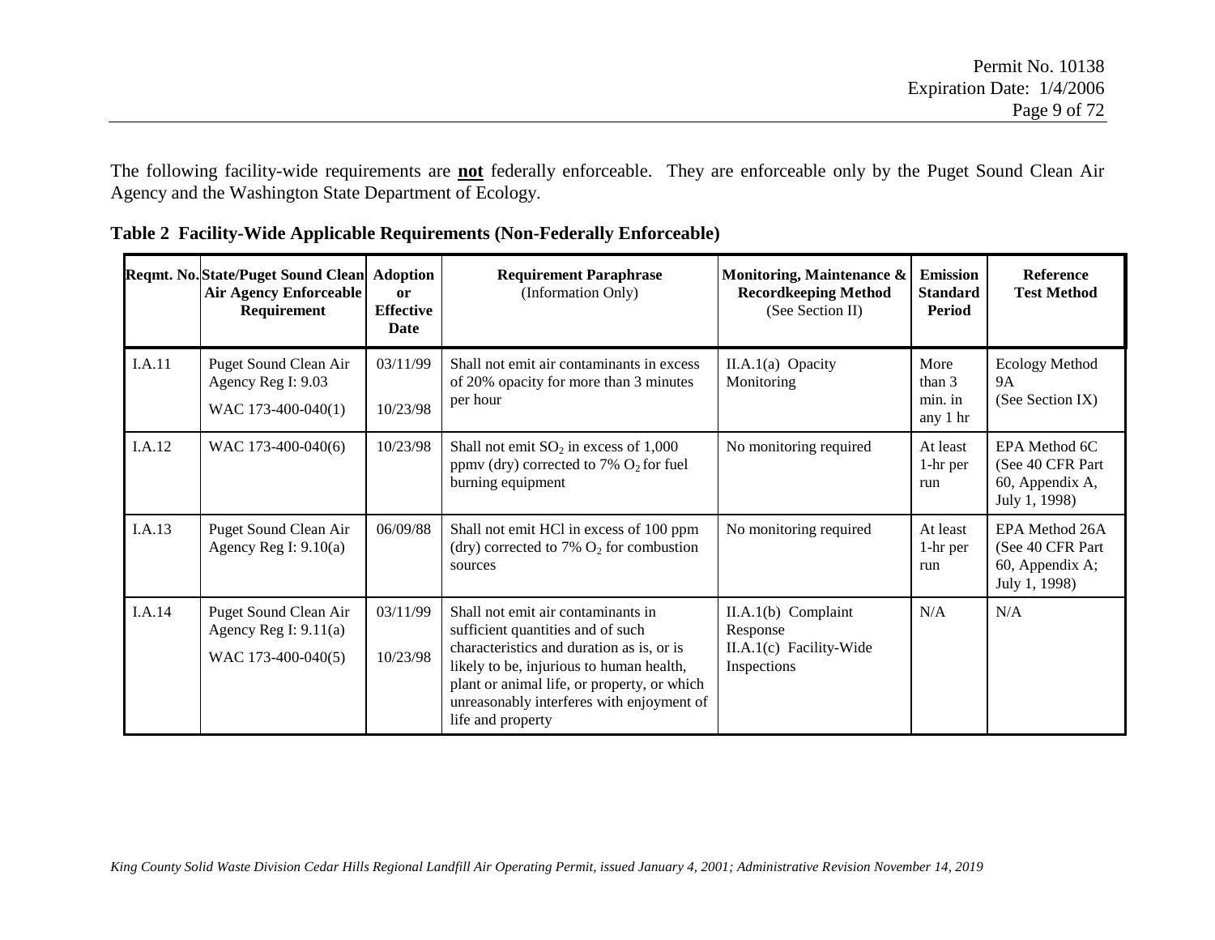The following facility-wide requirements are **not** federally enforceable. They are enforceable only by the Puget Sound Clean Air Agency and the Washington State Department of Ecology.

**Table 2 Facility-Wide Applicable Requirements (Non-Federally Enforceable)**

| Reqmt. No. | State/Puget Sound Clean Air Agency Enforceable Requirement | Adoption or Effective Date | Requirement Paraphrase (Information Only) | Monitoring, Maintenance & Recordkeeping Method (See Section II) | Emission Standard Period | Reference Test Method |
|---|---|---|---|---|---|---|
| I.A.11 | Puget Sound Clean Air Agency Reg I: 9.03<br><br>WAC 173-400-040(1) | 03/11/99<br><br>10/23/98 | Shall not emit air contaminants in excess of 20% opacity for more than 3 minutes per hour | II.A.1(a) Opacity Monitoring | More than 3 min. in any 1 hr | Ecology Method 9A (See Section IX) |
| I.A.12 | WAC 173-400-040(6) | 10/23/98 | Shall not emit $SO_2$ in excess of 1,000 ppmv (dry) corrected to 7% $O_2$ for fuel burning equipment | No monitoring required | At least 1-hr per run | EPA Method 6C (See 40 CFR Part 60, Appendix A, July 1, 1998) |
| I.A.13 | Puget Sound Clean Air Agency Reg I: 9.10(a) | 06/09/88 | Shall not emit HCl in excess of 100 ppm (dry) corrected to 7% $O_2$ for combustion sources | No monitoring required | At least 1-hr per run | EPA Method 26A (See 40 CFR Part 60, Appendix A; July 1, 1998) |
| I.A.14 | Puget Sound Clean Air Agency Reg I: 9.11(a)<br><br>WAC 173-400-040(5) | 03/11/99<br><br>10/23/98 | Shall not emit air contaminants in sufficient quantities and of such characteristics and duration as is, or is likely to be, injurious to human health, plant or animal life, or property, or which unreasonably interferes with enjoyment of life and property | II.A.1(b) Complaint Response<br>II.A.1(c) Facility-Wide Inspections | N/A | N/A |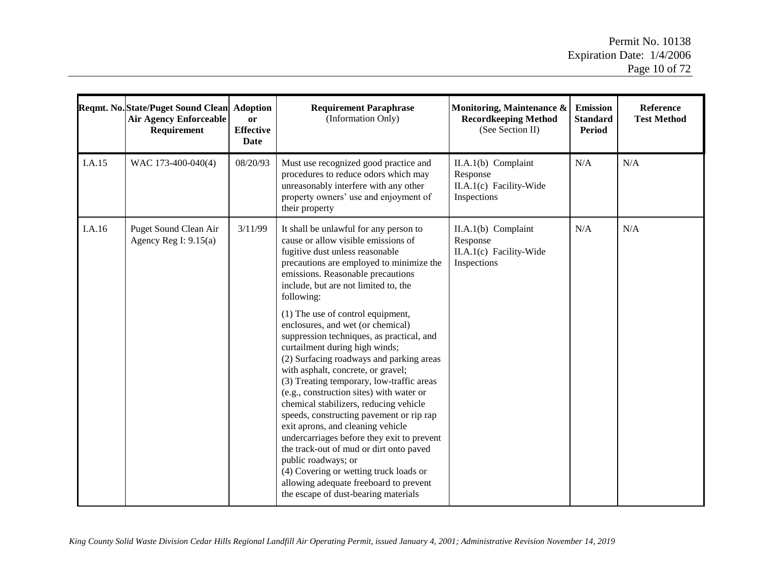| Reqmt. No. | State/Puget Sound Clean Air Agency Enforceable Requirement | Adoption or Effective Date | Requirement Paraphrase (Information Only) | Monitoring, Maintenance & Recordkeeping Method (See Section II) | Emission Standard Period | Reference Test Method |
|---|---|---|---|---|---|---|
| I.A.15 | WAC 173-400-040(4) | 08/20/93 | Must use recognized good practice and procedures to reduce odors which may unreasonably interfere with any other property owners' use and enjoyment of their property | II.A.1(b) Complaint Response<br>II.A.1(c) Facility-Wide Inspections | N/A | N/A |
| I.A.16 | Puget Sound Clean Air Agency Reg I: 9.15(a) | 3/11/99 | It shall be unlawful for any person to cause or allow visible emissions of fugitive dust unless reasonable precautions are employed to minimize the emissions. Reasonable precautions include, but are not limited to, the following:<br><br>(1) The use of control equipment, enclosures, and wet (or chemical) suppression techniques, as practical, and curtailment during high winds;<br>(2) Surfacing roadways and parking areas with asphalt, concrete, or gravel;<br>(3) Treating temporary, low-traffic areas (e.g., construction sites) with water or chemical stabilizers, reducing vehicle speeds, constructing pavement or rip rap exit aprons, and cleaning vehicle undercarriages before they exit to prevent the track-out of mud or dirt onto paved public roadways; or<br>(4) Covering or wetting truck loads or allowing adequate freeboard to prevent the escape of dust-bearing materials | II.A.1(b) Complaint Response<br>II.A.1(c) Facility-Wide Inspections | N/A | N/A |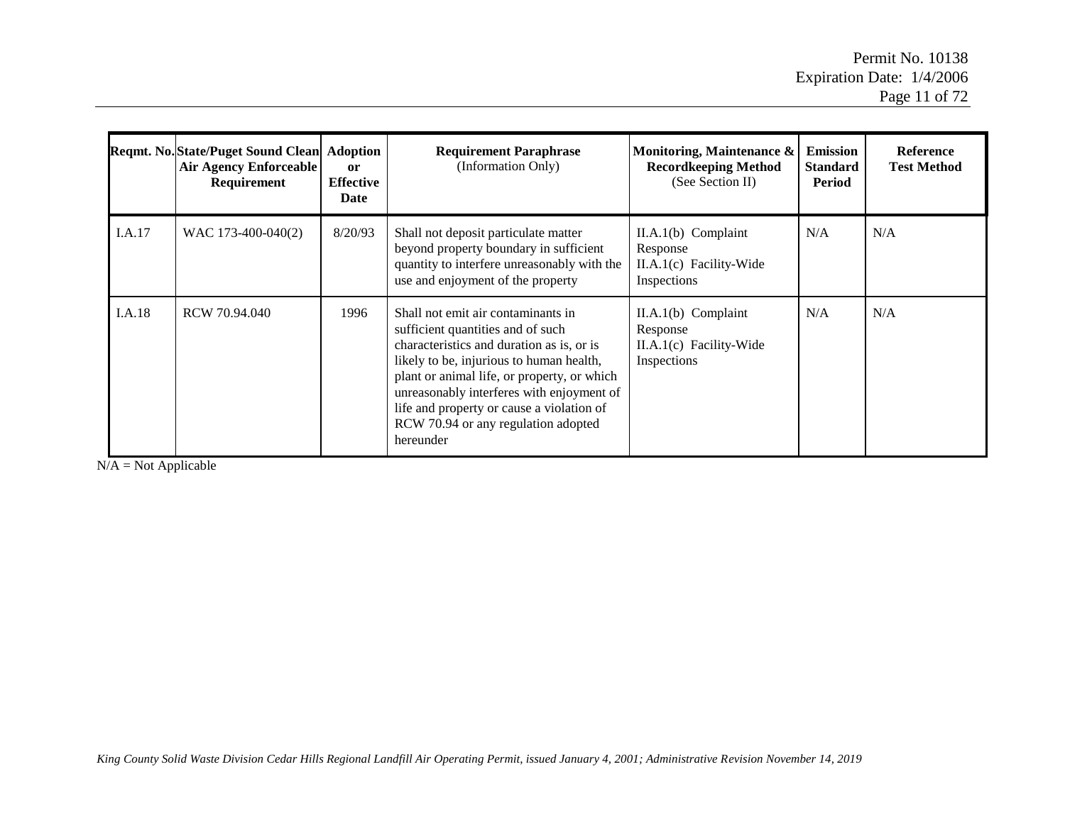| Reqmt. No. | State/Puget Sound Clean Air Agency Enforceable Requirement | Adoption or Effective Date | Requirement Paraphrase (Information Only) | Monitoring, Maintenance & Recordkeeping Method (See Section II) | Emission Standard Period | Reference Test Method |
|---|---|---|---|---|---|---|
| I.A.17 | WAC 173-400-040(2) | 8/20/93 | Shall not deposit particulate matter beyond property boundary in sufficient quantity to interfere unreasonably with the use and enjoyment of the property | II.A.1(b) Complaint Response<br>II.A.1(c) Facility-Wide Inspections | N/A | N/A |
| I.A.18 | RCW 70.94.040 | 1996 | Shall not emit air contaminants in sufficient quantities and of such characteristics and duration as is, or is likely to be, injurious to human health, plant or animal life, or property, or which unreasonably interferes with enjoyment of life and property or cause a violation of RCW 70.94 or any regulation adopted hereunder | II.A.1(b) Complaint Response<br>II.A.1(c) Facility-Wide Inspections | N/A | N/A |

N/A = Not Applicable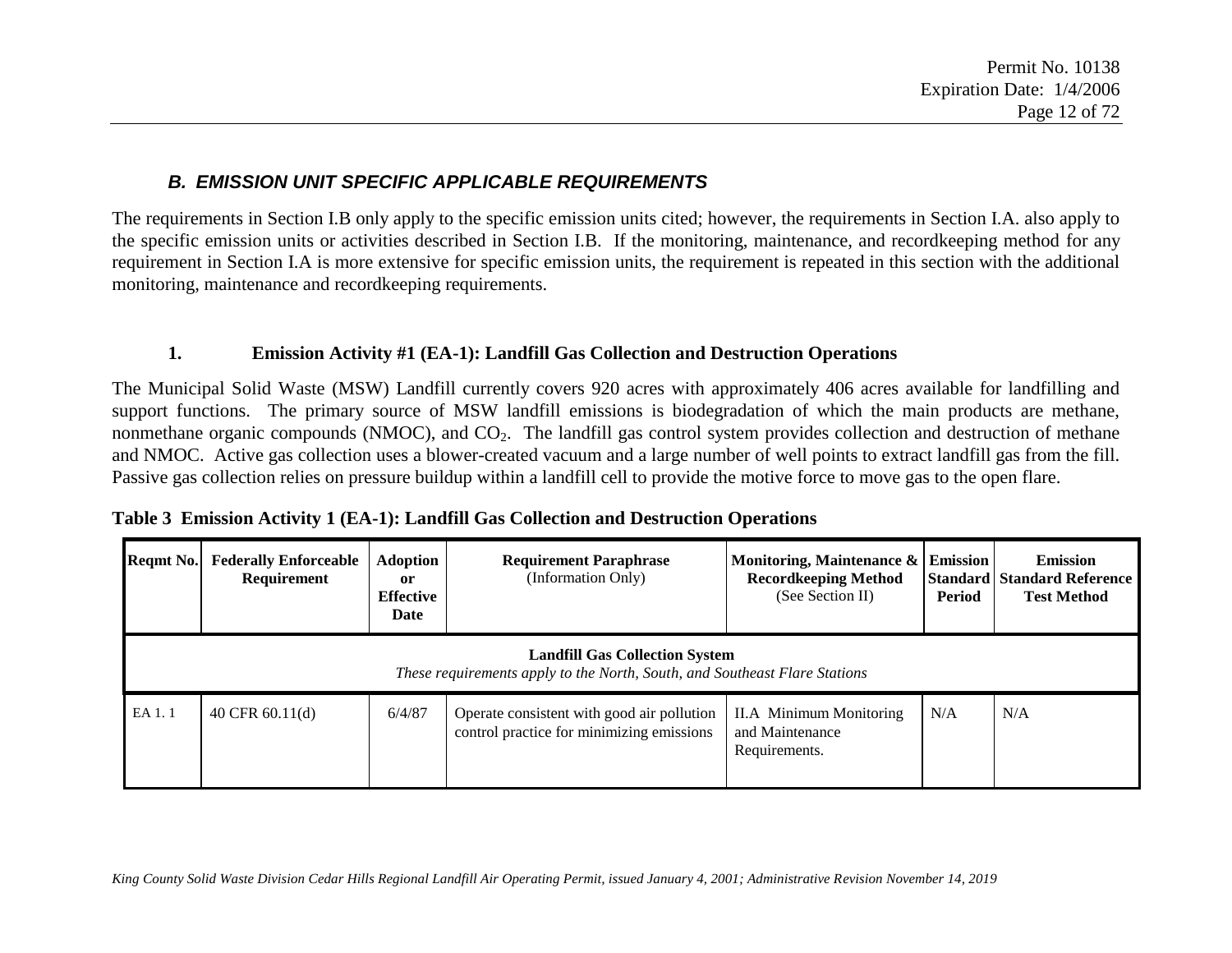### *B. EMISSION UNIT SPECIFIC APPLICABLE REQUIREMENTS*

The requirements in Section I.B only apply to the specific emission units cited; however, the requirements in Section I.A. also apply to the specific emission units or activities described in Section I.B. If the monitoring, maintenance, and recordkeeping method for any requirement in Section I.A is more extensive for specific emission units, the requirement is repeated in this section with the additional monitoring, maintenance and recordkeeping requirements.

#### 1. Emission Activity #1 (EA-1): Landfill Gas Collection and Destruction Operations

The Municipal Solid Waste (MSW) Landfill currently covers 920 acres with approximately 406 acres available for landfilling and support functions. The primary source of MSW landfill emissions is biodegradation of which the main products are methane, nonmethane organic compounds (NMOC), and $CO_2$. The landfill gas control system provides collection and destruction of methane and NMOC. Active gas collection uses a blower-created vacuum and a large number of well points to extract landfill gas from the fill. Passive gas collection relies on pressure buildup within a landfill cell to provide the motive force to move gas to the open flare.

**Table 3 Emission Activity 1 (EA-1): Landfill Gas Collection and Destruction Operations**

| Reqmt No. | Federally Enforceable Requirement | Adoption or Effective Date | Requirement Paraphrase (Information Only) | Monitoring, Maintenance & Recordkeeping Method (See Section II) | Emission Standard Period | Emission Standard Reference Test Method |
|---|---|---|---|---|---|---|
| **Landfill Gas Collection System** *These requirements apply to the North, South, and Southeast Flare Stations* | | | | | | |
| EA 1. 1 | 40 CFR 60.11(d) | 6/4/87 | Operate consistent with good air pollution control practice for minimizing emissions | II.A Minimum Monitoring and Maintenance Requirements. | N/A | N/A |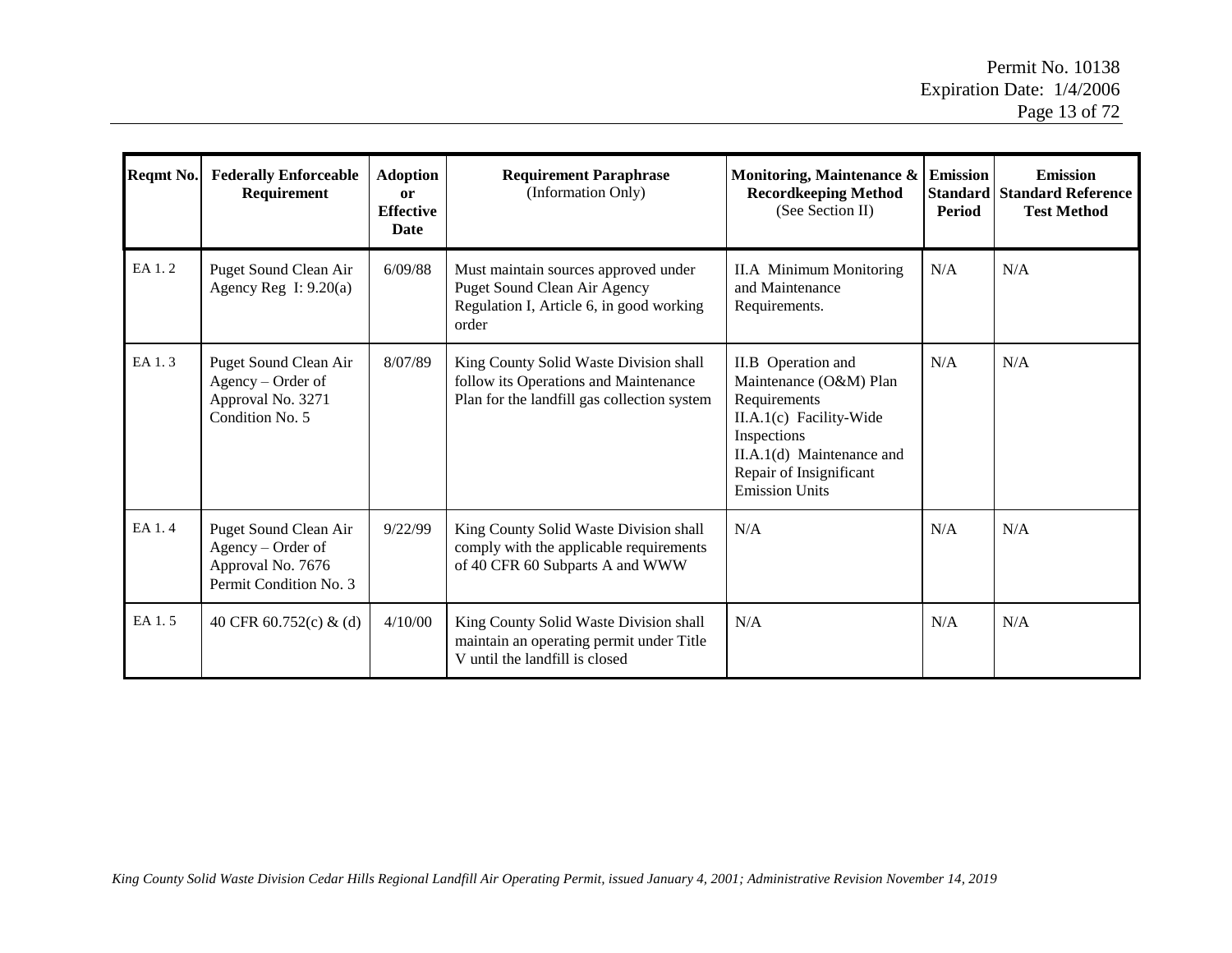| Reqmt No. | Federally Enforceable Requirement | Adoption or Effective Date | Requirement Paraphrase (Information Only) | Monitoring, Maintenance & Recordkeeping Method (See Section II) | Emission Standard Period | Emission Standard Reference Test Method |
|---|---|---|---|---|---|---|
| EA 1. 2 | Puget Sound Clean Air Agency Reg I: 9.20(a) | 6/09/88 | Must maintain sources approved under Puget Sound Clean Air Agency Regulation I, Article 6, in good working order | II.A Minimum Monitoring and Maintenance Requirements. | N/A | N/A |
| EA 1. 3 | Puget Sound Clean Air Agency – Order of Approval No. 3271 Condition No. 5 | 8/07/89 | King County Solid Waste Division shall follow its Operations and Maintenance Plan for the landfill gas collection system | II.B Operation and Maintenance (O&M) Plan Requirements<br>II.A.1(c) Facility-Wide Inspections<br>II.A.1(d) Maintenance and Repair of Insignificant Emission Units | N/A | N/A |
| EA 1. 4 | Puget Sound Clean Air Agency – Order of Approval No. 7676 Permit Condition No. 3 | 9/22/99 | King County Solid Waste Division shall comply with the applicable requirements of 40 CFR 60 Subparts A and WWW | N/A | N/A | N/A |
| EA 1. 5 | 40 CFR 60.752(c) & (d) | 4/10/00 | King County Solid Waste Division shall maintain an operating permit under Title V until the landfill is closed | N/A | N/A | N/A |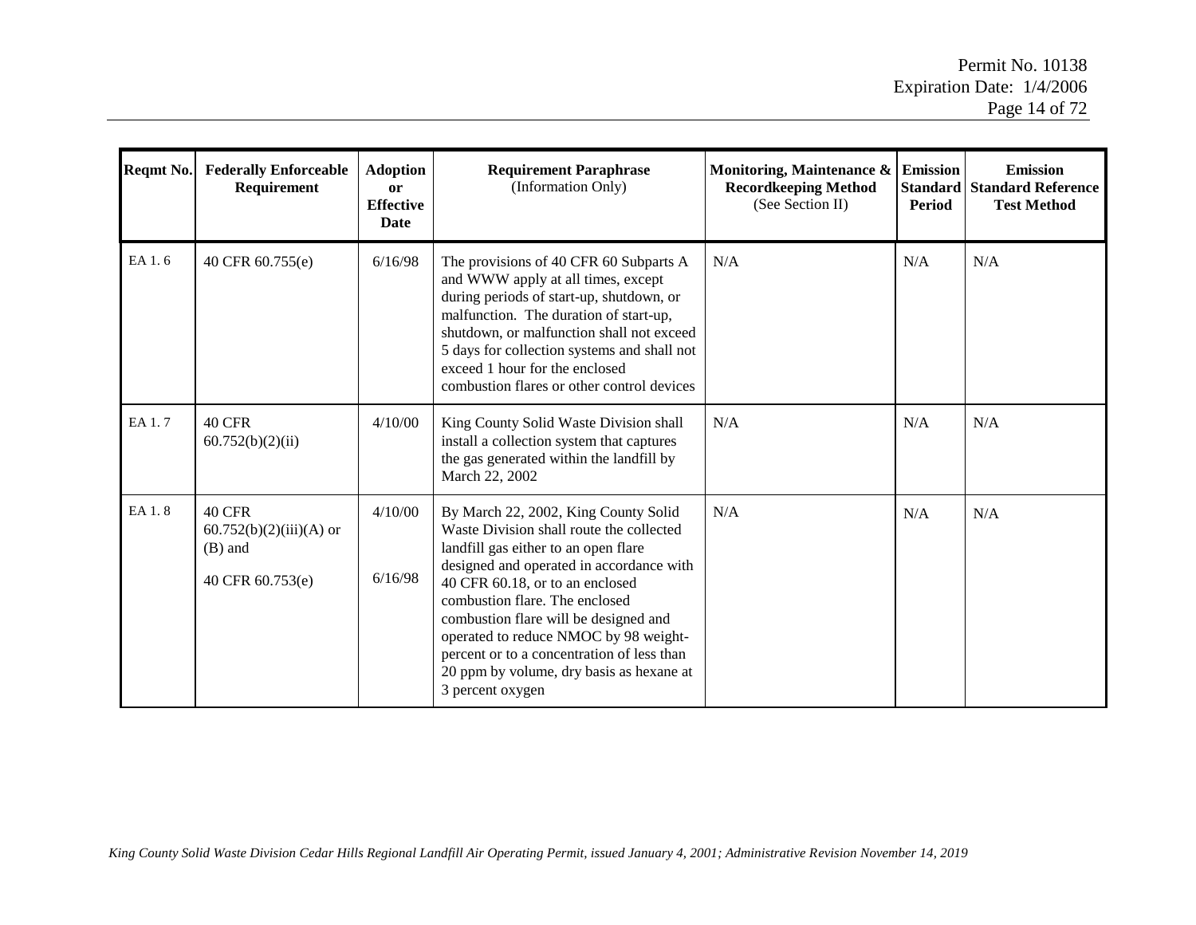| Reqmt No. | Federally Enforceable Requirement | Adoption or Effective Date | Requirement Paraphrase (Information Only) | Monitoring, Maintenance & Recordkeeping Method (See Section II) | Emission Standard Period | Emission Standard Reference Test Method |
|---|---|---|---|---|---|---|
| EA 1. 6 | 40 CFR 60.755(e) | 6/16/98 | The provisions of 40 CFR 60 Subparts A and WWW apply at all times, except during periods of start-up, shutdown, or malfunction. The duration of start-up, shutdown, or malfunction shall not exceed 5 days for collection systems and shall not exceed 1 hour for the enclosed combustion flares or other control devices | N/A | N/A | N/A |
| EA 1. 7 | 40 CFR 60.752(b)(2)(ii) | 4/10/00 | King County Solid Waste Division shall install a collection system that captures the gas generated within the landfill by March 22, 2002 | N/A | N/A | N/A |
| EA 1. 8 | 40 CFR 60.752(b)(2)(iii)(A) or (B) and<br><br>40 CFR 60.753(e) | 4/10/00<br><br>6/16/98 | By March 22, 2002, King County Solid Waste Division shall route the collected landfill gas either to an open flare designed and operated in accordance with 40 CFR 60.18, or to an enclosed combustion flare. The enclosed combustion flare will be designed and operated to reduce NMOC by 98 weight-percent or to a concentration of less than 20 ppm by volume, dry basis as hexane at 3 percent oxygen | N/A | N/A | N/A |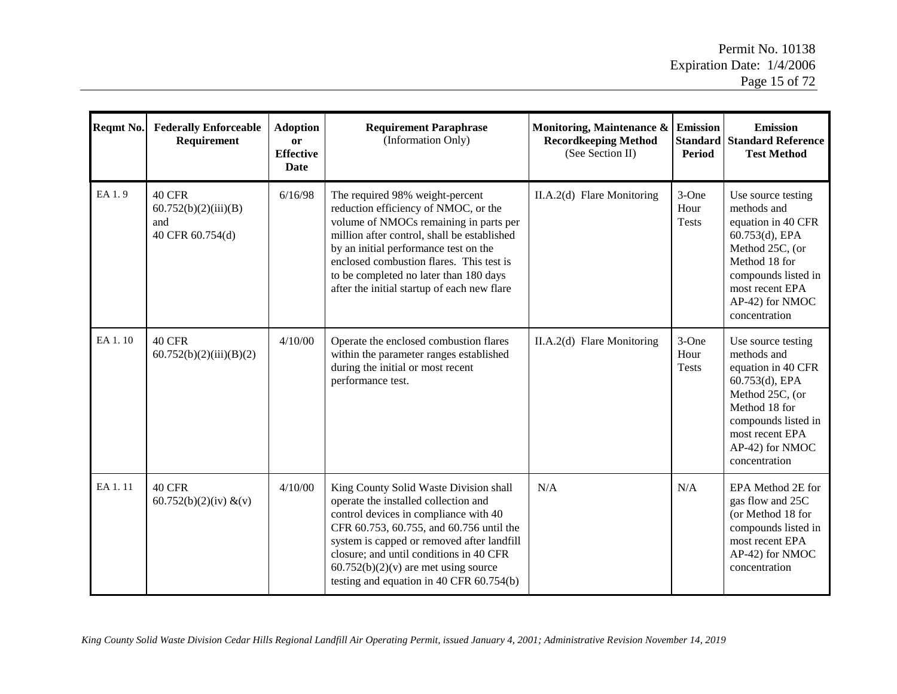| Reqmt No. | Federally Enforceable Requirement | Adoption or Effective Date | Requirement Paraphrase (Information Only) | Monitoring, Maintenance & Recordkeeping Method (See Section II) | Emission Standard Period | Emission Standard Reference Test Method |
|---|---|---|---|---|---|---|
| EA 1. 9 | 40 CFR 60.752(b)(2)(iii)(B) and 40 CFR 60.754(d) | 6/16/98 | The required 98% weight-percent reduction efficiency of NMOC, or the volume of NMOCs remaining in parts per million after control, shall be established by an initial performance test on the enclosed combustion flares. This test is to be completed no later than 180 days after the initial startup of each new flare | II.A.2(d) Flare Monitoring | 3-One Hour Tests | Use source testing methods and equation in 40 CFR 60.753(d), EPA Method 25C, (or Method 18 for compounds listed in most recent EPA AP-42) for NMOC concentration |
| EA 1. 10 | 40 CFR 60.752(b)(2)(iii)(B)(2) | 4/10/00 | Operate the enclosed combustion flares within the parameter ranges established during the initial or most recent performance test. | II.A.2(d) Flare Monitoring | 3-One Hour Tests | Use source testing methods and equation in 40 CFR 60.753(d), EPA Method 25C, (or Method 18 for compounds listed in most recent EPA AP-42) for NMOC concentration |
| EA 1. 11 | 40 CFR 60.752(b)(2)(iv) &(v) | 4/10/00 | King County Solid Waste Division shall operate the installed collection and control devices in compliance with 40 CFR 60.753, 60.755, and 60.756 until the system is capped or removed after landfill closure; and until conditions in 40 CFR 60.752(b)(2)(v) are met using source testing and equation in 40 CFR 60.754(b) | N/A | N/A | EPA Method 2E for gas flow and 25C (or Method 18 for compounds listed in most recent EPA AP-42) for NMOC concentration |

*King County Solid Waste Division Cedar Hills Regional Landfill Air Operating Permit, issued January 4, 2001; Administrative Revision November 14, 2019*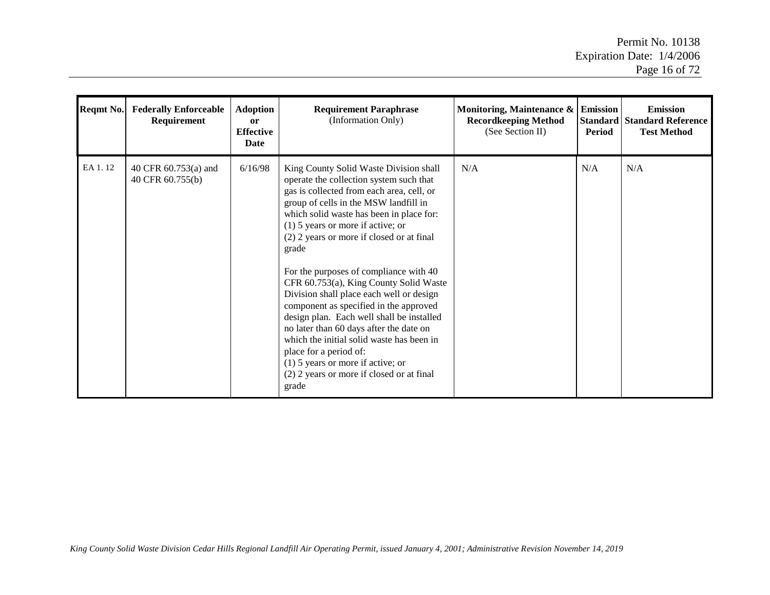| Reqmt No. | Federally Enforceable Requirement | Adoption or Effective Date | Requirement Paraphrase (Information Only) | Monitoring, Maintenance & Recordkeeping Method (See Section II) | Emission Standard Period | Emission Standard Reference Test Method |
|---|---|---|---|---|---|---|
| EA 1. 12 | 40 CFR 60.753(a) and 40 CFR 60.755(b) | 6/16/98 | King County Solid Waste Division shall operate the collection system such that gas is collected from each area, cell, or group of cells in the MSW landfill in which solid waste has been in place for:<br>(1) 5 years or more if active; or<br>(2) 2 years or more if closed or at final grade<br><br>For the purposes of compliance with 40 CFR 60.753(a), King County Solid Waste Division shall place each well or design component as specified in the approved design plan. Each well shall be installed no later than 60 days after the date on which the initial solid waste has been in place for a period of:<br>(1) 5 years or more if active; or<br>(2) 2 years or more if closed or at final grade | N/A | N/A | N/A |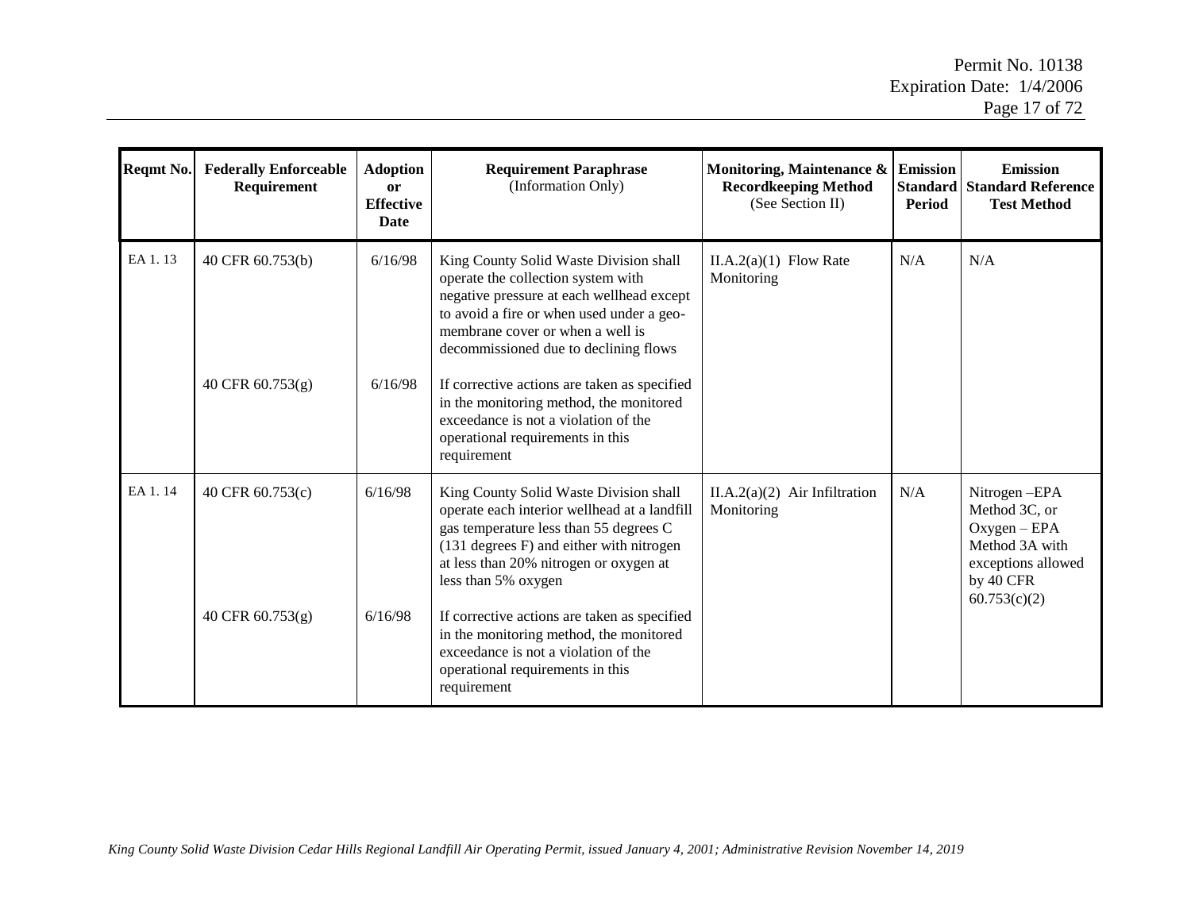| Reqmt No. | Federally Enforceable Requirement | Adoption or Effective Date | Requirement Paraphrase (Information Only) | Monitoring, Maintenance & Recordkeeping Method (See Section II) | Emission Standard Period | Emission Standard Reference Test Method |
|---|---|---|---|---|---|---|
| EA 1. 13 | 40 CFR 60.753(b) | 6/16/98 | King County Solid Waste Division shall operate the collection system with negative pressure at each wellhead except to avoid a fire or when used under a geo-membrane cover or when a well is decommissioned due to declining flows | II.A.2(a)(1) Flow Rate Monitoring | N/A | N/A |
| | 40 CFR 60.753(g) | 6/16/98 | If corrective actions are taken as specified in the monitoring method, the monitored exceedance is not a violation of the operational requirements in this requirement | | | |
| EA 1. 14 | 40 CFR 60.753(c) | 6/16/98 | King County Solid Waste Division shall operate each interior wellhead at a landfill gas temperature less than 55 degrees C (131 degrees F) and either with nitrogen at less than 20% nitrogen or oxygen at less than 5% oxygen | II.A.2(a)(2) Air Infiltration Monitoring | N/A | Nitrogen –EPA Method 3C, or Oxygen – EPA Method 3A with exceptions allowed by 40 CFR 60.753(c)(2) |
| | 40 CFR 60.753(g) | 6/16/98 | If corrective actions are taken as specified in the monitoring method, the monitored exceedance is not a violation of the operational requirements in this requirement | | | |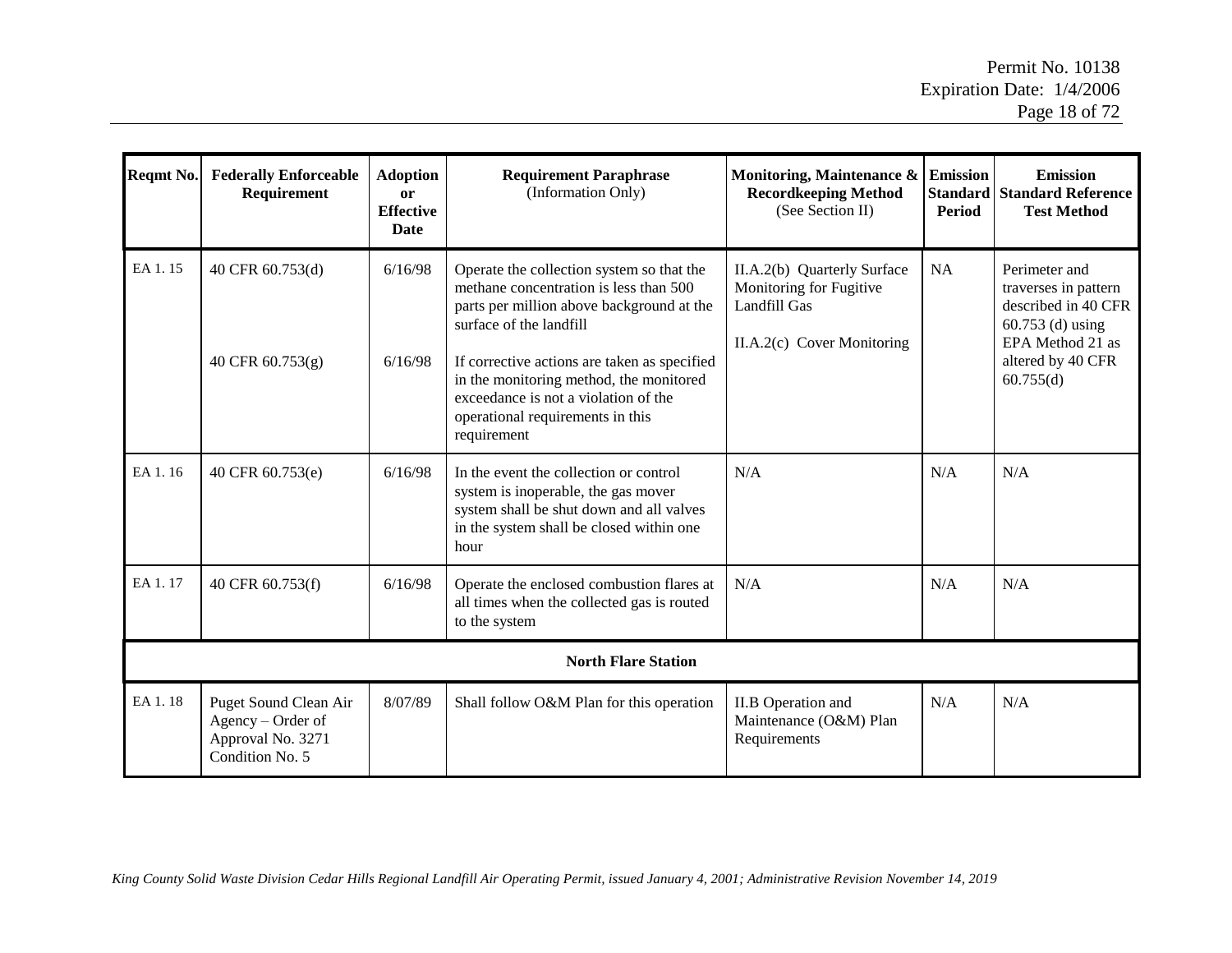| Reqmt No. | Federally Enforceable Requirement | Adoption or Effective Date | Requirement Paraphrase (Information Only) | Monitoring, Maintenance & Recordkeeping Method (See Section II) | Emission Standard Period | Emission Standard Reference Test Method |
|---|---|---|---|---|---|---|
| EA 1. 15 | 40 CFR 60.753(d)<br><br>40 CFR 60.753(g) | 6/16/98<br><br>6/16/98 | Operate the collection system so that the methane concentration is less than 500 parts per million above background at the surface of the landfill<br><br>If corrective actions are taken as specified in the monitoring method, the monitored exceedance is not a violation of the operational requirements in this requirement | II.A.2(b) Quarterly Surface Monitoring for Fugitive Landfill Gas<br><br>II.A.2(c) Cover Monitoring | NA | Perimeter and traverses in pattern described in 40 CFR 60.753 (d) using EPA Method 21 as altered by 40 CFR 60.755(d) |
| EA 1. 16 | 40 CFR 60.753(e) | 6/16/98 | In the event the collection or control system is inoperable, the gas mover system shall be shut down and all valves in the system shall be closed within one hour | N/A | N/A | N/A |
| EA 1. 17 | 40 CFR 60.753(f) | 6/16/98 | Operate the enclosed combustion flares at all times when the collected gas is routed to the system | N/A | N/A | N/A |
| **North Flare Station** | | | | | | |
| EA 1. 18 | Puget Sound Clean Air Agency – Order of Approval No. 3271 Condition No. 5 | 8/07/89 | Shall follow O&M Plan for this operation | II.B Operation and Maintenance (O&M) Plan Requirements | N/A | N/A |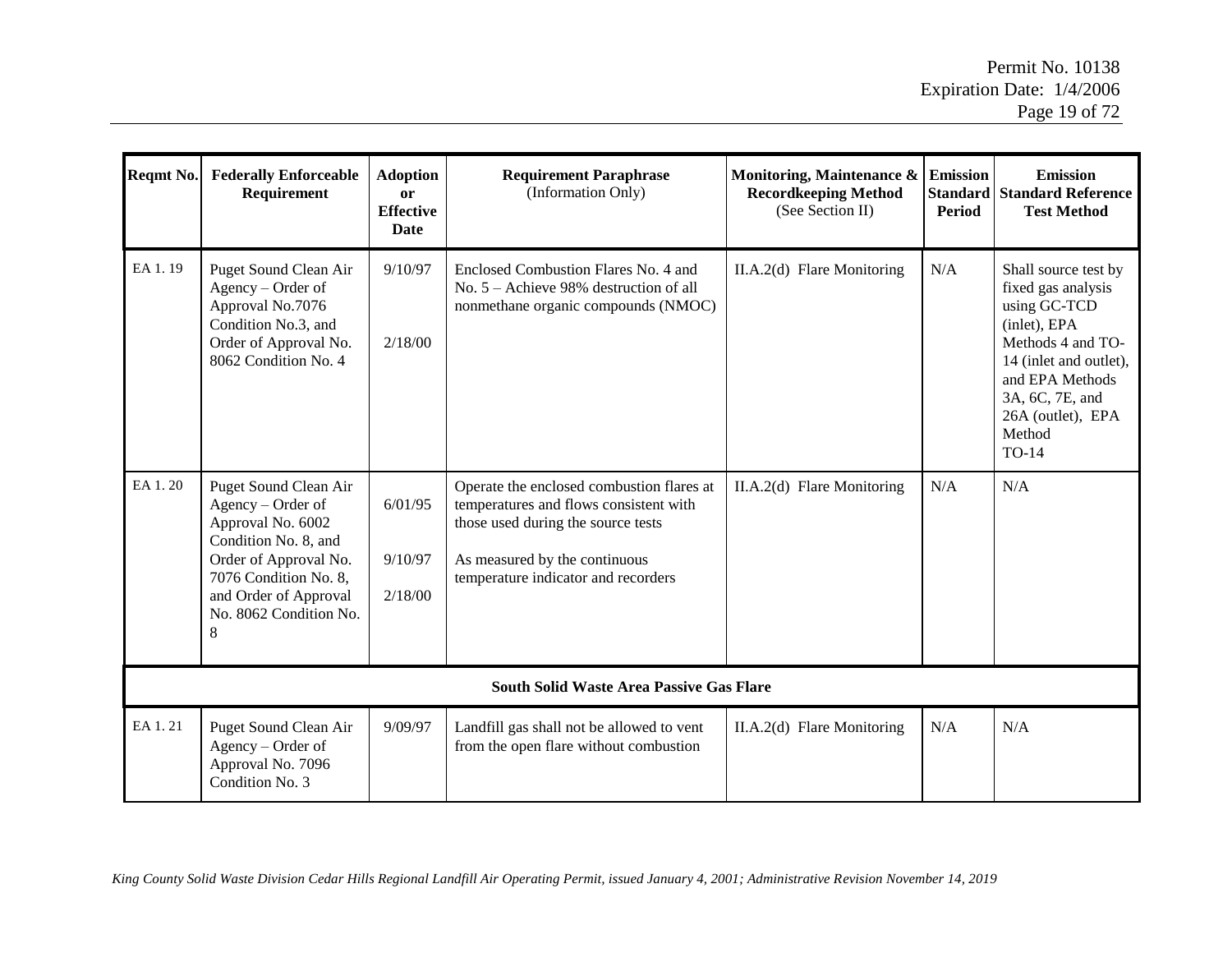| Reqmt No. | Federally Enforceable Requirement | Adoption or Effective Date | Requirement Paraphrase (Information Only) | Monitoring, Maintenance & Recordkeeping Method (See Section II) | Emission Standard Period | Emission Standard Reference Test Method |
|---|---|---|---|---|---|---|
| EA 1. 19 | Puget Sound Clean Air Agency – Order of Approval No.7076 Condition No.3, and Order of Approval No. 8062 Condition No. 4 | 9/10/97<br><br>2/18/00 | Enclosed Combustion Flares No. 4 and No. 5 – Achieve 98% destruction of all nonmethane organic compounds (NMOC) | II.A.2(d) Flare Monitoring | N/A | Shall source test by fixed gas analysis using GC-TCD (inlet), EPA Methods 4 and TO-14 (inlet and outlet), and EPA Methods 3A, 6C, 7E, and 26A (outlet), EPA Method TO-14 |
| EA 1. 20 | Puget Sound Clean Air Agency – Order of Approval No. 6002 Condition No. 8, and Order of Approval No. 7076 Condition No. 8, and Order of Approval No. 8062 Condition No. 8 | 6/01/95<br><br>9/10/97<br><br>2/18/00 | Operate the enclosed combustion flares at temperatures and flows consistent with those used during the source tests<br><br>As measured by the continuous temperature indicator and recorders | II.A.2(d) Flare Monitoring | N/A | N/A |
| **South Solid Waste Area Passive Gas Flare** | | | | | | |
| EA 1. 21 | Puget Sound Clean Air Agency – Order of Approval No. 7096 Condition No. 3 | 9/09/97 | Landfill gas shall not be allowed to vent from the open flare without combustion | II.A.2(d) Flare Monitoring | N/A | N/A |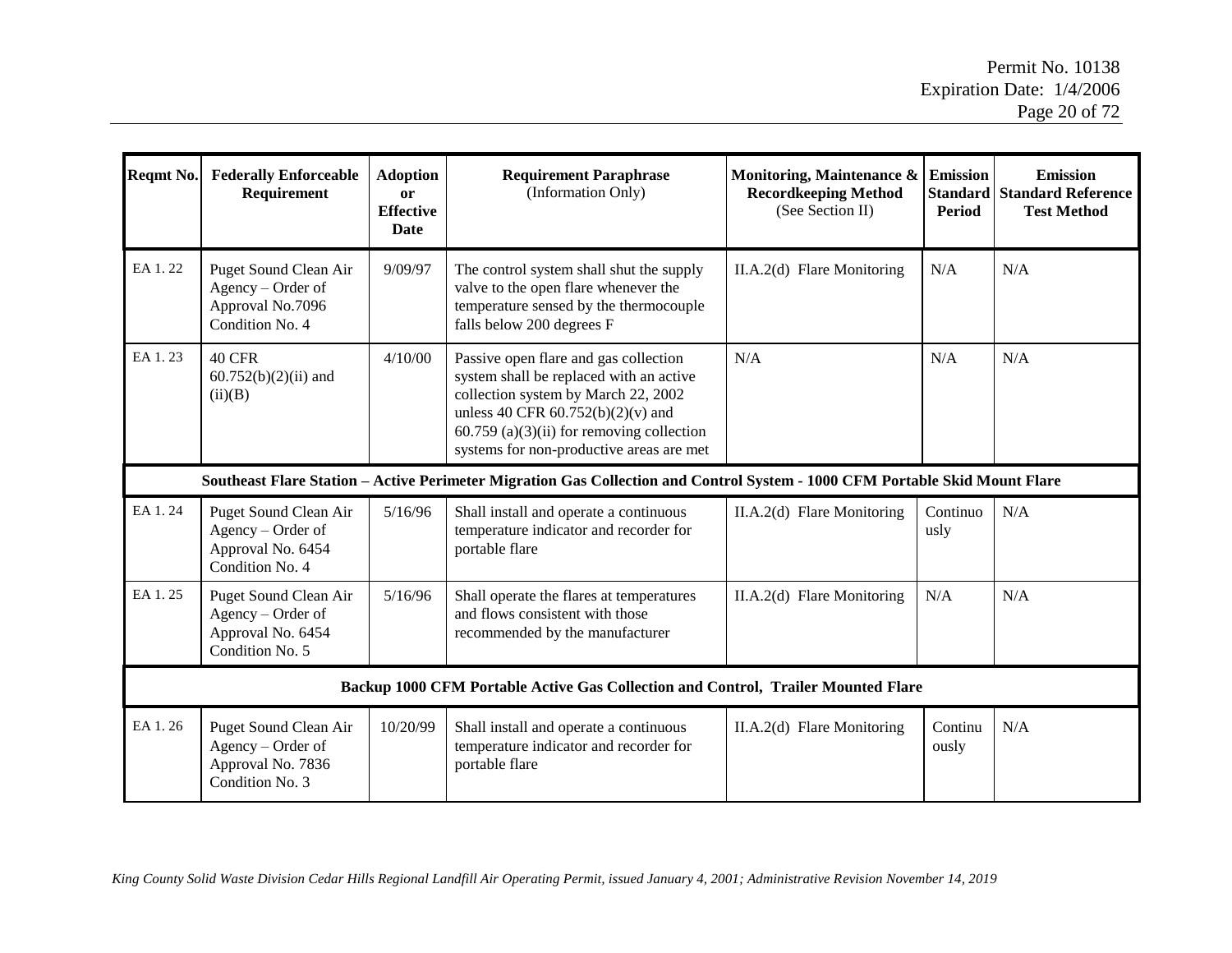| Reqmt No. | Federally Enforceable Requirement | Adoption or Effective Date | Requirement Paraphrase (Information Only) | Monitoring, Maintenance & Recordkeeping Method (See Section II) | Emission Standard Period | Emission Standard Reference Test Method |
|---|---|---|---|---|---|---|
| EA 1. 22 | Puget Sound Clean Air Agency – Order of Approval No.7096 Condition No. 4 | 9/09/97 | The control system shall shut the supply valve to the open flare whenever the temperature sensed by the thermocouple falls below 200 degrees F | II.A.2(d) Flare Monitoring | N/A | N/A |
| EA 1. 23 | 40 CFR 60.752(b)(2)(ii) and (ii)(B) | 4/10/00 | Passive open flare and gas collection system shall be replaced with an active collection system by March 22, 2002 unless 40 CFR 60.752(b)(2)(v) and 60.759 (a)(3)(ii) for removing collection systems for non-productive areas are met | N/A | N/A | N/A |
| **Southeast Flare Station – Active Perimeter Migration Gas Collection and Control System - 1000 CFM Portable Skid Mount Flare** | | | | | | |
| EA 1. 24 | Puget Sound Clean Air Agency – Order of Approval No. 6454 Condition No. 4 | 5/16/96 | Shall install and operate a continuous temperature indicator and recorder for portable flare | II.A.2(d) Flare Monitoring | Continuously | N/A |
| EA 1. 25 | Puget Sound Clean Air Agency – Order of Approval No. 6454 Condition No. 5 | 5/16/96 | Shall operate the flares at temperatures and flows consistent with those recommended by the manufacturer | II.A.2(d) Flare Monitoring | N/A | N/A |
| **Backup 1000 CFM Portable Active Gas Collection and Control, Trailer Mounted Flare** | | | | | | |
| EA 1. 26 | Puget Sound Clean Air Agency – Order of Approval No. 7836 Condition No. 3 | 10/20/99 | Shall install and operate a continuous temperature indicator and recorder for portable flare | II.A.2(d) Flare Monitoring | Continuously | N/A |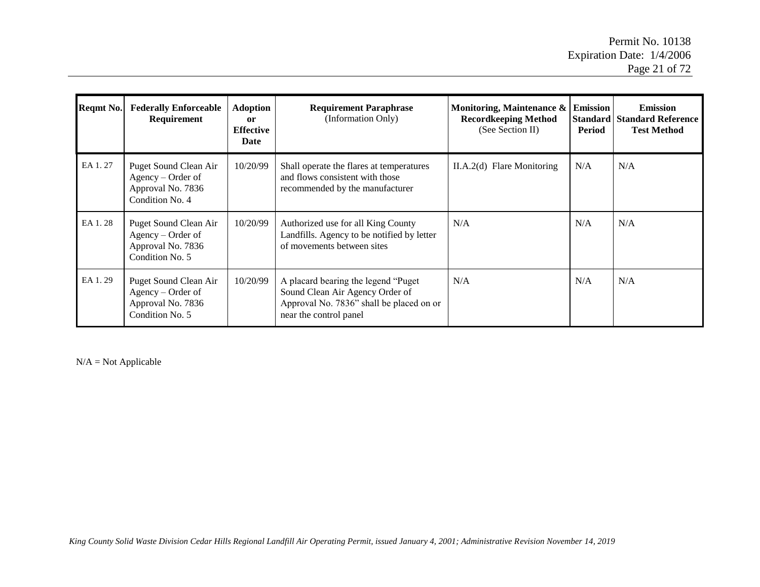| Reqmt No. | Federally Enforceable Requirement | Adoption or Effective Date | Requirement Paraphrase (Information Only) | Monitoring, Maintenance & Recordkeeping Method (See Section II) | Emission Standard Period | Emission Standard Reference Test Method |
|---|---|---|---|---|---|---|
| EA 1. 27 | Puget Sound Clean Air Agency – Order of Approval No. 7836 Condition No. 4 | 10/20/99 | Shall operate the flares at temperatures and flows consistent with those recommended by the manufacturer | II.A.2(d) Flare Monitoring | N/A | N/A |
| EA 1. 28 | Puget Sound Clean Air Agency – Order of Approval No. 7836 Condition No. 5 | 10/20/99 | Authorized use for all King County Landfills. Agency to be notified by letter of movements between sites | N/A | N/A | N/A |
| EA 1. 29 | Puget Sound Clean Air Agency – Order of Approval No. 7836 Condition No. 5 | 10/20/99 | A placard bearing the legend "Puget Sound Clean Air Agency Order of Approval No. 7836" shall be placed on or near the control panel | N/A | N/A | N/A |

N/A = Not Applicable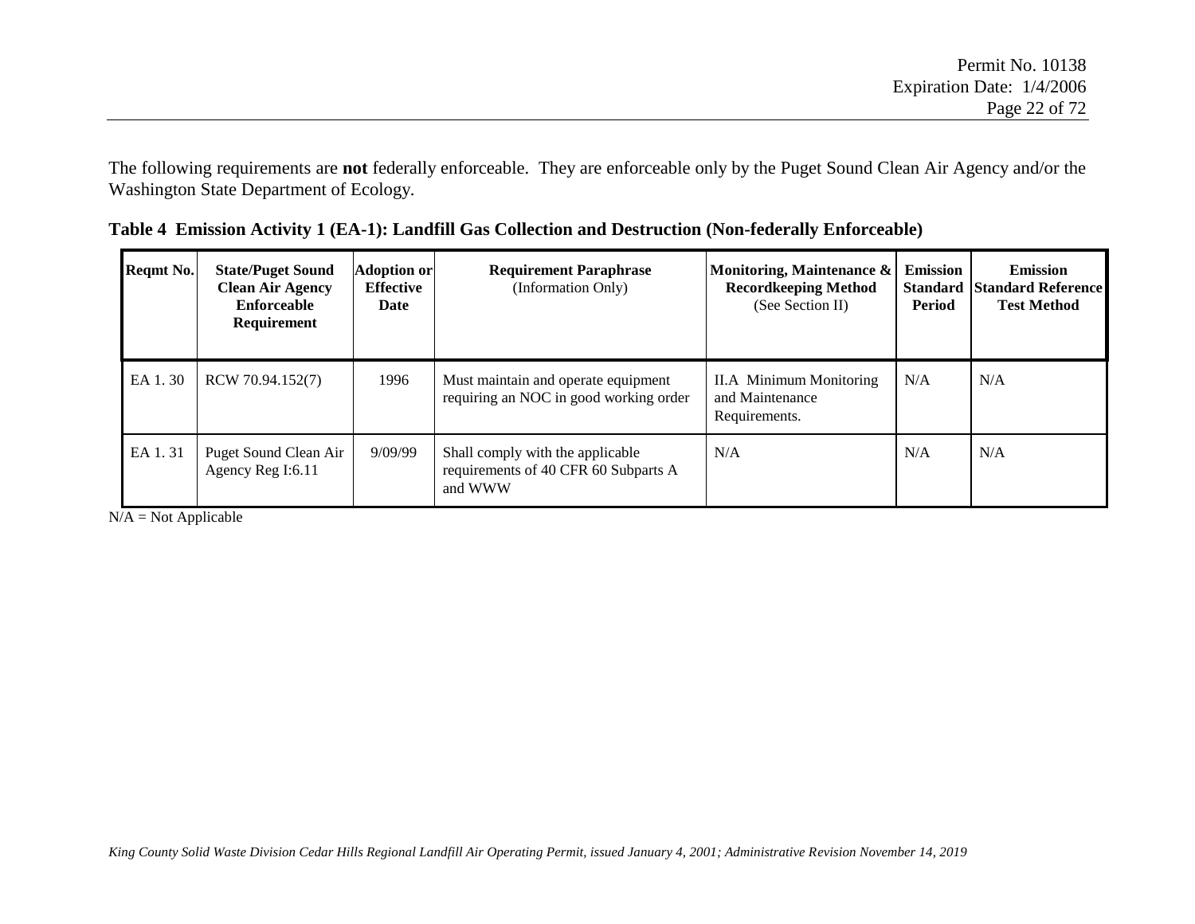The following requirements are **not** federally enforceable. They are enforceable only by the Puget Sound Clean Air Agency and/or the Washington State Department of Ecology.

**Table 4 Emission Activity 1 (EA-1): Landfill Gas Collection and Destruction (Non-federally Enforceable)**

| Reqmt No. | State/Puget Sound Clean Air Agency Enforceable Requirement | Adoption or Effective Date | Requirement Paraphrase (Information Only) | Monitoring, Maintenance & Recordkeeping Method (See Section II) | Emission Standard Period | Emission Standard Reference Test Method |
|---|---|---|---|---|---|---|
| EA 1. 30 | RCW 70.94.152(7) | 1996 | Must maintain and operate equipment requiring an NOC in good working order | II.A Minimum Monitoring and Maintenance Requirements. | N/A | N/A |
| EA 1. 31 | Puget Sound Clean Air Agency Reg I:6.11 | 9/09/99 | Shall comply with the applicable requirements of 40 CFR 60 Subparts A and WWW | N/A | N/A | N/A |

N/A = Not Applicable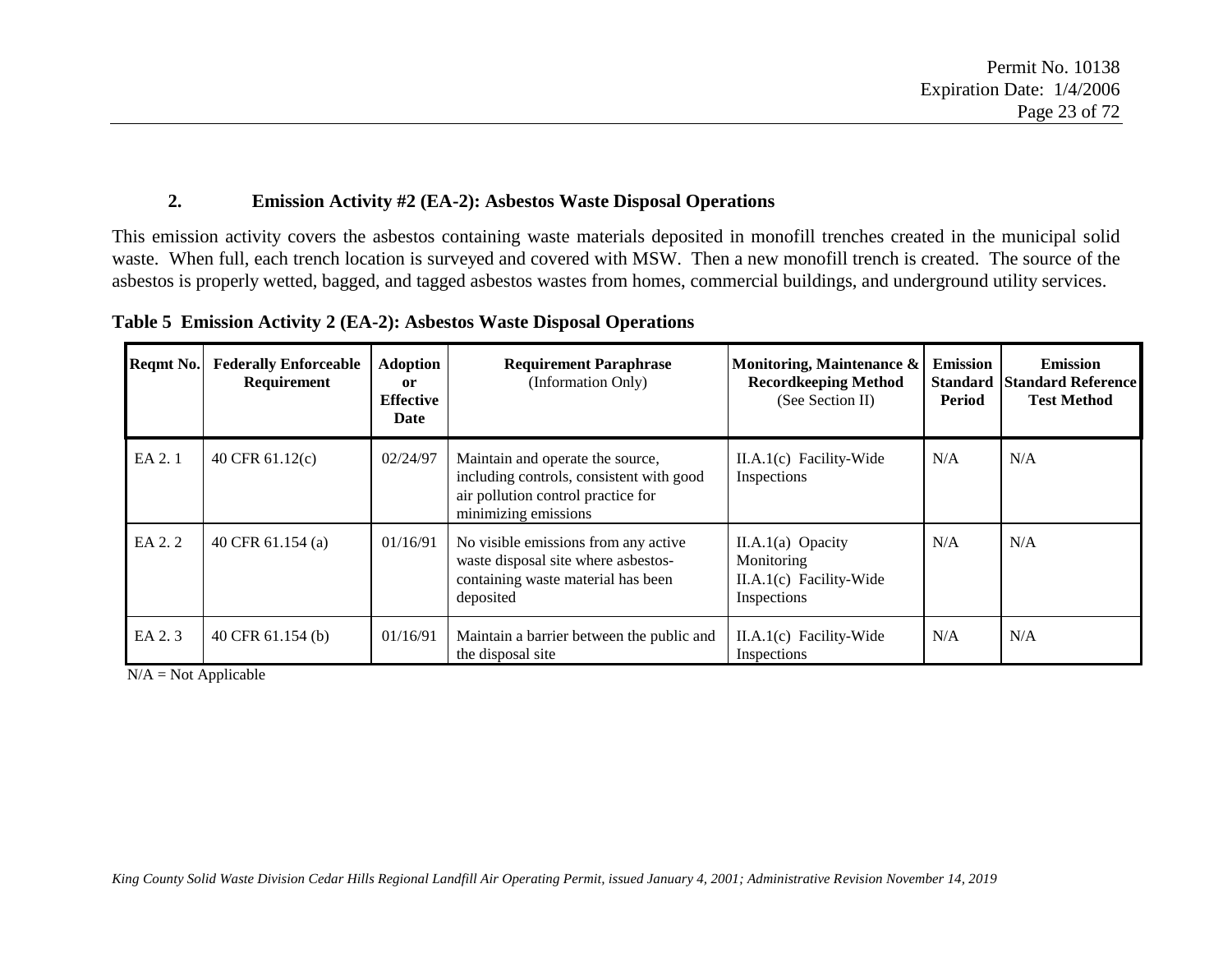### 2. Emission Activity #2 (EA-2): Asbestos Waste Disposal Operations

This emission activity covers the asbestos containing waste materials deposited in monofill trenches created in the municipal solid waste. When full, each trench location is surveyed and covered with MSW. Then a new monofill trench is created. The source of the asbestos is properly wetted, bagged, and tagged asbestos wastes from homes, commercial buildings, and underground utility services.

**Table 5 Emission Activity 2 (EA-2): Asbestos Waste Disposal Operations**

| Reqmt No. | Federally Enforceable Requirement | Adoption or Effective Date | Requirement Paraphrase (Information Only) | Monitoring, Maintenance & Recordkeeping Method (See Section II) | Emission Standard Period | Emission Standard Reference Test Method |
|---|---|---|---|---|---|---|
| EA 2. 1 | 40 CFR 61.12(c) | 02/24/97 | Maintain and operate the source, including controls, consistent with good air pollution control practice for minimizing emissions | II.A.1(c) Facility-Wide Inspections | N/A | N/A |
| EA 2. 2 | 40 CFR 61.154 (a) | 01/16/91 | No visible emissions from any active waste disposal site where asbestos-containing waste material has been deposited | II.A.1(a) Opacity Monitoring<br>II.A.1(c) Facility-Wide Inspections | N/A | N/A |
| EA 2. 3 | 40 CFR 61.154 (b) | 01/16/91 | Maintain a barrier between the public and the disposal site | II.A.1(c) Facility-Wide Inspections | N/A | N/A |

N/A = Not Applicable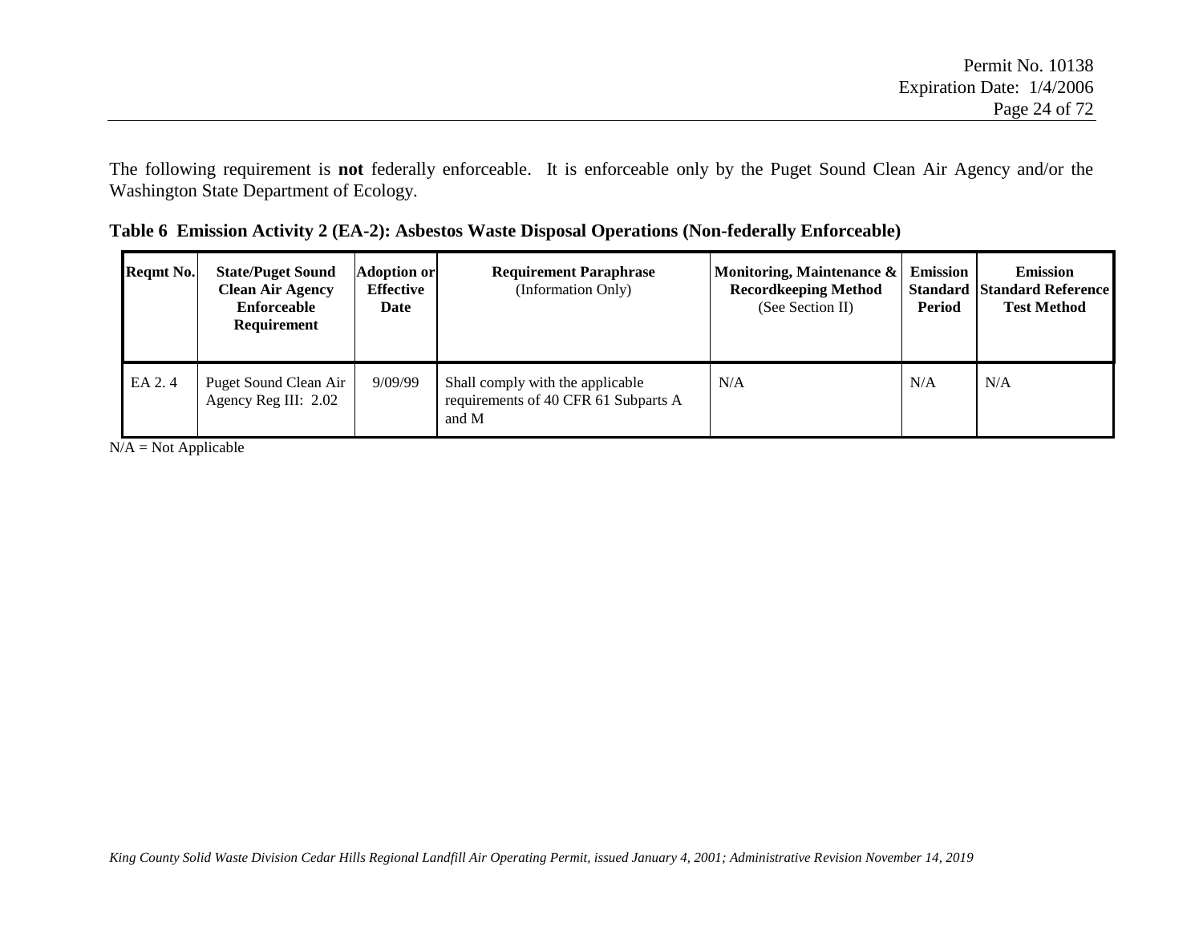The following requirement is **not** federally enforceable. It is enforceable only by the Puget Sound Clean Air Agency and/or the Washington State Department of Ecology.

**Table 6 Emission Activity 2 (EA-2): Asbestos Waste Disposal Operations (Non-federally Enforceable)**

| Reqmt No. | State/Puget Sound Clean Air Agency Enforceable Requirement | Adoption or Effective Date | Requirement Paraphrase (Information Only) | Monitoring, Maintenance & Recordkeeping Method (See Section II) | Emission Standard Period | Emission Standard Reference Test Method |
|---|---|---|---|---|---|---|
| EA 2. 4 | Puget Sound Clean Air Agency Reg III: 2.02 | 9/09/99 | Shall comply with the applicable requirements of 40 CFR 61 Subparts A and M | N/A | N/A | N/A |

N/A = Not Applicable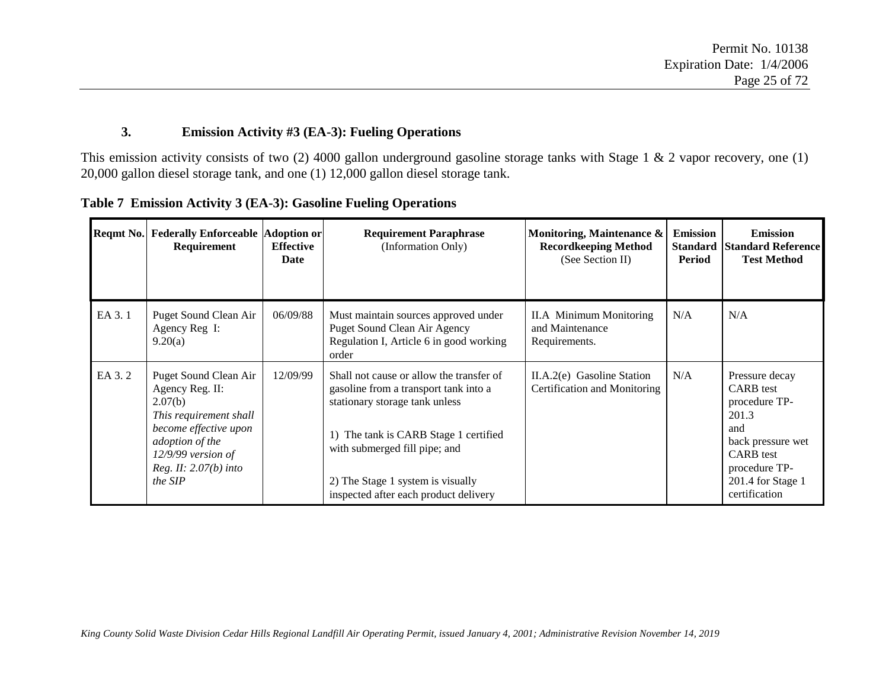### 3. Emission Activity #3 (EA-3): Fueling Operations

This emission activity consists of two (2) 4000 gallon underground gasoline storage tanks with Stage 1 & 2 vapor recovery, one (1) 20,000 gallon diesel storage tank, and one (1) 12,000 gallon diesel storage tank.

**Table 7 Emission Activity 3 (EA-3): Gasoline Fueling Operations**

| Reqmt No. | Federally Enforceable Requirement | Adoption or Effective Date | Requirement Paraphrase (Information Only) | Monitoring, Maintenance & Recordkeeping Method (See Section II) | Emission Standard Period | Emission Standard Reference Test Method |
|---|---|---|---|---|---|---|
| EA 3. 1 | Puget Sound Clean Air Agency Reg I: 9.20(a) | 06/09/88 | Must maintain sources approved under Puget Sound Clean Air Agency Regulation I, Article 6 in good working order | II.A Minimum Monitoring and Maintenance Requirements. | N/A | N/A |
| EA 3. 2 | Puget Sound Clean Air Agency Reg. II: 2.07(b) *This requirement shall become effective upon adoption of the 12/9/99 version of Reg. II: 2.07(b) into the SIP* | 12/09/99 | Shall not cause or allow the transfer of gasoline from a transport tank into a stationary storage tank unless<br><br>1) The tank is CARB Stage 1 certified with submerged fill pipe; and<br><br>2) The Stage 1 system is visually inspected after each product delivery | II.A.2(e) Gasoline Station Certification and Monitoring | N/A | Pressure decay CARB test procedure TP-201.3 and back pressure wet CARB test procedure TP-201.4 for Stage 1 certification |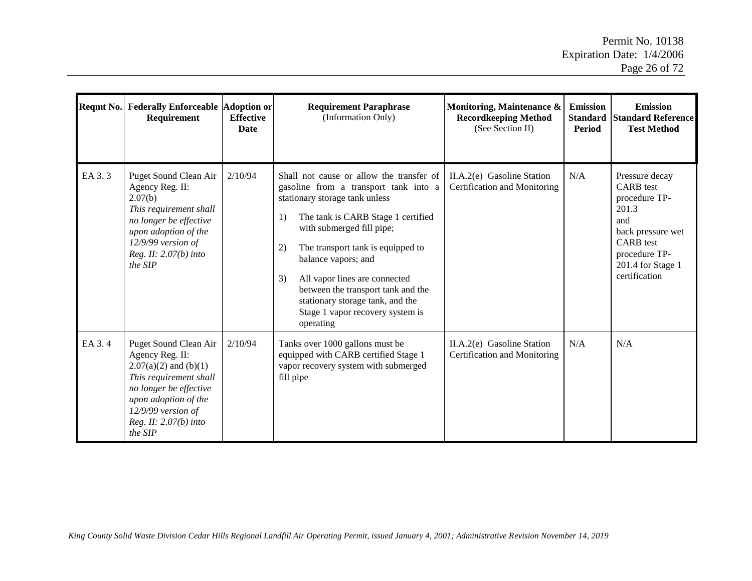| Reqmt No. | Federally Enforceable Requirement | Adoption or Effective Date | Requirement Paraphrase (Information Only) | Monitoring, Maintenance & Recordkeeping Method (See Section II) | Emission Standard Period | Emission Standard Reference Test Method |
|---|---|---|---|---|---|---|
| EA 3. 3 | Puget Sound Clean Air Agency Reg. II: 2.07(b) *This requirement shall no longer be effective upon adoption of the 12/9/99 version of Reg. II: 2.07(b) into the SIP* | 2/10/94 | Shall not cause or allow the transfer of gasoline from a transport tank into a stationary storage tank unless<br>1) The tank is CARB Stage 1 certified with submerged fill pipe;<br>2) The transport tank is equipped to balance vapors; and<br>3) All vapor lines are connected between the transport tank and the stationary storage tank, and the Stage 1 vapor recovery system is operating | II.A.2(e) Gasoline Station Certification and Monitoring | N/A | Pressure decay CARB test procedure TP-201.3 and back pressure wet CARB test procedure TP-201.4 for Stage 1 certification |
| EA 3. 4 | Puget Sound Clean Air Agency Reg. II: 2.07(a)(2) and (b)(1) *This requirement shall no longer be effective upon adoption of the 12/9/99 version of Reg. II: 2.07(b) into the SIP* | 2/10/94 | Tanks over 1000 gallons must be equipped with CARB certified Stage 1 vapor recovery system with submerged fill pipe | II.A.2(e) Gasoline Station Certification and Monitoring | N/A | N/A |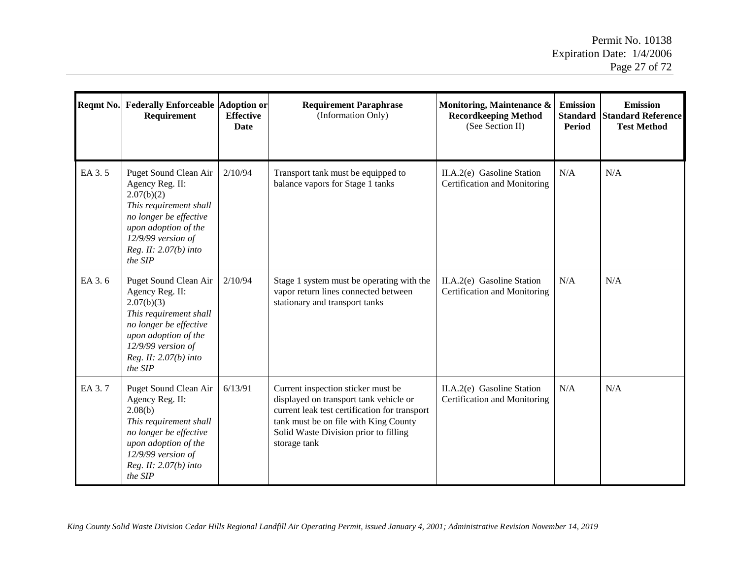| Reqmt No. | Federally Enforceable Requirement | Adoption or Effective Date | Requirement Paraphrase (Information Only) | Monitoring, Maintenance & Recordkeeping Method (See Section II) | Emission Standard Period | Emission Standard Reference Test Method |
|---|---|---|---|---|---|---|
| EA 3. 5 | Puget Sound Clean Air Agency Reg. II: 2.07(b)(2) *This requirement shall no longer be effective upon adoption of the 12/9/99 version of Reg. II: 2.07(b) into the SIP* | 2/10/94 | Transport tank must be equipped to balance vapors for Stage 1 tanks | II.A.2(e) Gasoline Station Certification and Monitoring | N/A | N/A |
| EA 3. 6 | Puget Sound Clean Air Agency Reg. II: 2.07(b)(3) *This requirement shall no longer be effective upon adoption of the 12/9/99 version of Reg. II: 2.07(b) into the SIP* | 2/10/94 | Stage 1 system must be operating with the vapor return lines connected between stationary and transport tanks | II.A.2(e) Gasoline Station Certification and Monitoring | N/A | N/A |
| EA 3. 7 | Puget Sound Clean Air Agency Reg. II: 2.08(b) *This requirement shall no longer be effective upon adoption of the 12/9/99 version of Reg. II: 2.07(b) into the SIP* | 6/13/91 | Current inspection sticker must be displayed on transport tank vehicle or current leak test certification for transport tank must be on file with King County Solid Waste Division prior to filling storage tank | II.A.2(e) Gasoline Station Certification and Monitoring | N/A | N/A |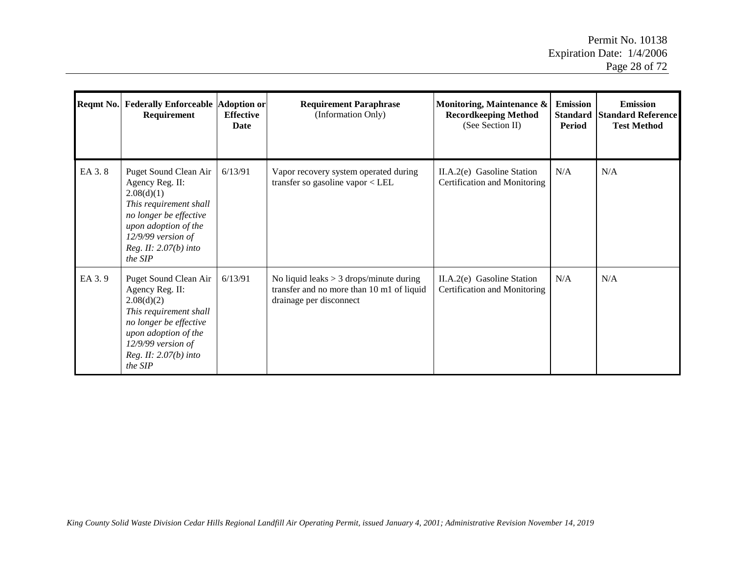| Reqmt No. | Federally Enforceable Requirement | Adoption or Effective Date | Requirement Paraphrase (Information Only) | Monitoring, Maintenance & Recordkeeping Method (See Section II) | Emission Standard Period | Emission Standard Reference Test Method |
|---|---|---|---|---|---|---|
| EA 3. 8 | Puget Sound Clean Air Agency Reg. II: 2.08(d)(1) *This requirement shall no longer be effective upon adoption of the 12/9/99 version of Reg. II: 2.07(b) into the SIP* | 6/13/91 | Vapor recovery system operated during transfer so gasoline vapor < LEL | II.A.2(e) Gasoline Station Certification and Monitoring | N/A | N/A |
| EA 3. 9 | Puget Sound Clean Air Agency Reg. II: 2.08(d)(2) *This requirement shall no longer be effective upon adoption of the 12/9/99 version of Reg. II: 2.07(b) into the SIP* | 6/13/91 | No liquid leaks > 3 drops/minute during transfer and no more than 10 m1 of liquid drainage per disconnect | II.A.2(e) Gasoline Station Certification and Monitoring | N/A | N/A |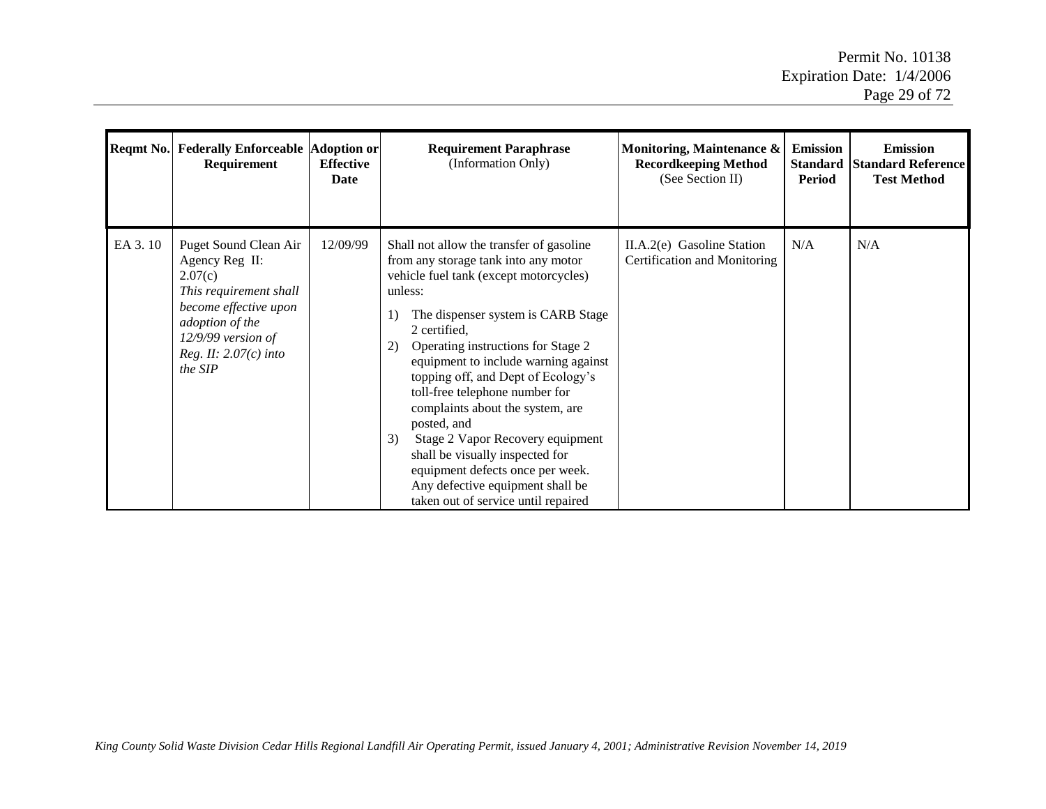| Reqmt No. | Federally Enforceable Requirement | Adoption or Effective Date | Requirement Paraphrase (Information Only) | Monitoring, Maintenance & Recordkeeping Method (See Section II) | Emission Standard Period | Emission Standard Reference Test Method |
|---|---|---|---|---|---|---|
| EA 3. 10 | Puget Sound Clean Air Agency Reg II: 2.07(c) *This requirement shall become effective upon adoption of the 12/9/99 version of Reg. II: 2.07(c) into the SIP* | 12/09/99 | Shall not allow the transfer of gasoline from any storage tank into any motor vehicle fuel tank (except motorcycles) unless: 1) The dispenser system is CARB Stage 2 certified, 2) Operating instructions for Stage 2 equipment to include warning against topping off, and Dept of Ecology's toll-free telephone number for complaints about the system, are posted, and 3) Stage 2 Vapor Recovery equipment shall be visually inspected for equipment defects once per week. Any defective equipment shall be taken out of service until repaired | II.A.2(e) Gasoline Station Certification and Monitoring | N/A | N/A |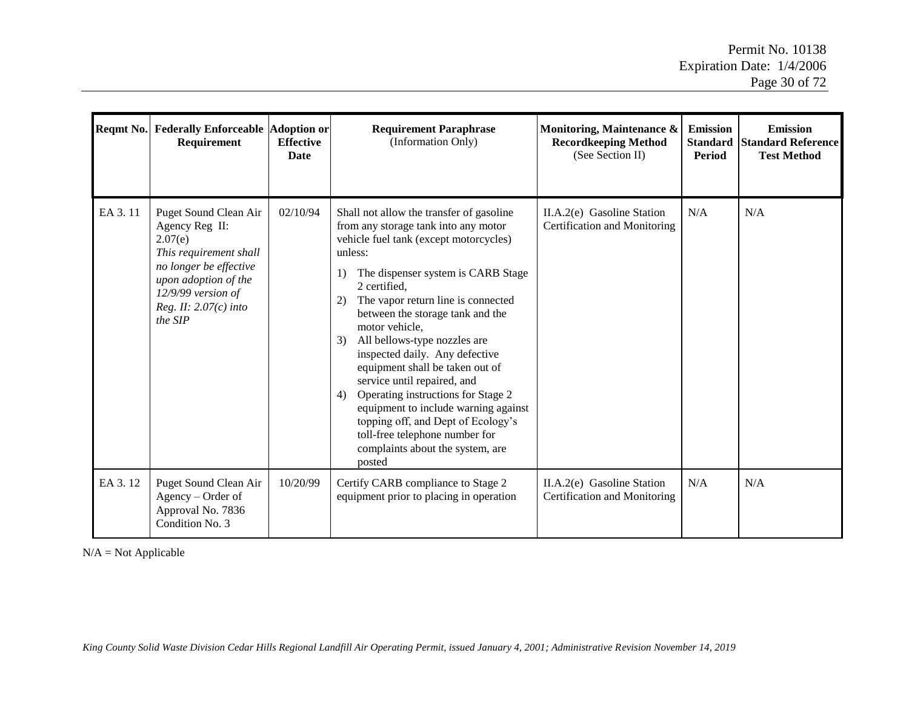| Reqmt No. | Federally Enforceable Requirement | Adoption or Effective Date | Requirement Paraphrase (Information Only) | Monitoring, Maintenance & Recordkeeping Method (See Section II) | Emission Standard Period | Emission Standard Reference Test Method |
|---|---|---|---|---|---|---|
| EA 3. 11 | Puget Sound Clean Air Agency Reg II: 2.07(e) *This requirement shall no longer be effective upon adoption of the 12/9/99 version of Reg. II: 2.07(c) into the SIP* | 02/10/94 | Shall not allow the transfer of gasoline from any storage tank into any motor vehicle fuel tank (except motorcycles) unless: 1) The dispenser system is CARB Stage 2 certified, 2) The vapor return line is connected between the storage tank and the motor vehicle, 3) All bellows-type nozzles are inspected daily. Any defective equipment shall be taken out of service until repaired, and 4) Operating instructions for Stage 2 equipment to include warning against topping off, and Dept of Ecology's toll-free telephone number for complaints about the system, are posted | II.A.2(e) Gasoline Station Certification and Monitoring | N/A | N/A |
| EA 3. 12 | Puget Sound Clean Air Agency – Order of Approval No. 7836 Condition No. 3 | 10/20/99 | Certify CARB compliance to Stage 2 equipment prior to placing in operation | II.A.2(e) Gasoline Station Certification and Monitoring | N/A | N/A |

N/A = Not Applicable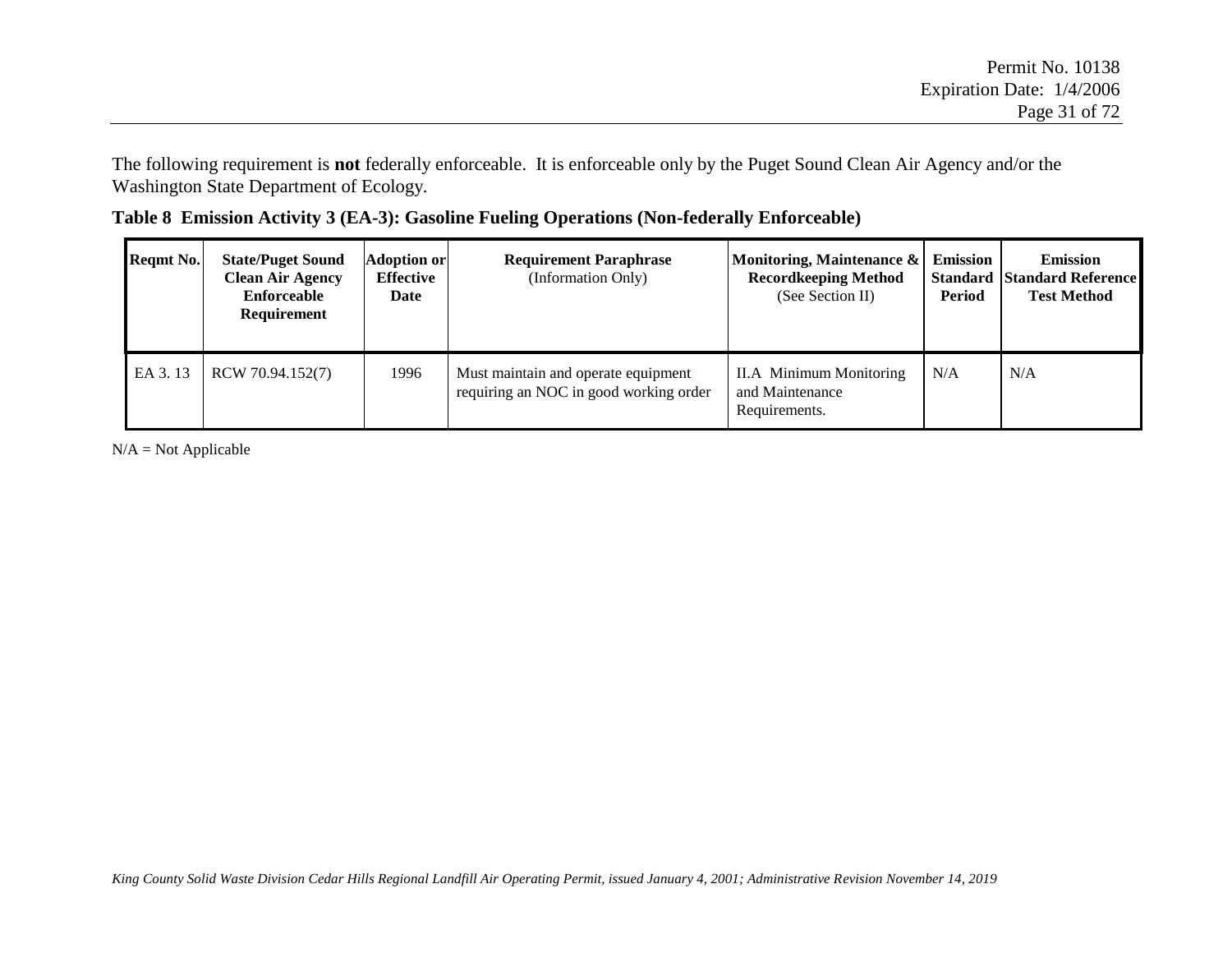The following requirement is **not** federally enforceable. It is enforceable only by the Puget Sound Clean Air Agency and/or the Washington State Department of Ecology.

**Table 8 Emission Activity 3 (EA-3): Gasoline Fueling Operations (Non-federally Enforceable)**

| Reqmt No. | State/Puget Sound Clean Air Agency Enforceable Requirement | Adoption or Effective Date | Requirement Paraphrase (Information Only) | Monitoring, Maintenance & Recordkeeping Method (See Section II) | Emission Standard Period | Emission Standard Reference Test Method |
|---|---|---|---|---|---|---|
| EA 3. 13 | RCW 70.94.152(7) | 1996 | Must maintain and operate equipment requiring an NOC in good working order | II.A Minimum Monitoring and Maintenance Requirements. | N/A | N/A |

N/A = Not Applicable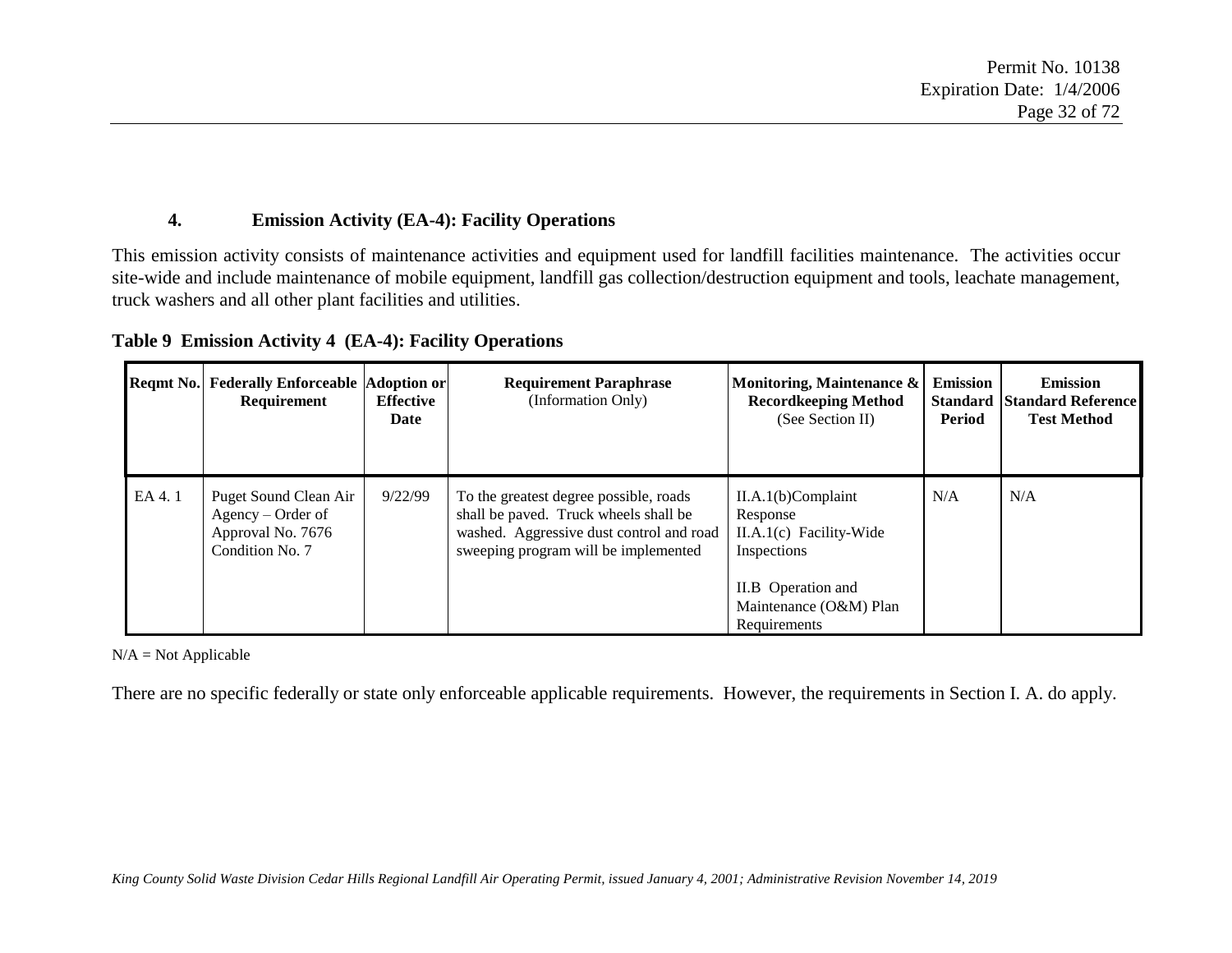### 4. Emission Activity (EA-4): Facility Operations

This emission activity consists of maintenance activities and equipment used for landfill facilities maintenance. The activities occur site-wide and include maintenance of mobile equipment, landfill gas collection/destruction equipment and tools, leachate management, truck washers and all other plant facilities and utilities.

**Table 9 Emission Activity 4 (EA-4): Facility Operations**

| Reqmt No. | Federally Enforceable Requirement | Adoption or Effective Date | Requirement Paraphrase (Information Only) | Monitoring, Maintenance & Recordkeeping Method (See Section II) | Emission Standard Period | Emission Standard Reference Test Method |
|---|---|---|---|---|---|---|
| EA 4. 1 | Puget Sound Clean Air Agency – Order of Approval No. 7676 Condition No. 7 | 9/22/99 | To the greatest degree possible, roads shall be paved. Truck wheels shall be washed. Aggressive dust control and road sweeping program will be implemented | II.A.1(b)Complaint Response<br>II.A.1(c) Facility-Wide Inspections<br><br>II.B Operation and Maintenance (O&M) Plan Requirements | N/A | N/A |

N/A = Not Applicable

There are no specific federally or state only enforceable applicable requirements. However, the requirements in Section I. A. do apply.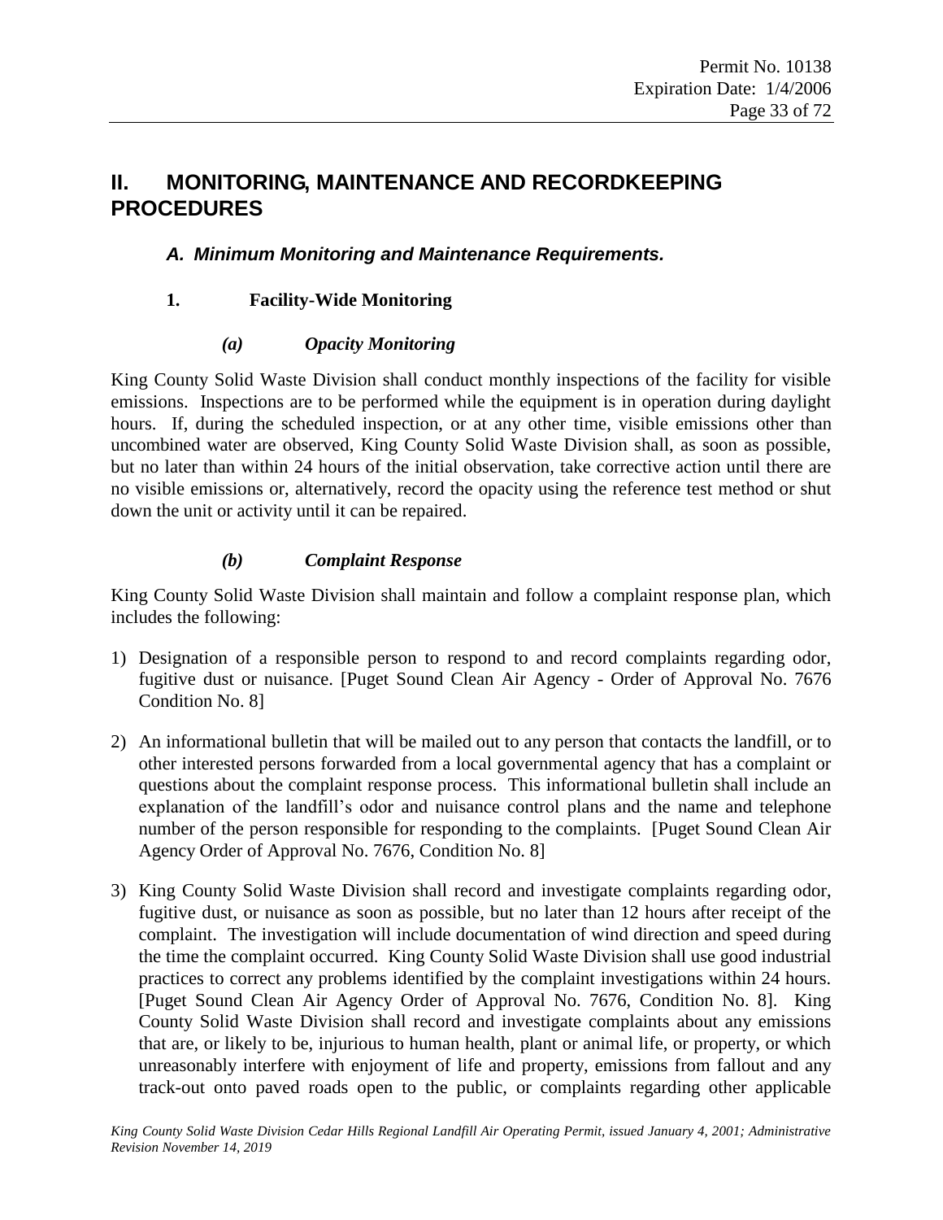# II. MONITORING, MAINTENANCE AND RECORDKEEPING PROCEDURES

## *A. Minimum Monitoring and Maintenance Requirements.*

### 1. Facility-Wide Monitoring

#### *(a) Opacity Monitoring*

King County Solid Waste Division shall conduct monthly inspections of the facility for visible emissions. Inspections are to be performed while the equipment is in operation during daylight hours. If, during the scheduled inspection, or at any other time, visible emissions other than uncombined water are observed, King County Solid Waste Division shall, as soon as possible, but no later than within 24 hours of the initial observation, take corrective action until there are no visible emissions or, alternatively, record the opacity using the reference test method or shut down the unit or activity until it can be repaired.

#### *(b) Complaint Response*

King County Solid Waste Division shall maintain and follow a complaint response plan, which includes the following:

1) Designation of a responsible person to respond to and record complaints regarding odor, fugitive dust or nuisance. [Puget Sound Clean Air Agency - Order of Approval No. 7676 Condition No. 8]

2) An informational bulletin that will be mailed out to any person that contacts the landfill, or to other interested persons forwarded from a local governmental agency that has a complaint or questions about the complaint response process. This informational bulletin shall include an explanation of the landfill's odor and nuisance control plans and the name and telephone number of the person responsible for responding to the complaints. [Puget Sound Clean Air Agency Order of Approval No. 7676, Condition No. 8]

3) King County Solid Waste Division shall record and investigate complaints regarding odor, fugitive dust, or nuisance as soon as possible, but no later than 12 hours after receipt of the complaint. The investigation will include documentation of wind direction and speed during the time the complaint occurred. King County Solid Waste Division shall use good industrial practices to correct any problems identified by the complaint investigations within 24 hours. [Puget Sound Clean Air Agency Order of Approval No. 7676, Condition No. 8]. King County Solid Waste Division shall record and investigate complaints about any emissions that are, or likely to be, injurious to human health, plant or animal life, or property, or which unreasonably interfere with enjoyment of life and property, emissions from fallout and any track-out onto paved roads open to the public, or complaints regarding other applicable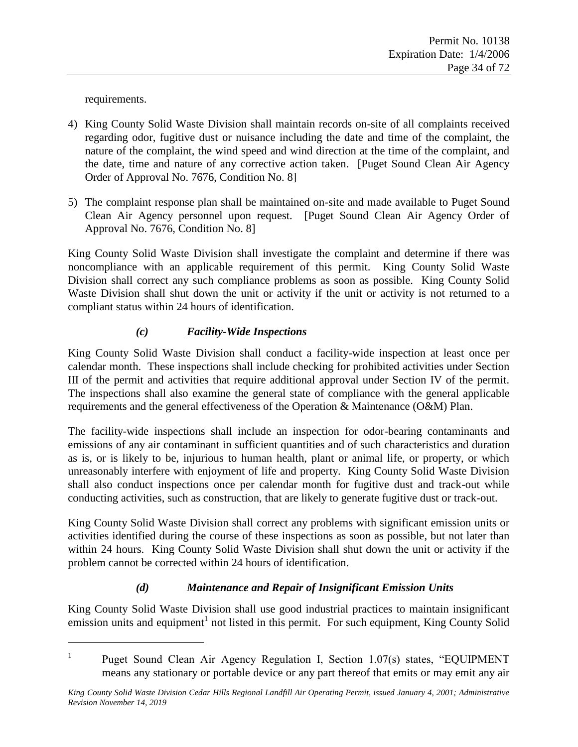requirements.

4) King County Solid Waste Division shall maintain records on-site of all complaints received regarding odor, fugitive dust or nuisance including the date and time of the complaint, the nature of the complaint, the wind speed and wind direction at the time of the complaint, and the date, time and nature of any corrective action taken. [Puget Sound Clean Air Agency Order of Approval No. 7676, Condition No. 8]

5) The complaint response plan shall be maintained on-site and made available to Puget Sound Clean Air Agency personnel upon request. [Puget Sound Clean Air Agency Order of Approval No. 7676, Condition No. 8]

King County Solid Waste Division shall investigate the complaint and determine if there was noncompliance with an applicable requirement of this permit. King County Solid Waste Division shall correct any such compliance problems as soon as possible. King County Solid Waste Division shall shut down the unit or activity if the unit or activity is not returned to a compliant status within 24 hours of identification.

### *(c) Facility-Wide Inspections*

King County Solid Waste Division shall conduct a facility-wide inspection at least once per calendar month. These inspections shall include checking for prohibited activities under Section III of the permit and activities that require additional approval under Section IV of the permit. The inspections shall also examine the general state of compliance with the general applicable requirements and the general effectiveness of the Operation & Maintenance (O&M) Plan.

The facility-wide inspections shall include an inspection for odor-bearing contaminants and emissions of any air contaminant in sufficient quantities and of such characteristics and duration as is, or is likely to be, injurious to human health, plant or animal life, or property, or which unreasonably interfere with enjoyment of life and property. King County Solid Waste Division shall also conduct inspections once per calendar month for fugitive dust and track-out while conducting activities, such as construction, that are likely to generate fugitive dust or track-out.

King County Solid Waste Division shall correct any problems with significant emission units or activities identified during the course of these inspections as soon as possible, but not later than within 24 hours. King County Solid Waste Division shall shut down the unit or activity if the problem cannot be corrected within 24 hours of identification.

### *(d) Maintenance and Repair of Insignificant Emission Units*

King County Solid Waste Division shall use good industrial practices to maintain insignificant emission units and equipment[1] not listed in this permit. For such equipment, King County Solid

---

[1] Puget Sound Clean Air Agency Regulation I, Section 1.07(s) states, "EQUIPMENT means any stationary or portable device or any part thereof that emits or may emit any air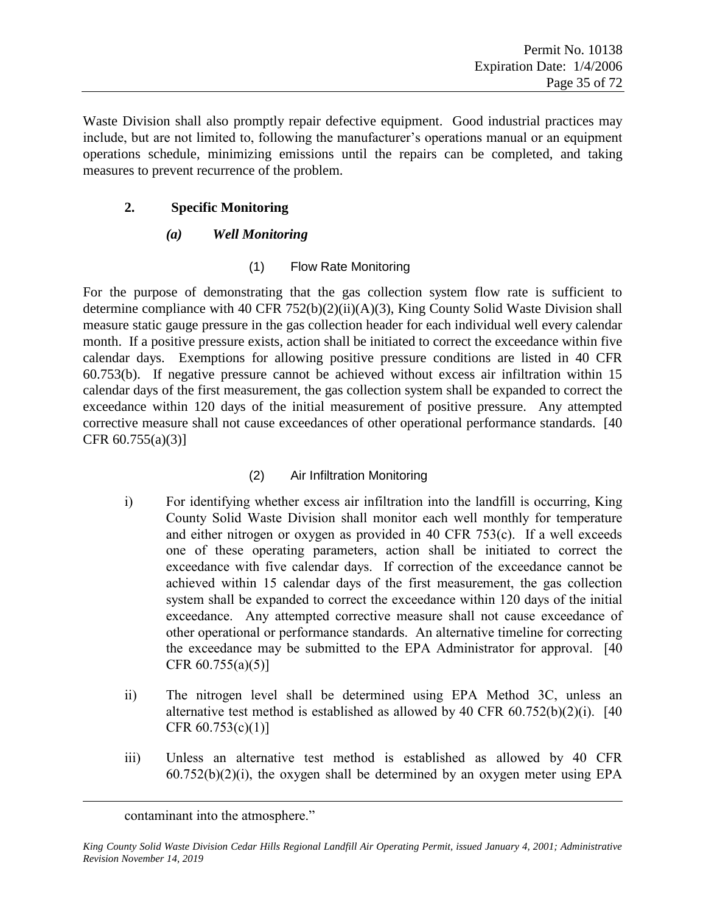Waste Division shall also promptly repair defective equipment. Good industrial practices may include, but are not limited to, following the manufacturer's operations manual or an equipment operations schedule, minimizing emissions until the repairs can be completed, and taking measures to prevent recurrence of the problem.

## 2. Specific Monitoring

### *(a) Well Monitoring*

#### (1) Flow Rate Monitoring

For the purpose of demonstrating that the gas collection system flow rate is sufficient to determine compliance with 40 CFR 752(b)(2)(ii)(A)(3), King County Solid Waste Division shall measure static gauge pressure in the gas collection header for each individual well every calendar month. If a positive pressure exists, action shall be initiated to correct the exceedance within five calendar days. Exemptions for allowing positive pressure conditions are listed in 40 CFR 60.753(b). If negative pressure cannot be achieved without excess air infiltration within 15 calendar days of the first measurement, the gas collection system shall be expanded to correct the exceedance within 120 days of the initial measurement of positive pressure. Any attempted corrective measure shall not cause exceedances of other operational performance standards. [40 CFR 60.755(a)(3)]

#### (2) Air Infiltration Monitoring

i) For identifying whether excess air infiltration into the landfill is occurring, King County Solid Waste Division shall monitor each well monthly for temperature and either nitrogen or oxygen as provided in 40 CFR 753(c). If a well exceeds one of these operating parameters, action shall be initiated to correct the exceedance with five calendar days. If correction of the exceedance cannot be achieved within 15 calendar days of the first measurement, the gas collection system shall be expanded to correct the exceedance within 120 days of the initial exceedance. Any attempted corrective measure shall not cause exceedance of other operational or performance standards. An alternative timeline for correcting the exceedance may be submitted to the EPA Administrator for approval. [40 CFR 60.755(a)(5)]

ii) The nitrogen level shall be determined using EPA Method 3C, unless an alternative test method is established as allowed by 40 CFR 60.752(b)(2)(i). [40 CFR 60.753(c)(1)]

iii) Unless an alternative test method is established as allowed by 40 CFR 60.752(b)(2)(i), the oxygen shall be determined by an oxygen meter using EPA

contaminant into the atmosphere."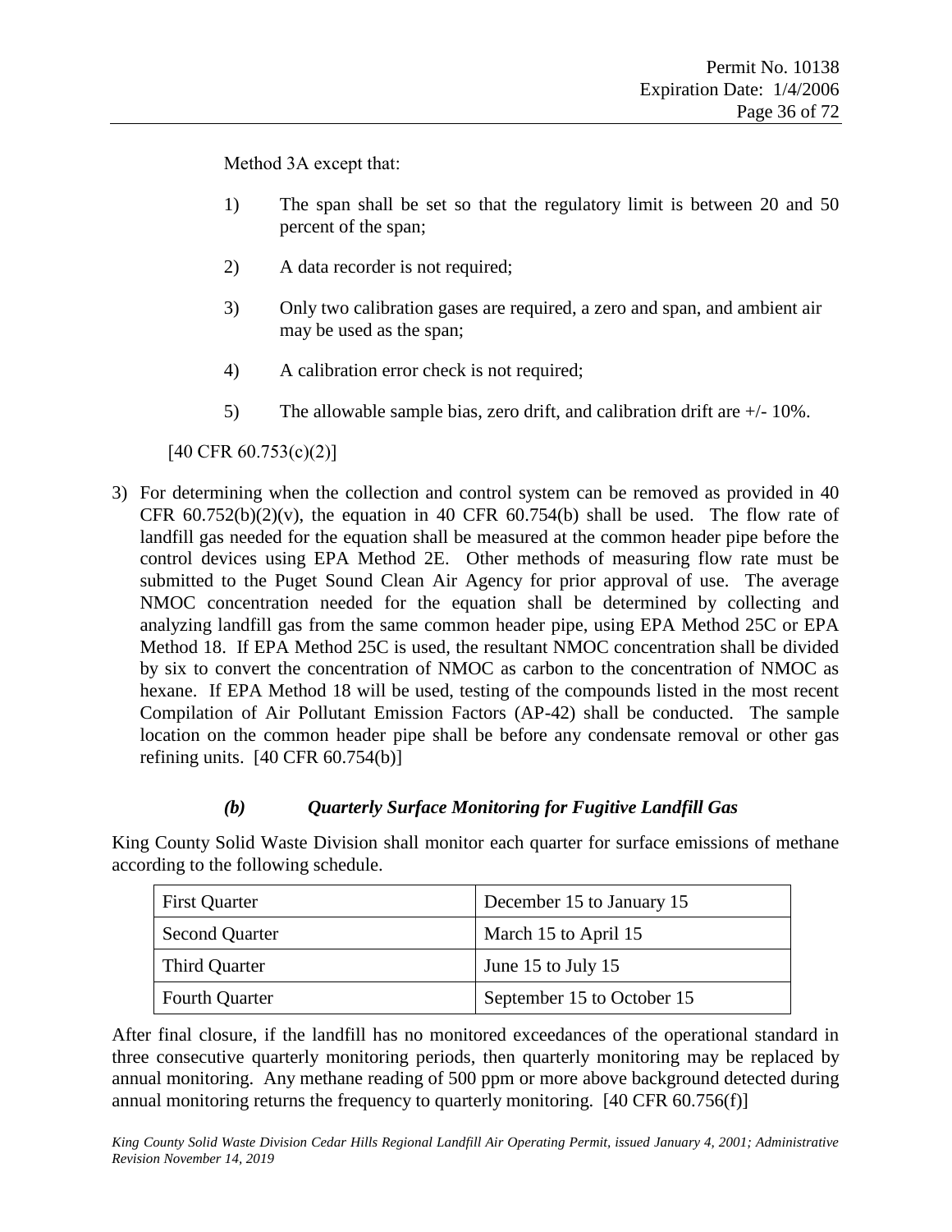Method 3A except that:

1) The span shall be set so that the regulatory limit is between 20 and 50 percent of the span;

2) A data recorder is not required;

3) Only two calibration gases are required, a zero and span, and ambient air may be used as the span;

4) A calibration error check is not required;

5) The allowable sample bias, zero drift, and calibration drift are +/- 10%.

[40 CFR 60.753(c)(2)]

3) For determining when the collection and control system can be removed as provided in 40 CFR 60.752(b)(2)(v), the equation in 40 CFR 60.754(b) shall be used. The flow rate of landfill gas needed for the equation shall be measured at the common header pipe before the control devices using EPA Method 2E. Other methods of measuring flow rate must be submitted to the Puget Sound Clean Air Agency for prior approval of use. The average NMOC concentration needed for the equation shall be determined by collecting and analyzing landfill gas from the same common header pipe, using EPA Method 25C or EPA Method 18. If EPA Method 25C is used, the resultant NMOC concentration shall be divided by six to convert the concentration of NMOC as carbon to the concentration of NMOC as hexane. If EPA Method 18 will be used, testing of the compounds listed in the most recent Compilation of Air Pollutant Emission Factors (AP-42) shall be conducted. The sample location on the common header pipe shall be before any condensate removal or other gas refining units. [40 CFR 60.754(b)]

### *(b) Quarterly Surface Monitoring for Fugitive Landfill Gas*

King County Solid Waste Division shall monitor each quarter for surface emissions of methane according to the following schedule.

| First Quarter | December 15 to January 15 |
|---|---|
| Second Quarter | March 15 to April 15 |
| Third Quarter | June 15 to July 15 |
| Fourth Quarter | September 15 to October 15 |

After final closure, if the landfill has no monitored exceedances of the operational standard in three consecutive quarterly monitoring periods, then quarterly monitoring may be replaced by annual monitoring. Any methane reading of 500 ppm or more above background detected during annual monitoring returns the frequency to quarterly monitoring. [40 CFR 60.756(f)]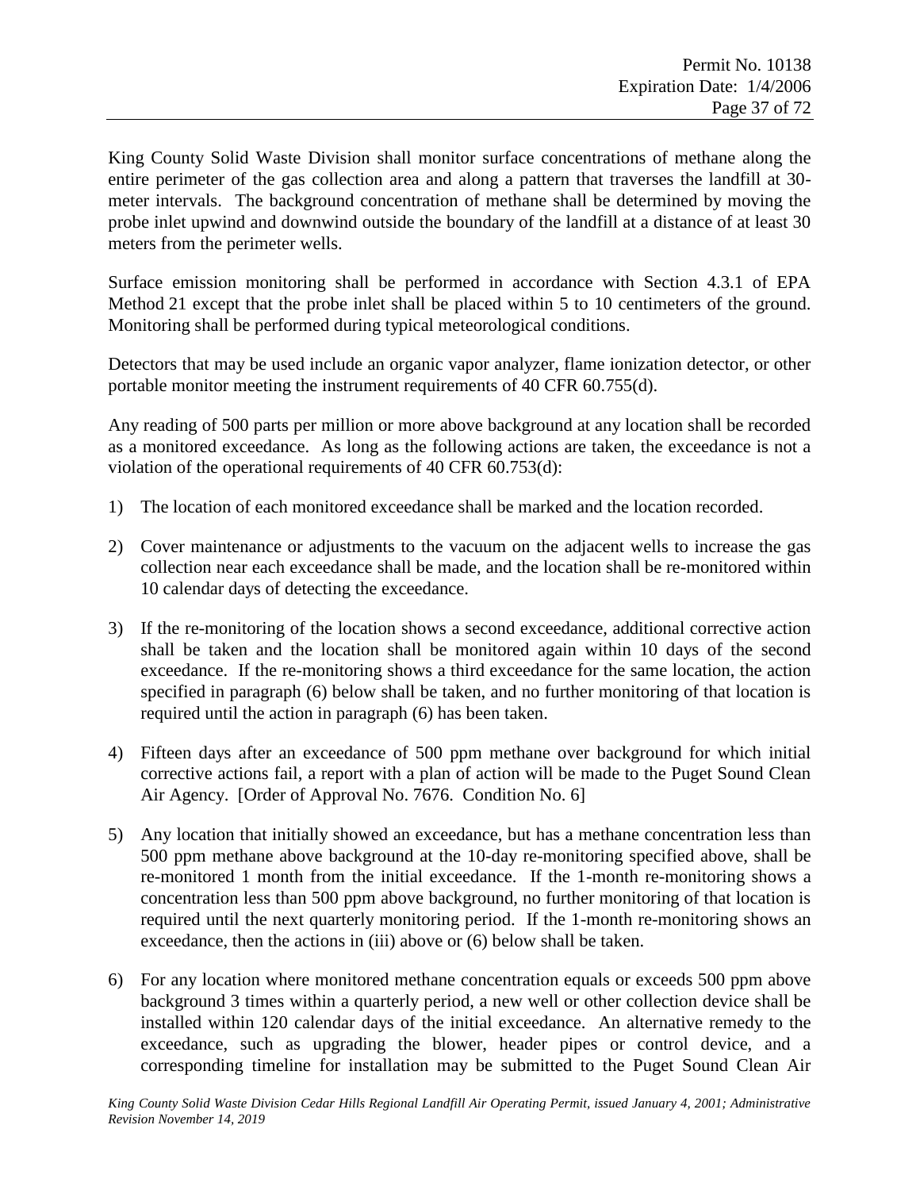King County Solid Waste Division shall monitor surface concentrations of methane along the entire perimeter of the gas collection area and along a pattern that traverses the landfill at 30-meter intervals. The background concentration of methane shall be determined by moving the probe inlet upwind and downwind outside the boundary of the landfill at a distance of at least 30 meters from the perimeter wells.

Surface emission monitoring shall be performed in accordance with Section 4.3.1 of EPA Method 21 except that the probe inlet shall be placed within 5 to 10 centimeters of the ground. Monitoring shall be performed during typical meteorological conditions.

Detectors that may be used include an organic vapor analyzer, flame ionization detector, or other portable monitor meeting the instrument requirements of 40 CFR 60.755(d).

Any reading of 500 parts per million or more above background at any location shall be recorded as a monitored exceedance. As long as the following actions are taken, the exceedance is not a violation of the operational requirements of 40 CFR 60.753(d):

1) The location of each monitored exceedance shall be marked and the location recorded.

2) Cover maintenance or adjustments to the vacuum on the adjacent wells to increase the gas collection near each exceedance shall be made, and the location shall be re-monitored within 10 calendar days of detecting the exceedance.

3) If the re-monitoring of the location shows a second exceedance, additional corrective action shall be taken and the location shall be monitored again within 10 days of the second exceedance. If the re-monitoring shows a third exceedance for the same location, the action specified in paragraph (6) below shall be taken, and no further monitoring of that location is required until the action in paragraph (6) has been taken.

4) Fifteen days after an exceedance of 500 ppm methane over background for which initial corrective actions fail, a report with a plan of action will be made to the Puget Sound Clean Air Agency. [Order of Approval No. 7676. Condition No. 6]

5) Any location that initially showed an exceedance, but has a methane concentration less than 500 ppm methane above background at the 10-day re-monitoring specified above, shall be re-monitored 1 month from the initial exceedance. If the 1-month re-monitoring shows a concentration less than 500 ppm above background, no further monitoring of that location is required until the next quarterly monitoring period. If the 1-month re-monitoring shows an exceedance, then the actions in (iii) above or (6) below shall be taken.

6) For any location where monitored methane concentration equals or exceeds 500 ppm above background 3 times within a quarterly period, a new well or other collection device shall be installed within 120 calendar days of the initial exceedance. An alternative remedy to the exceedance, such as upgrading the blower, header pipes or control device, and a corresponding timeline for installation may be submitted to the Puget Sound Clean Air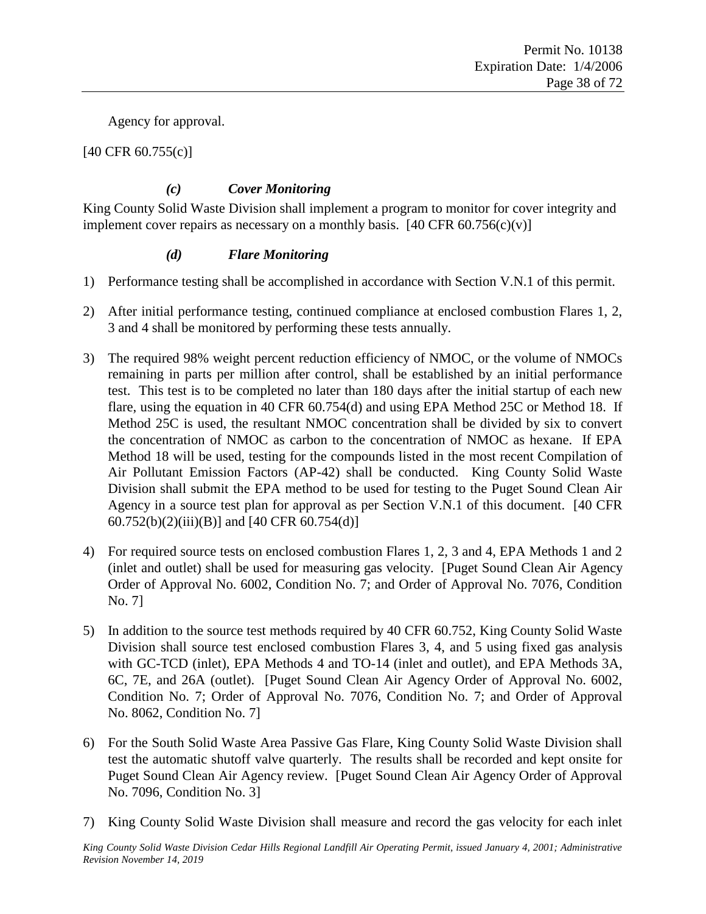Agency for approval.

[40 CFR 60.755(c)]

#### *(c) Cover Monitoring*

King County Solid Waste Division shall implement a program to monitor for cover integrity and implement cover repairs as necessary on a monthly basis. [40 CFR 60.756(c)(v)]

#### *(d) Flare Monitoring*

1) Performance testing shall be accomplished in accordance with Section V.N.1 of this permit.

2) After initial performance testing, continued compliance at enclosed combustion Flares 1, 2, 3 and 4 shall be monitored by performing these tests annually.

3) The required 98% weight percent reduction efficiency of NMOC, or the volume of NMOCs remaining in parts per million after control, shall be established by an initial performance test. This test is to be completed no later than 180 days after the initial startup of each new flare, using the equation in 40 CFR 60.754(d) and using EPA Method 25C or Method 18. If Method 25C is used, the resultant NMOC concentration shall be divided by six to convert the concentration of NMOC as carbon to the concentration of NMOC as hexane. If EPA Method 18 will be used, testing for the compounds listed in the most recent Compilation of Air Pollutant Emission Factors (AP-42) shall be conducted. King County Solid Waste Division shall submit the EPA method to be used for testing to the Puget Sound Clean Air Agency in a source test plan for approval as per Section V.N.1 of this document. [40 CFR 60.752(b)(2)(iii)(B)] and [40 CFR 60.754(d)]

4) For required source tests on enclosed combustion Flares 1, 2, 3 and 4, EPA Methods 1 and 2 (inlet and outlet) shall be used for measuring gas velocity. [Puget Sound Clean Air Agency Order of Approval No. 6002, Condition No. 7; and Order of Approval No. 7076, Condition No. 7]

5) In addition to the source test methods required by 40 CFR 60.752, King County Solid Waste Division shall source test enclosed combustion Flares 3, 4, and 5 using fixed gas analysis with GC-TCD (inlet), EPA Methods 4 and TO-14 (inlet and outlet), and EPA Methods 3A, 6C, 7E, and 26A (outlet). [Puget Sound Clean Air Agency Order of Approval No. 6002, Condition No. 7; Order of Approval No. 7076, Condition No. 7; and Order of Approval No. 8062, Condition No. 7]

6) For the South Solid Waste Area Passive Gas Flare, King County Solid Waste Division shall test the automatic shutoff valve quarterly. The results shall be recorded and kept onsite for Puget Sound Clean Air Agency review. [Puget Sound Clean Air Agency Order of Approval No. 7096, Condition No. 3]

7) King County Solid Waste Division shall measure and record the gas velocity for each inlet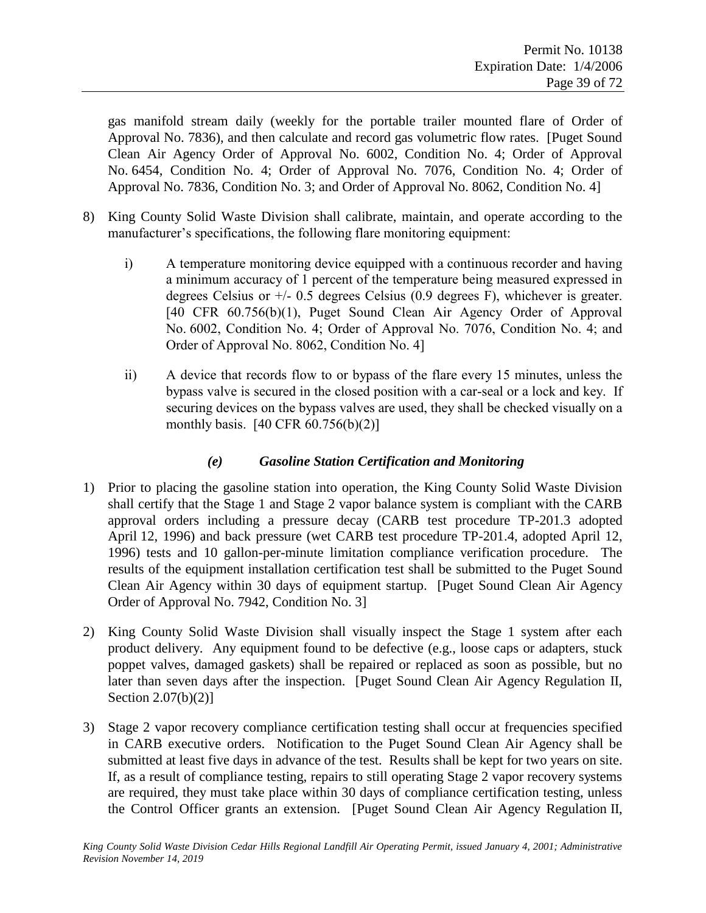gas manifold stream daily (weekly for the portable trailer mounted flare of Order of Approval No. 7836), and then calculate and record gas volumetric flow rates. [Puget Sound Clean Air Agency Order of Approval No. 6002, Condition No. 4; Order of Approval No. 6454, Condition No. 4; Order of Approval No. 7076, Condition No. 4; Order of Approval No. 7836, Condition No. 3; and Order of Approval No. 8062, Condition No. 4]

8) King County Solid Waste Division shall calibrate, maintain, and operate according to the manufacturer's specifications, the following flare monitoring equipment:

   i) A temperature monitoring device equipped with a continuous recorder and having a minimum accuracy of 1 percent of the temperature being measured expressed in degrees Celsius or +/- 0.5 degrees Celsius (0.9 degrees F), whichever is greater. [40 CFR 60.756(b)(1), Puget Sound Clean Air Agency Order of Approval No. 6002, Condition No. 4; Order of Approval No. 7076, Condition No. 4; and Order of Approval No. 8062, Condition No. 4]

   ii) A device that records flow to or bypass of the flare every 15 minutes, unless the bypass valve is secured in the closed position with a car-seal or a lock and key. If securing devices on the bypass valves are used, they shall be checked visually on a monthly basis. [40 CFR 60.756(b)(2)]

### *(e) Gasoline Station Certification and Monitoring*

1) Prior to placing the gasoline station into operation, the King County Solid Waste Division shall certify that the Stage 1 and Stage 2 vapor balance system is compliant with the CARB approval orders including a pressure decay (CARB test procedure TP-201.3 adopted April 12, 1996) and back pressure (wet CARB test procedure TP-201.4, adopted April 12, 1996) tests and 10 gallon-per-minute limitation compliance verification procedure. The results of the equipment installation certification test shall be submitted to the Puget Sound Clean Air Agency within 30 days of equipment startup. [Puget Sound Clean Air Agency Order of Approval No. 7942, Condition No. 3]

2) King County Solid Waste Division shall visually inspect the Stage 1 system after each product delivery. Any equipment found to be defective (e.g., loose caps or adapters, stuck poppet valves, damaged gaskets) shall be repaired or replaced as soon as possible, but no later than seven days after the inspection. [Puget Sound Clean Air Agency Regulation II, Section 2.07(b)(2)]

3) Stage 2 vapor recovery compliance certification testing shall occur at frequencies specified in CARB executive orders. Notification to the Puget Sound Clean Air Agency shall be submitted at least five days in advance of the test. Results shall be kept for two years on site. If, as a result of compliance testing, repairs to still operating Stage 2 vapor recovery systems are required, they must take place within 30 days of compliance certification testing, unless the Control Officer grants an extension. [Puget Sound Clean Air Agency Regulation II,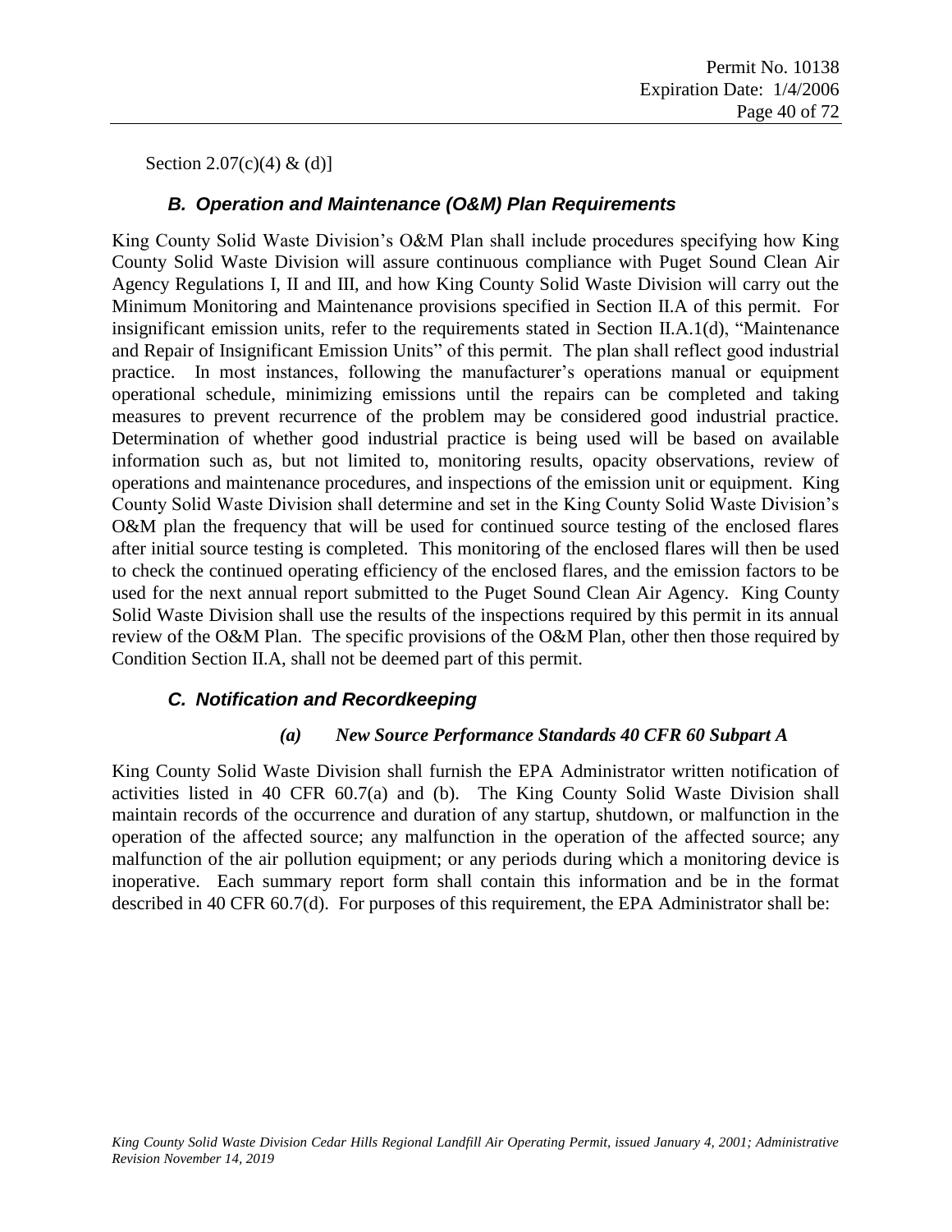Section 2.07(c)(4) & (d)]

### *B. Operation and Maintenance (O&M) Plan Requirements*

King County Solid Waste Division's O&M Plan shall include procedures specifying how King County Solid Waste Division will assure continuous compliance with Puget Sound Clean Air Agency Regulations I, II and III, and how King County Solid Waste Division will carry out the Minimum Monitoring and Maintenance provisions specified in Section II.A of this permit. For insignificant emission units, refer to the requirements stated in Section II.A.1(d), "Maintenance and Repair of Insignificant Emission Units" of this permit. The plan shall reflect good industrial practice. In most instances, following the manufacturer's operations manual or equipment operational schedule, minimizing emissions until the repairs can be completed and taking measures to prevent recurrence of the problem may be considered good industrial practice. Determination of whether good industrial practice is being used will be based on available information such as, but not limited to, monitoring results, opacity observations, review of operations and maintenance procedures, and inspections of the emission unit or equipment. King County Solid Waste Division shall determine and set in the King County Solid Waste Division's O&M plan the frequency that will be used for continued source testing of the enclosed flares after initial source testing is completed. This monitoring of the enclosed flares will then be used to check the continued operating efficiency of the enclosed flares, and the emission factors to be used for the next annual report submitted to the Puget Sound Clean Air Agency. King County Solid Waste Division shall use the results of the inspections required by this permit in its annual review of the O&M Plan. The specific provisions of the O&M Plan, other then those required by Condition Section II.A, shall not be deemed part of this permit.

### *C. Notification and Recordkeeping*

#### *(a) New Source Performance Standards 40 CFR 60 Subpart A*

King County Solid Waste Division shall furnish the EPA Administrator written notification of activities listed in 40 CFR 60.7(a) and (b). The King County Solid Waste Division shall maintain records of the occurrence and duration of any startup, shutdown, or malfunction in the operation of the affected source; any malfunction in the operation of the affected source; any malfunction of the air pollution equipment; or any periods during which a monitoring device is inoperative. Each summary report form shall contain this information and be in the format described in 40 CFR 60.7(d). For purposes of this requirement, the EPA Administrator shall be: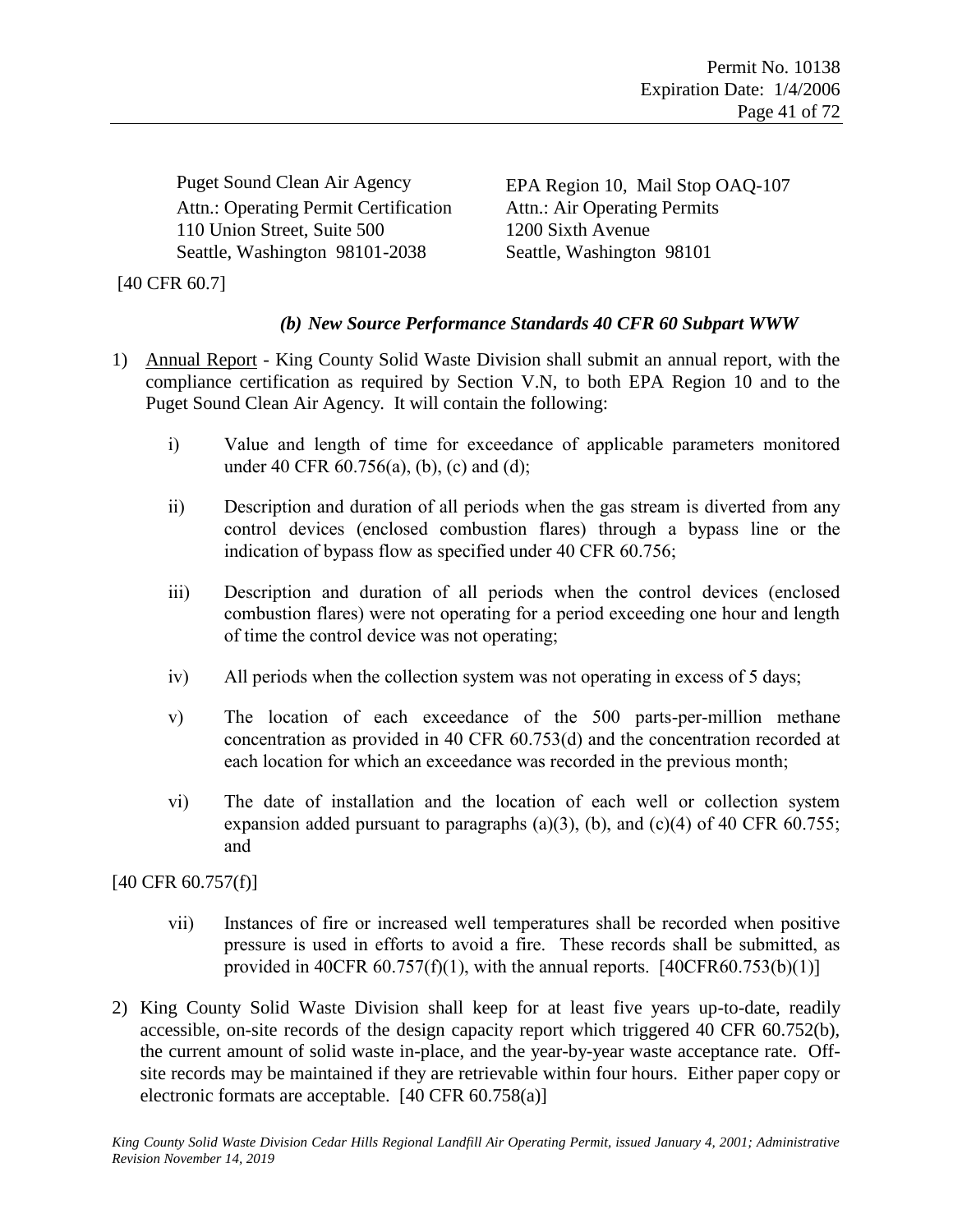Puget Sound Clean Air Agency
Attn.: Operating Permit Certification
110 Union Street, Suite 500
Seattle, Washington 98101-2038

EPA Region 10, Mail Stop OAQ-107
Attn.: Air Operating Permits
1200 Sixth Avenue
Seattle, Washington 98101

[40 CFR 60.7]

### *(b) New Source Performance Standards 40 CFR 60 Subpart WWW*

1) Annual Report - King County Solid Waste Division shall submit an annual report, with the compliance certification as required by Section V.N, to both EPA Region 10 and to the Puget Sound Clean Air Agency. It will contain the following:

   i) Value and length of time for exceedance of applicable parameters monitored under 40 CFR 60.756(a), (b), (c) and (d);

   ii) Description and duration of all periods when the gas stream is diverted from any control devices (enclosed combustion flares) through a bypass line or the indication of bypass flow as specified under 40 CFR 60.756;

   iii) Description and duration of all periods when the control devices (enclosed combustion flares) were not operating for a period exceeding one hour and length of time the control device was not operating;

   iv) All periods when the collection system was not operating in excess of 5 days;

   v) The location of each exceedance of the 500 parts-per-million methane concentration as provided in 40 CFR 60.753(d) and the concentration recorded at each location for which an exceedance was recorded in the previous month;

   vi) The date of installation and the location of each well or collection system expansion added pursuant to paragraphs (a)(3), (b), and (c)(4) of 40 CFR 60.755; and

[40 CFR 60.757(f)]

   vii) Instances of fire or increased well temperatures shall be recorded when positive pressure is used in efforts to avoid a fire. These records shall be submitted, as provided in 40CFR 60.757(f)(1), with the annual reports. [40CFR60.753(b)(1)]

2) King County Solid Waste Division shall keep for at least five years up-to-date, readily accessible, on-site records of the design capacity report which triggered 40 CFR 60.752(b), the current amount of solid waste in-place, and the year-by-year waste acceptance rate. Off-site records may be maintained if they are retrievable within four hours. Either paper copy or electronic formats are acceptable. [40 CFR 60.758(a)]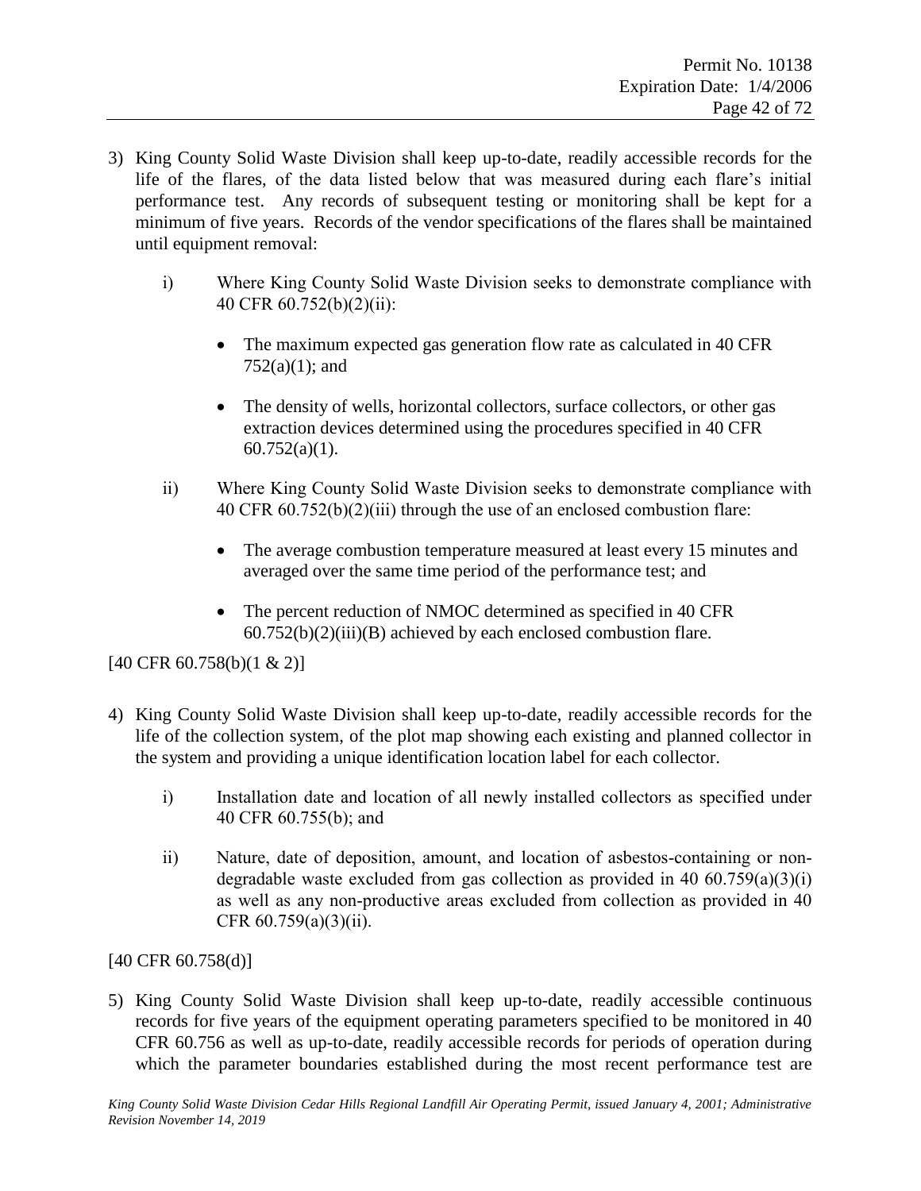3) King County Solid Waste Division shall keep up-to-date, readily accessible records for the life of the flares, of the data listed below that was measured during each flare's initial performance test. Any records of subsequent testing or monitoring shall be kept for a minimum of five years. Records of the vendor specifications of the flares shall be maintained until equipment removal:

   i) Where King County Solid Waste Division seeks to demonstrate compliance with 40 CFR 60.752(b)(2)(ii):

      - The maximum expected gas generation flow rate as calculated in 40 CFR 752(a)(1); and

      - The density of wells, horizontal collectors, surface collectors, or other gas extraction devices determined using the procedures specified in 40 CFR 60.752(a)(1).

   ii) Where King County Solid Waste Division seeks to demonstrate compliance with 40 CFR 60.752(b)(2)(iii) through the use of an enclosed combustion flare:

      - The average combustion temperature measured at least every 15 minutes and averaged over the same time period of the performance test; and

      - The percent reduction of NMOC determined as specified in 40 CFR 60.752(b)(2)(iii)(B) achieved by each enclosed combustion flare.

[40 CFR 60.758(b)(1 & 2)]

4) King County Solid Waste Division shall keep up-to-date, readily accessible records for the life of the collection system, of the plot map showing each existing and planned collector in the system and providing a unique identification location label for each collector.

   i) Installation date and location of all newly installed collectors as specified under 40 CFR 60.755(b); and

   ii) Nature, date of deposition, amount, and location of asbestos-containing or non-degradable waste excluded from gas collection as provided in 40 60.759(a)(3)(i) as well as any non-productive areas excluded from collection as provided in 40 CFR 60.759(a)(3)(ii).

[40 CFR 60.758(d)]

5) King County Solid Waste Division shall keep up-to-date, readily accessible continuous records for five years of the equipment operating parameters specified to be monitored in 40 CFR 60.756 as well as up-to-date, readily accessible records for periods of operation during which the parameter boundaries established during the most recent performance test are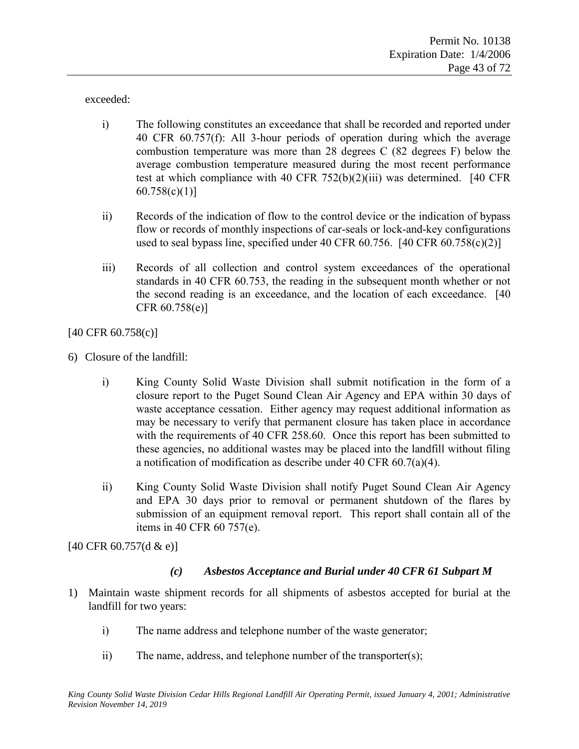exceeded:

i) The following constitutes an exceedance that shall be recorded and reported under 40 CFR 60.757(f): All 3-hour periods of operation during which the average combustion temperature was more than 28 degrees C (82 degrees F) below the average combustion temperature measured during the most recent performance test at which compliance with 40 CFR 752(b)(2)(iii) was determined. [40 CFR 60.758(c)(1)]

ii) Records of the indication of flow to the control device or the indication of bypass flow or records of monthly inspections of car-seals or lock-and-key configurations used to seal bypass line, specified under 40 CFR 60.756. [40 CFR 60.758(c)(2)]

iii) Records of all collection and control system exceedances of the operational standards in 40 CFR 60.753, the reading in the subsequent month whether or not the second reading is an exceedance, and the location of each exceedance. [40 CFR 60.758(e)]

[40 CFR 60.758(c)]

6) Closure of the landfill:

i) King County Solid Waste Division shall submit notification in the form of a closure report to the Puget Sound Clean Air Agency and EPA within 30 days of waste acceptance cessation. Either agency may request additional information as may be necessary to verify that permanent closure has taken place in accordance with the requirements of 40 CFR 258.60. Once this report has been submitted to these agencies, no additional wastes may be placed into the landfill without filing a notification of modification as describe under 40 CFR 60.7(a)(4).

ii) King County Solid Waste Division shall notify Puget Sound Clean Air Agency and EPA 30 days prior to removal or permanent shutdown of the flares by submission of an equipment removal report. This report shall contain all of the items in 40 CFR 60 757(e).

[40 CFR 60.757(d & e)]

### *(c) Asbestos Acceptance and Burial under 40 CFR 61 Subpart M*

1) Maintain waste shipment records for all shipments of asbestos accepted for burial at the landfill for two years:

i) The name address and telephone number of the waste generator;

ii) The name, address, and telephone number of the transporter(s);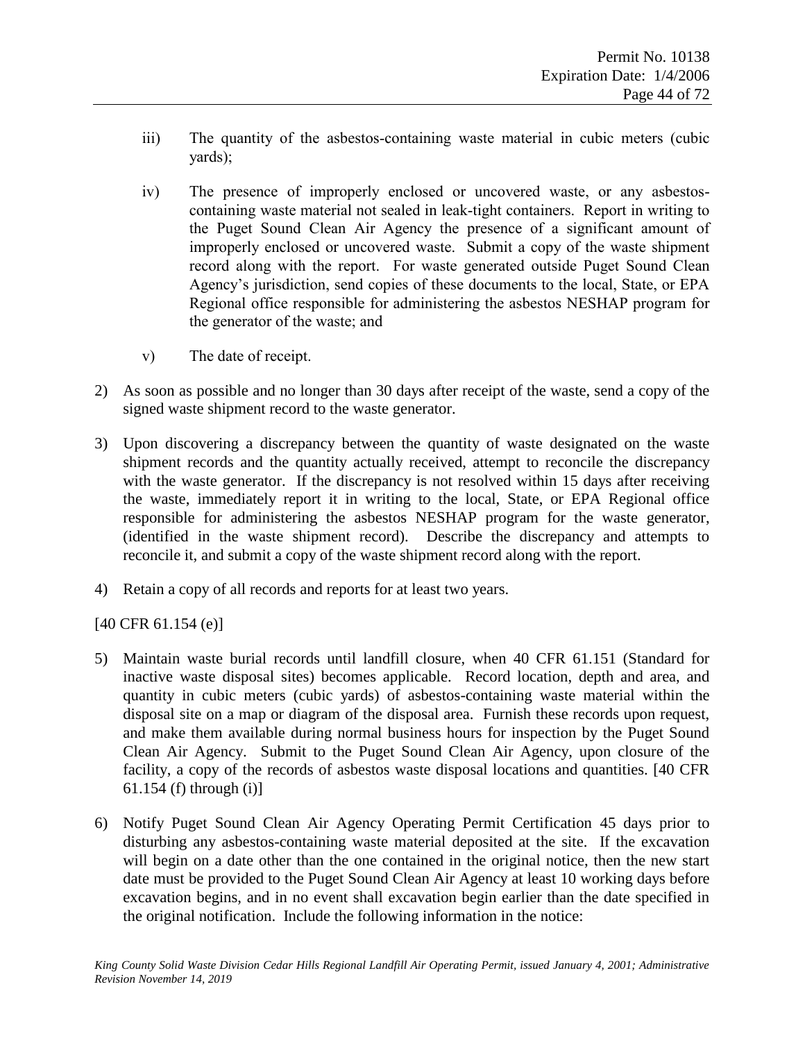iii) The quantity of the asbestos-containing waste material in cubic meters (cubic yards);

iv) The presence of improperly enclosed or uncovered waste, or any asbestos-containing waste material not sealed in leak-tight containers. Report in writing to the Puget Sound Clean Air Agency the presence of a significant amount of improperly enclosed or uncovered waste. Submit a copy of the waste shipment record along with the report. For waste generated outside Puget Sound Clean Agency's jurisdiction, send copies of these documents to the local, State, or EPA Regional office responsible for administering the asbestos NESHAP program for the generator of the waste; and

v) The date of receipt.

2) As soon as possible and no longer than 30 days after receipt of the waste, send a copy of the signed waste shipment record to the waste generator.

3) Upon discovering a discrepancy between the quantity of waste designated on the waste shipment records and the quantity actually received, attempt to reconcile the discrepancy with the waste generator. If the discrepancy is not resolved within 15 days after receiving the waste, immediately report it in writing to the local, State, or EPA Regional office responsible for administering the asbestos NESHAP program for the waste generator, (identified in the waste shipment record). Describe the discrepancy and attempts to reconcile it, and submit a copy of the waste shipment record along with the report.

4) Retain a copy of all records and reports for at least two years.

[40 CFR 61.154 (e)]

5) Maintain waste burial records until landfill closure, when 40 CFR 61.151 (Standard for inactive waste disposal sites) becomes applicable. Record location, depth and area, and quantity in cubic meters (cubic yards) of asbestos-containing waste material within the disposal site on a map or diagram of the disposal area. Furnish these records upon request, and make them available during normal business hours for inspection by the Puget Sound Clean Air Agency. Submit to the Puget Sound Clean Air Agency, upon closure of the facility, a copy of the records of asbestos waste disposal locations and quantities. [40 CFR 61.154 (f) through (i)]

6) Notify Puget Sound Clean Air Agency Operating Permit Certification 45 days prior to disturbing any asbestos-containing waste material deposited at the site. If the excavation will begin on a date other than the one contained in the original notice, then the new start date must be provided to the Puget Sound Clean Air Agency at least 10 working days before excavation begins, and in no event shall excavation begin earlier than the date specified in the original notification. Include the following information in the notice: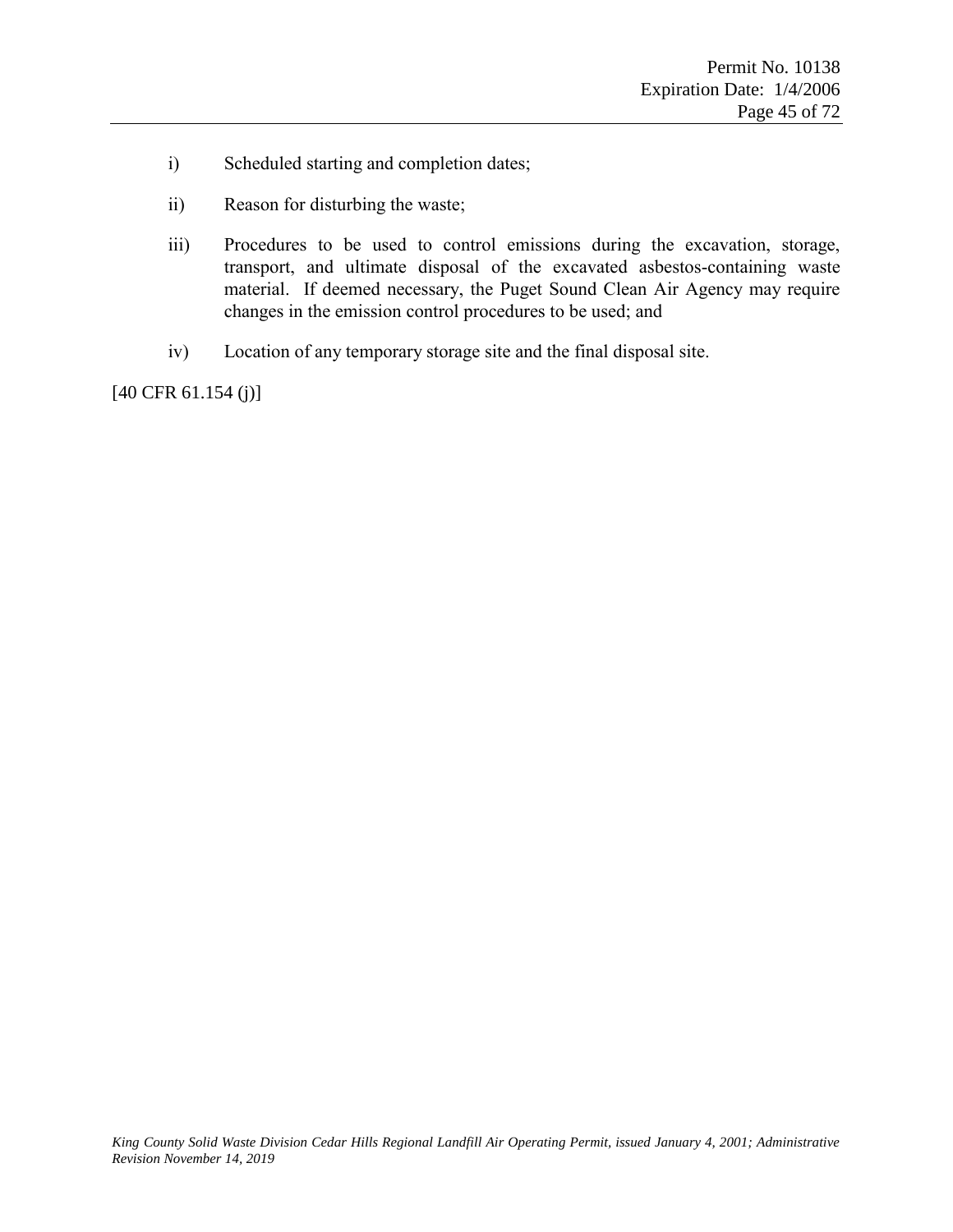i) Scheduled starting and completion dates;

ii) Reason for disturbing the waste;

iii) Procedures to be used to control emissions during the excavation, storage, transport, and ultimate disposal of the excavated asbestos-containing waste material. If deemed necessary, the Puget Sound Clean Air Agency may require changes in the emission control procedures to be used; and

iv) Location of any temporary storage site and the final disposal site.

[40 CFR 61.154 (j)]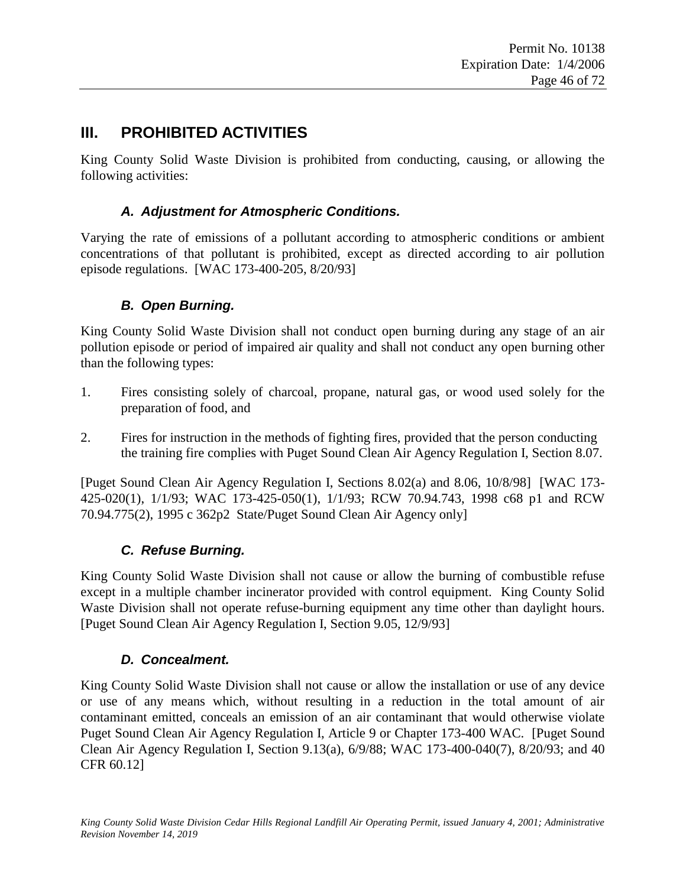## III. PROHIBITED ACTIVITIES

King County Solid Waste Division is prohibited from conducting, causing, or allowing the following activities:

### *A. Adjustment for Atmospheric Conditions.*

Varying the rate of emissions of a pollutant according to atmospheric conditions or ambient concentrations of that pollutant is prohibited, except as directed according to air pollution episode regulations. [WAC 173-400-205, 8/20/93]

### *B. Open Burning.*

King County Solid Waste Division shall not conduct open burning during any stage of an air pollution episode or period of impaired air quality and shall not conduct any open burning other than the following types:

1. Fires consisting solely of charcoal, propane, natural gas, or wood used solely for the preparation of food, and

2. Fires for instruction in the methods of fighting fires, provided that the person conducting the training fire complies with Puget Sound Clean Air Agency Regulation I, Section 8.07.

[Puget Sound Clean Air Agency Regulation I, Sections 8.02(a) and 8.06, 10/8/98] [WAC 173-425-020(1), 1/1/93; WAC 173-425-050(1), 1/1/93; RCW 70.94.743, 1998 c68 p1 and RCW 70.94.775(2), 1995 c 362p2 State/Puget Sound Clean Air Agency only]

### *C. Refuse Burning.*

King County Solid Waste Division shall not cause or allow the burning of combustible refuse except in a multiple chamber incinerator provided with control equipment. King County Solid Waste Division shall not operate refuse-burning equipment any time other than daylight hours. [Puget Sound Clean Air Agency Regulation I, Section 9.05, 12/9/93]

### *D. Concealment.*

King County Solid Waste Division shall not cause or allow the installation or use of any device or use of any means which, without resulting in a reduction in the total amount of air contaminant emitted, conceals an emission of an air contaminant that would otherwise violate Puget Sound Clean Air Agency Regulation I, Article 9 or Chapter 173-400 WAC. [Puget Sound Clean Air Agency Regulation I, Section 9.13(a), 6/9/88; WAC 173-400-040(7), 8/20/93; and 40 CFR 60.12]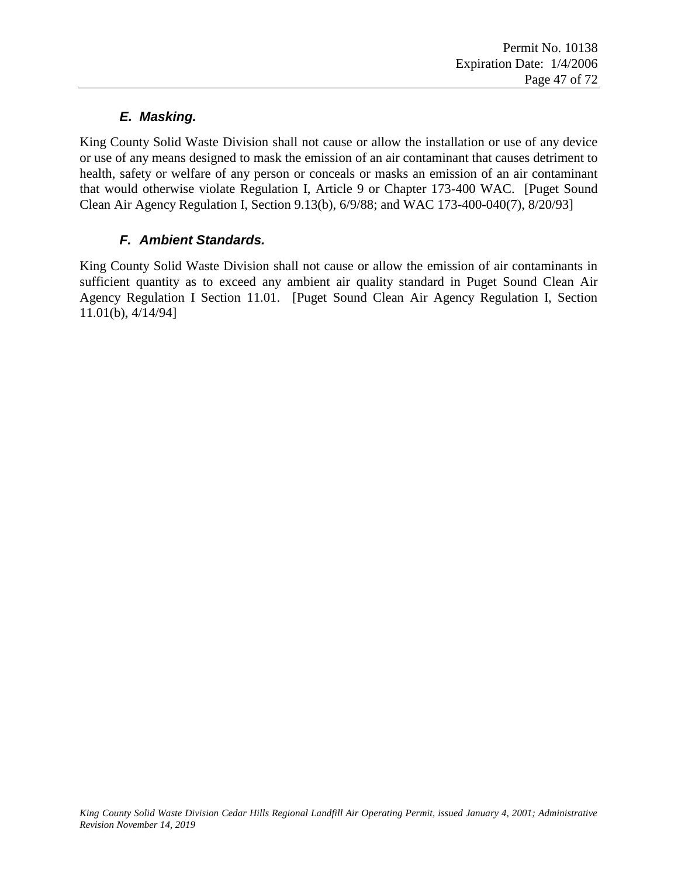### *E. Masking.*

King County Solid Waste Division shall not cause or allow the installation or use of any device or use of any means designed to mask the emission of an air contaminant that causes detriment to health, safety or welfare of any person or conceals or masks an emission of an air contaminant that would otherwise violate Regulation I, Article 9 or Chapter 173-400 WAC. [Puget Sound Clean Air Agency Regulation I, Section 9.13(b), 6/9/88; and WAC 173-400-040(7), 8/20/93]

### *F. Ambient Standards.*

King County Solid Waste Division shall not cause or allow the emission of air contaminants in sufficient quantity as to exceed any ambient air quality standard in Puget Sound Clean Air Agency Regulation I Section 11.01. [Puget Sound Clean Air Agency Regulation I, Section 11.01(b), 4/14/94]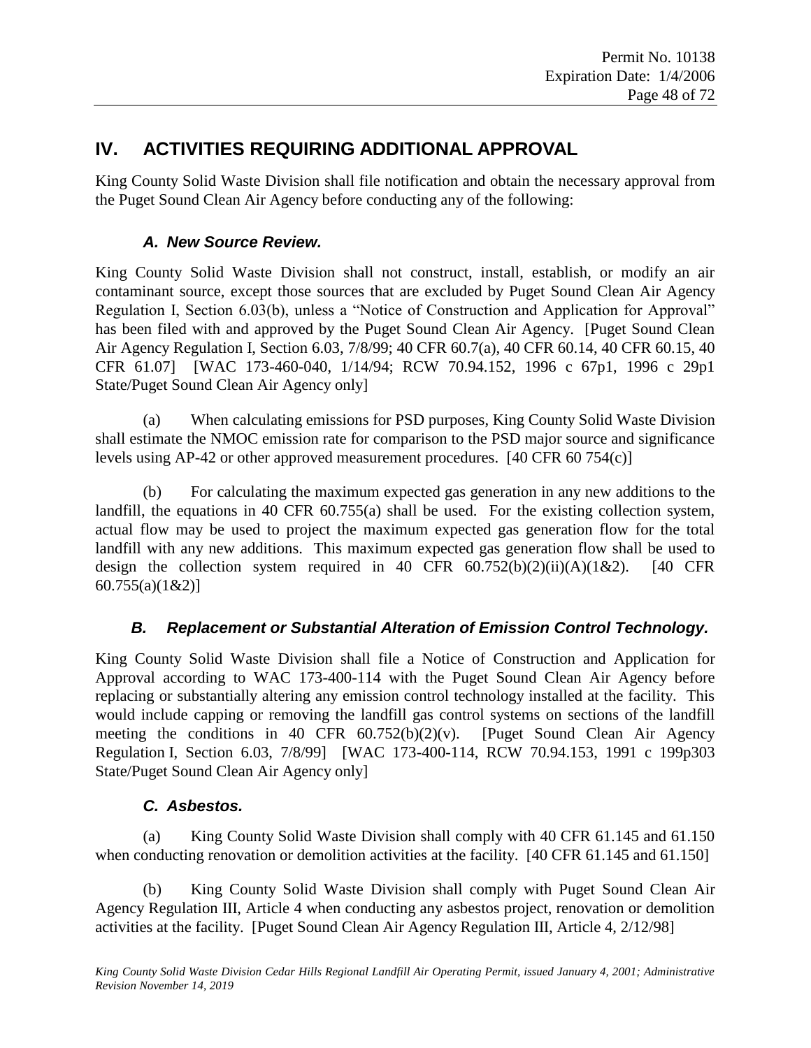## IV. ACTIVITIES REQUIRING ADDITIONAL APPROVAL

King County Solid Waste Division shall file notification and obtain the necessary approval from the Puget Sound Clean Air Agency before conducting any of the following:

### *A. New Source Review.*

King County Solid Waste Division shall not construct, install, establish, or modify an air contaminant source, except those sources that are excluded by Puget Sound Clean Air Agency Regulation I, Section 6.03(b), unless a "Notice of Construction and Application for Approval" has been filed with and approved by the Puget Sound Clean Air Agency. [Puget Sound Clean Air Agency Regulation I, Section 6.03, 7/8/99; 40 CFR 60.7(a), 40 CFR 60.14, 40 CFR 60.15, 40 CFR 61.07] [WAC 173-460-040, 1/14/94; RCW 70.94.152, 1996 c 67p1, 1996 c 29p1 State/Puget Sound Clean Air Agency only]

(a) When calculating emissions for PSD purposes, King County Solid Waste Division shall estimate the NMOC emission rate for comparison to the PSD major source and significance levels using AP-42 or other approved measurement procedures. [40 CFR 60 754(c)]

(b) For calculating the maximum expected gas generation in any new additions to the landfill, the equations in 40 CFR 60.755(a) shall be used. For the existing collection system, actual flow may be used to project the maximum expected gas generation flow for the total landfill with any new additions. This maximum expected gas generation flow shall be used to design the collection system required in 40 CFR 60.752(b)(2)(ii)(A)(1&2). [40 CFR 60.755(a)(1&2)]

### *B. Replacement or Substantial Alteration of Emission Control Technology.*

King County Solid Waste Division shall file a Notice of Construction and Application for Approval according to WAC 173-400-114 with the Puget Sound Clean Air Agency before replacing or substantially altering any emission control technology installed at the facility. This would include capping or removing the landfill gas control systems on sections of the landfill meeting the conditions in 40 CFR 60.752(b)(2)(v). [Puget Sound Clean Air Agency Regulation I, Section 6.03, 7/8/99] [WAC 173-400-114, RCW 70.94.153, 1991 c 199p303 State/Puget Sound Clean Air Agency only]

### *C. Asbestos.*

(a) King County Solid Waste Division shall comply with 40 CFR 61.145 and 61.150 when conducting renovation or demolition activities at the facility. [40 CFR 61.145 and 61.150]

(b) King County Solid Waste Division shall comply with Puget Sound Clean Air Agency Regulation III, Article 4 when conducting any asbestos project, renovation or demolition activities at the facility. [Puget Sound Clean Air Agency Regulation III, Article 4, 2/12/98]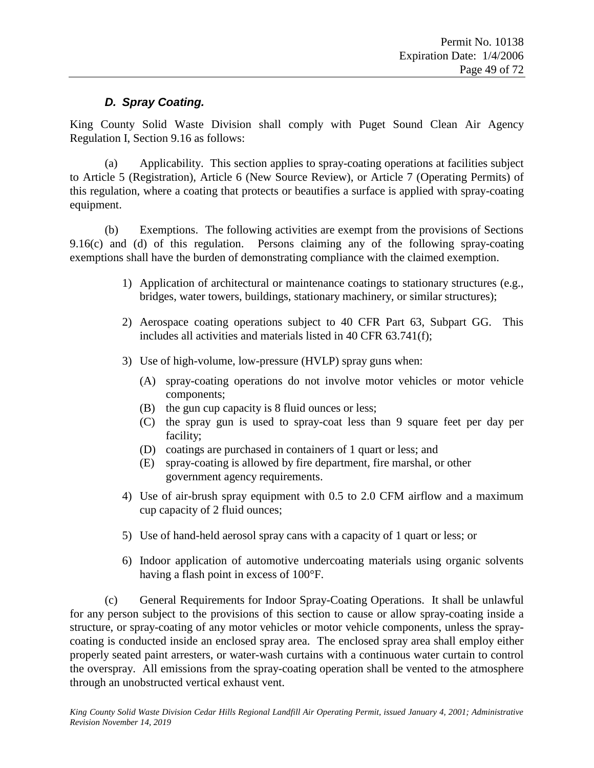### *D. Spray Coating.*

King County Solid Waste Division shall comply with Puget Sound Clean Air Agency Regulation I, Section 9.16 as follows:

(a) Applicability. This section applies to spray-coating operations at facilities subject to Article 5 (Registration), Article 6 (New Source Review), or Article 7 (Operating Permits) of this regulation, where a coating that protects or beautifies a surface is applied with spray-coating equipment.

(b) Exemptions. The following activities are exempt from the provisions of Sections 9.16(c) and (d) of this regulation. Persons claiming any of the following spray-coating exemptions shall have the burden of demonstrating compliance with the claimed exemption.

1) Application of architectural or maintenance coatings to stationary structures (e.g., bridges, water towers, buildings, stationary machinery, or similar structures);

2) Aerospace coating operations subject to 40 CFR Part 63, Subpart GG. This includes all activities and materials listed in 40 CFR 63.741(f);

3) Use of high-volume, low-pressure (HVLP) spray guns when:

   (A) spray-coating operations do not involve motor vehicles or motor vehicle components;
   (B) the gun cup capacity is 8 fluid ounces or less;
   (C) the spray gun is used to spray-coat less than 9 square feet per day per facility;
   (D) coatings are purchased in containers of 1 quart or less; and
   (E) spray-coating is allowed by fire department, fire marshal, or other government agency requirements.

4) Use of air-brush spray equipment with 0.5 to 2.0 CFM airflow and a maximum cup capacity of 2 fluid ounces;

5) Use of hand-held aerosol spray cans with a capacity of 1 quart or less; or

6) Indoor application of automotive undercoating materials using organic solvents having a flash point in excess of 100°F.

(c) General Requirements for Indoor Spray-Coating Operations. It shall be unlawful for any person subject to the provisions of this section to cause or allow spray-coating inside a structure, or spray-coating of any motor vehicles or motor vehicle components, unless the spray-coating is conducted inside an enclosed spray area. The enclosed spray area shall employ either properly seated paint arresters, or water-wash curtains with a continuous water curtain to control the overspray. All emissions from the spray-coating operation shall be vented to the atmosphere through an unobstructed vertical exhaust vent.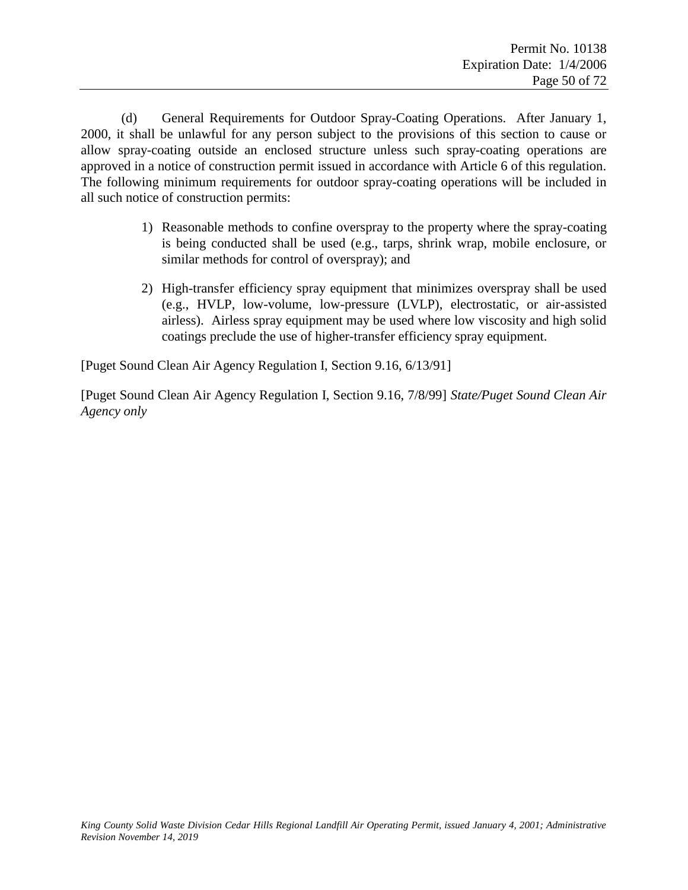(d) General Requirements for Outdoor Spray-Coating Operations. After January 1, 2000, it shall be unlawful for any person subject to the provisions of this section to cause or allow spray-coating outside an enclosed structure unless such spray-coating operations are approved in a notice of construction permit issued in accordance with Article 6 of this regulation. The following minimum requirements for outdoor spray-coating operations will be included in all such notice of construction permits:

1) Reasonable methods to confine overspray to the property where the spray-coating is being conducted shall be used (e.g., tarps, shrink wrap, mobile enclosure, or similar methods for control of overspray); and

2) High-transfer efficiency spray equipment that minimizes overspray shall be used (e.g., HVLP, low-volume, low-pressure (LVLP), electrostatic, or air-assisted airless). Airless spray equipment may be used where low viscosity and high solid coatings preclude the use of higher-transfer efficiency spray equipment.

[Puget Sound Clean Air Agency Regulation I, Section 9.16, 6/13/91]

[Puget Sound Clean Air Agency Regulation I, Section 9.16, 7/8/99] *State/Puget Sound Clean Air Agency only*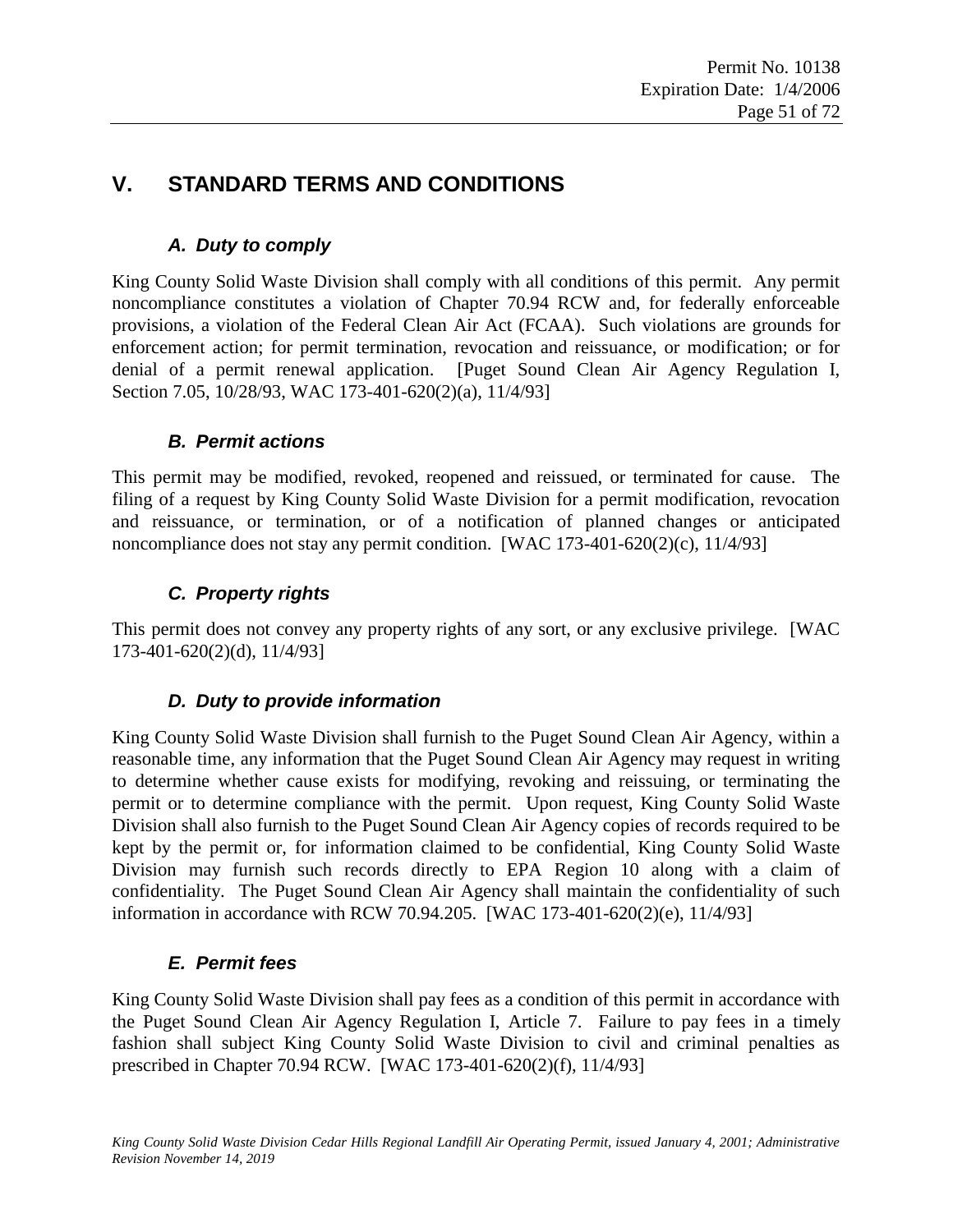# V. STANDARD TERMS AND CONDITIONS

### *A. Duty to comply*

King County Solid Waste Division shall comply with all conditions of this permit. Any permit noncompliance constitutes a violation of Chapter 70.94 RCW and, for federally enforceable provisions, a violation of the Federal Clean Air Act (FCAA). Such violations are grounds for enforcement action; for permit termination, revocation and reissuance, or modification; or for denial of a permit renewal application. [Puget Sound Clean Air Agency Regulation I, Section 7.05, 10/28/93, WAC 173-401-620(2)(a), 11/4/93]

### *B. Permit actions*

This permit may be modified, revoked, reopened and reissued, or terminated for cause. The filing of a request by King County Solid Waste Division for a permit modification, revocation and reissuance, or termination, or of a notification of planned changes or anticipated noncompliance does not stay any permit condition. [WAC 173-401-620(2)(c), 11/4/93]

### *C. Property rights*

This permit does not convey any property rights of any sort, or any exclusive privilege. [WAC 173-401-620(2)(d), 11/4/93]

### *D. Duty to provide information*

King County Solid Waste Division shall furnish to the Puget Sound Clean Air Agency, within a reasonable time, any information that the Puget Sound Clean Air Agency may request in writing to determine whether cause exists for modifying, revoking and reissuing, or terminating the permit or to determine compliance with the permit. Upon request, King County Solid Waste Division shall also furnish to the Puget Sound Clean Air Agency copies of records required to be kept by the permit or, for information claimed to be confidential, King County Solid Waste Division may furnish such records directly to EPA Region 10 along with a claim of confidentiality. The Puget Sound Clean Air Agency shall maintain the confidentiality of such information in accordance with RCW 70.94.205. [WAC 173-401-620(2)(e), 11/4/93]

### *E. Permit fees*

King County Solid Waste Division shall pay fees as a condition of this permit in accordance with the Puget Sound Clean Air Agency Regulation I, Article 7. Failure to pay fees in a timely fashion shall subject King County Solid Waste Division to civil and criminal penalties as prescribed in Chapter 70.94 RCW. [WAC 173-401-620(2)(f), 11/4/93]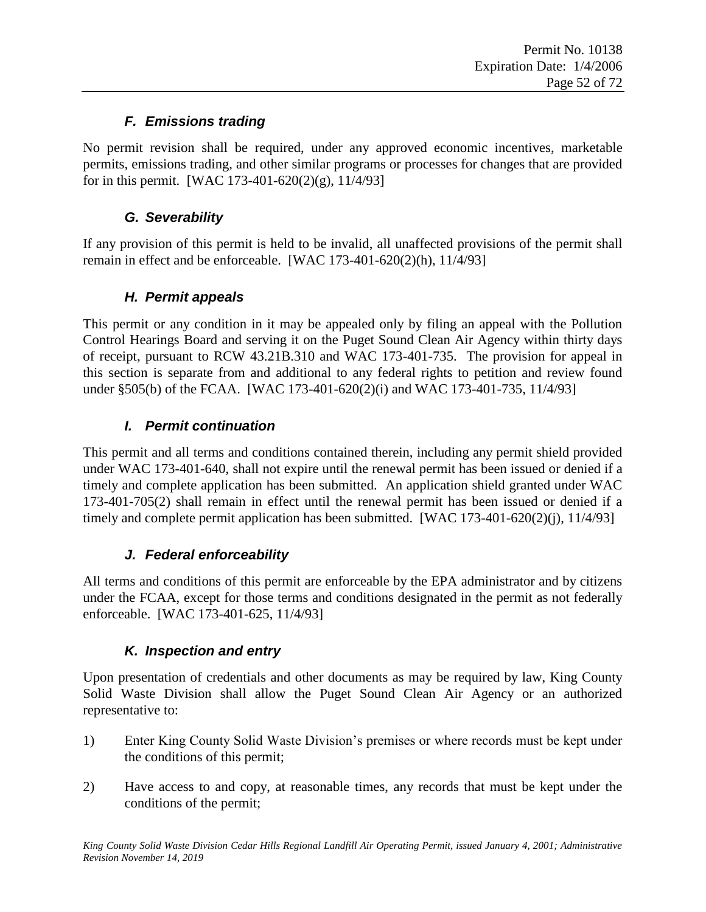### *F. Emissions trading*

No permit revision shall be required, under any approved economic incentives, marketable permits, emissions trading, and other similar programs or processes for changes that are provided for in this permit. [WAC 173-401-620(2)(g), 11/4/93]

### *G. Severability*

If any provision of this permit is held to be invalid, all unaffected provisions of the permit shall remain in effect and be enforceable. [WAC 173-401-620(2)(h), 11/4/93]

### *H. Permit appeals*

This permit or any condition in it may be appealed only by filing an appeal with the Pollution Control Hearings Board and serving it on the Puget Sound Clean Air Agency within thirty days of receipt, pursuant to RCW 43.21B.310 and WAC 173-401-735. The provision for appeal in this section is separate from and additional to any federal rights to petition and review found under §505(b) of the FCAA. [WAC 173-401-620(2)(i) and WAC 173-401-735, 11/4/93]

### *I. Permit continuation*

This permit and all terms and conditions contained therein, including any permit shield provided under WAC 173-401-640, shall not expire until the renewal permit has been issued or denied if a timely and complete application has been submitted. An application shield granted under WAC 173-401-705(2) shall remain in effect until the renewal permit has been issued or denied if a timely and complete permit application has been submitted. [WAC 173-401-620(2)(j), 11/4/93]

### *J. Federal enforceability*

All terms and conditions of this permit are enforceable by the EPA administrator and by citizens under the FCAA, except for those terms and conditions designated in the permit as not federally enforceable. [WAC 173-401-625, 11/4/93]

### *K. Inspection and entry*

Upon presentation of credentials and other documents as may be required by law, King County Solid Waste Division shall allow the Puget Sound Clean Air Agency or an authorized representative to:

1) Enter King County Solid Waste Division's premises or where records must be kept under the conditions of this permit;

2) Have access to and copy, at reasonable times, any records that must be kept under the conditions of the permit;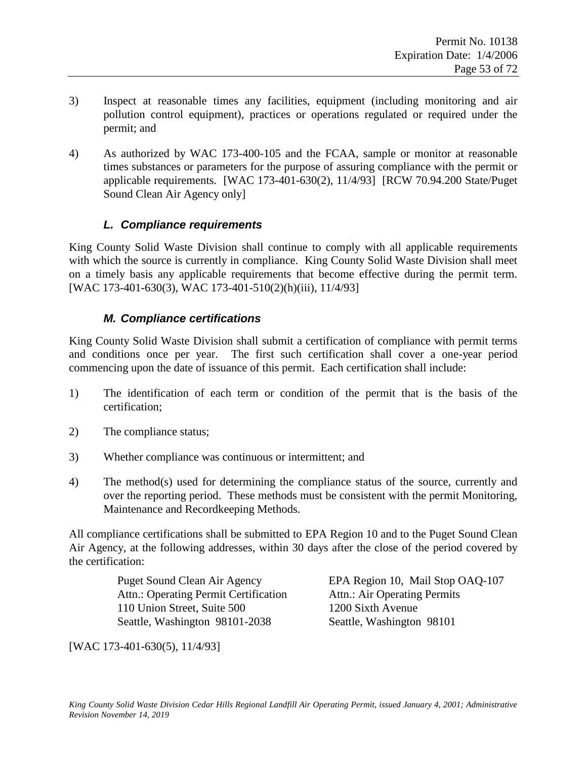3) Inspect at reasonable times any facilities, equipment (including monitoring and air pollution control equipment), practices or operations regulated or required under the permit; and

4) As authorized by WAC 173-400-105 and the FCAA, sample or monitor at reasonable times substances or parameters for the purpose of assuring compliance with the permit or applicable requirements. [WAC 173-401-630(2), 11/4/93] [RCW 70.94.200 State/Puget Sound Clean Air Agency only]

### *L. Compliance requirements*

King County Solid Waste Division shall continue to comply with all applicable requirements with which the source is currently in compliance. King County Solid Waste Division shall meet on a timely basis any applicable requirements that become effective during the permit term. [WAC 173-401-630(3), WAC 173-401-510(2)(h)(iii), 11/4/93]

### *M. Compliance certifications*

King County Solid Waste Division shall submit a certification of compliance with permit terms and conditions once per year. The first such certification shall cover a one-year period commencing upon the date of issuance of this permit. Each certification shall include:

1) The identification of each term or condition of the permit that is the basis of the certification;

2) The compliance status;

3) Whether compliance was continuous or intermittent; and

4) The method(s) used for determining the compliance status of the source, currently and over the reporting period. These methods must be consistent with the permit Monitoring, Maintenance and Recordkeeping Methods.

All compliance certifications shall be submitted to EPA Region 10 and to the Puget Sound Clean Air Agency, at the following addresses, within 30 days after the close of the period covered by the certification:

Puget Sound Clean Air Agency
Attn.: Operating Permit Certification
110 Union Street, Suite 500
Seattle, Washington 98101-2038

EPA Region 10, Mail Stop OAQ-107
Attn.: Air Operating Permits
1200 Sixth Avenue
Seattle, Washington 98101

[WAC 173-401-630(5), 11/4/93]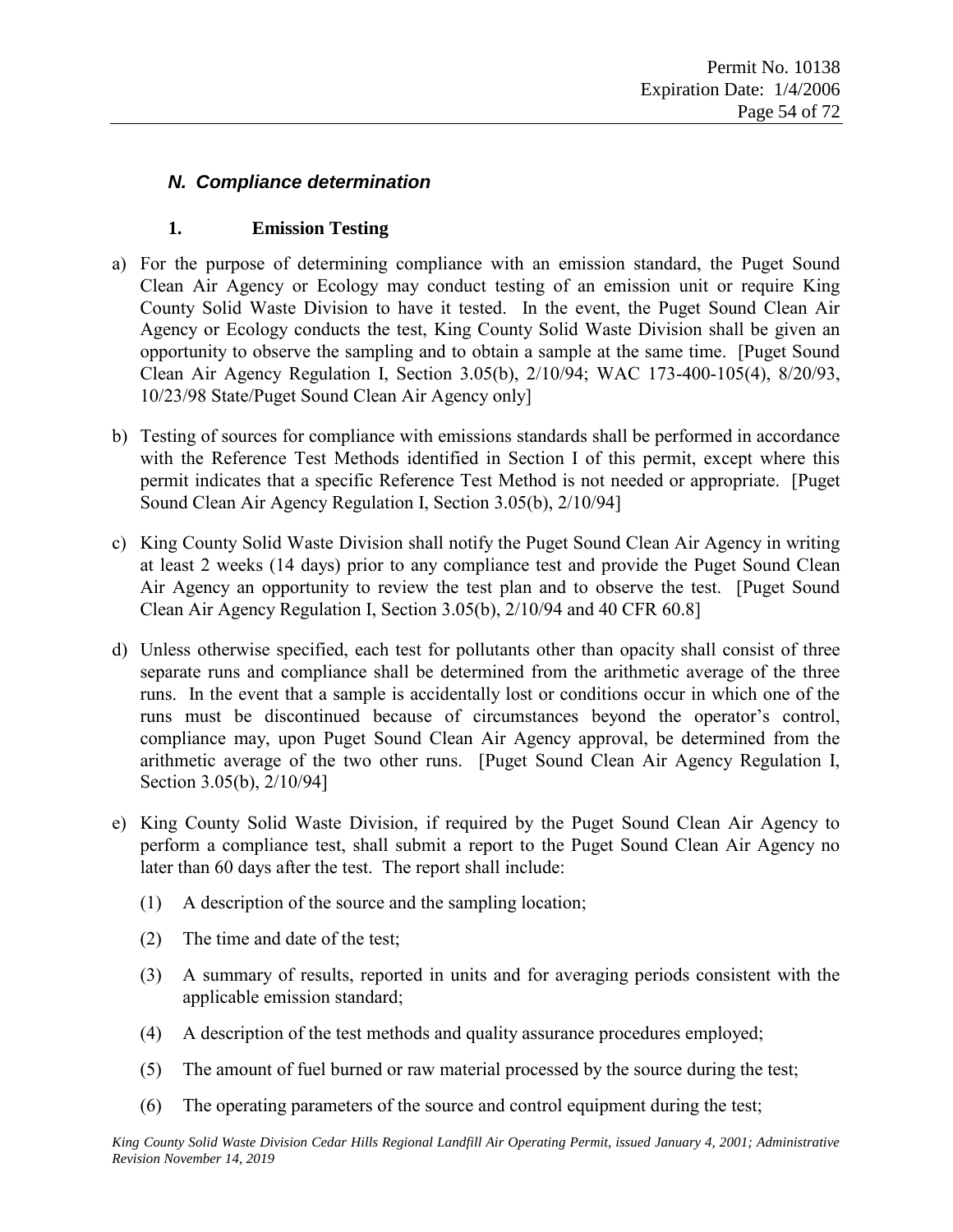## *N. Compliance determination*

### 1. Emission Testing

a) For the purpose of determining compliance with an emission standard, the Puget Sound Clean Air Agency or Ecology may conduct testing of an emission unit or require King County Solid Waste Division to have it tested. In the event, the Puget Sound Clean Air Agency or Ecology conducts the test, King County Solid Waste Division shall be given an opportunity to observe the sampling and to obtain a sample at the same time. [Puget Sound Clean Air Agency Regulation I, Section 3.05(b), 2/10/94; WAC 173-400-105(4), 8/20/93, 10/23/98 State/Puget Sound Clean Air Agency only]

b) Testing of sources for compliance with emissions standards shall be performed in accordance with the Reference Test Methods identified in Section I of this permit, except where this permit indicates that a specific Reference Test Method is not needed or appropriate. [Puget Sound Clean Air Agency Regulation I, Section 3.05(b), 2/10/94]

c) King County Solid Waste Division shall notify the Puget Sound Clean Air Agency in writing at least 2 weeks (14 days) prior to any compliance test and provide the Puget Sound Clean Air Agency an opportunity to review the test plan and to observe the test. [Puget Sound Clean Air Agency Regulation I, Section 3.05(b), 2/10/94 and 40 CFR 60.8]

d) Unless otherwise specified, each test for pollutants other than opacity shall consist of three separate runs and compliance shall be determined from the arithmetic average of the three runs. In the event that a sample is accidentally lost or conditions occur in which one of the runs must be discontinued because of circumstances beyond the operator's control, compliance may, upon Puget Sound Clean Air Agency approval, be determined from the arithmetic average of the two other runs. [Puget Sound Clean Air Agency Regulation I, Section 3.05(b), 2/10/94]

e) King County Solid Waste Division, if required by the Puget Sound Clean Air Agency to perform a compliance test, shall submit a report to the Puget Sound Clean Air Agency no later than 60 days after the test. The report shall include:

   (1) A description of the source and the sampling location;

   (2) The time and date of the test;

   (3) A summary of results, reported in units and for averaging periods consistent with the applicable emission standard;

   (4) A description of the test methods and quality assurance procedures employed;

   (5) The amount of fuel burned or raw material processed by the source during the test;

   (6) The operating parameters of the source and control equipment during the test;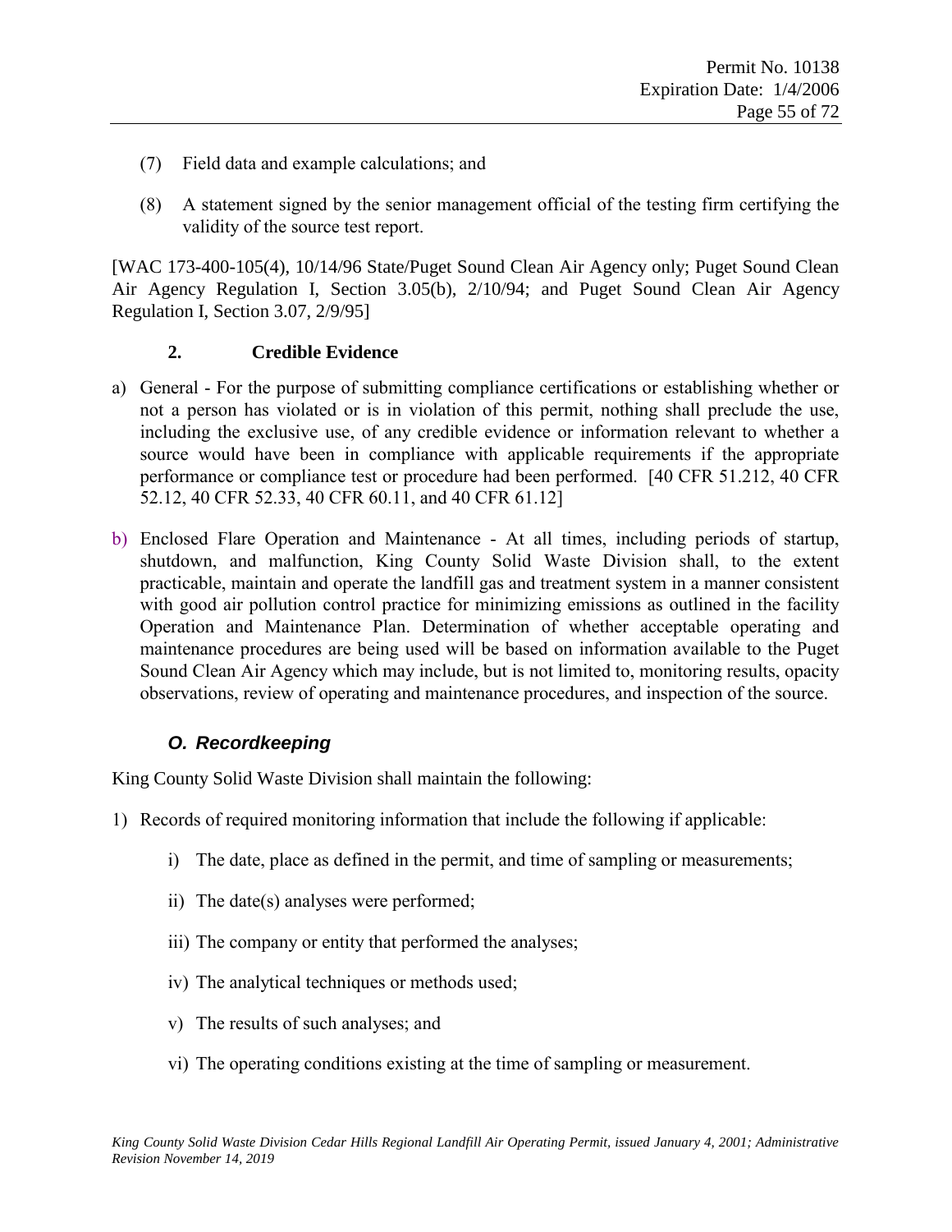(7) Field data and example calculations; and

(8) A statement signed by the senior management official of the testing firm certifying the validity of the source test report.

[WAC 173-400-105(4), 10/14/96 State/Puget Sound Clean Air Agency only; Puget Sound Clean Air Agency Regulation I, Section 3.05(b), 2/10/94; and Puget Sound Clean Air Agency Regulation I, Section 3.07, 2/9/95]

**2. Credible Evidence**

a) General - For the purpose of submitting compliance certifications or establishing whether or not a person has violated or is in violation of this permit, nothing shall preclude the use, including the exclusive use, of any credible evidence or information relevant to whether a source would have been in compliance with applicable requirements if the appropriate performance or compliance test or procedure had been performed. [40 CFR 51.212, 40 CFR 52.12, 40 CFR 52.33, 40 CFR 60.11, and 40 CFR 61.12]

b) Enclosed Flare Operation and Maintenance - At all times, including periods of startup, shutdown, and malfunction, King County Solid Waste Division shall, to the extent practicable, maintain and operate the landfill gas and treatment system in a manner consistent with good air pollution control practice for minimizing emissions as outlined in the facility Operation and Maintenance Plan. Determination of whether acceptable operating and maintenance procedures are being used will be based on information available to the Puget Sound Clean Air Agency which may include, but is not limited to, monitoring results, opacity observations, review of operating and maintenance procedures, and inspection of the source.

### *O. Recordkeeping*

King County Solid Waste Division shall maintain the following:

1) Records of required monitoring information that include the following if applicable:

   i) The date, place as defined in the permit, and time of sampling or measurements;

   ii) The date(s) analyses were performed;

   iii) The company or entity that performed the analyses;

   iv) The analytical techniques or methods used;

   v) The results of such analyses; and

   vi) The operating conditions existing at the time of sampling or measurement.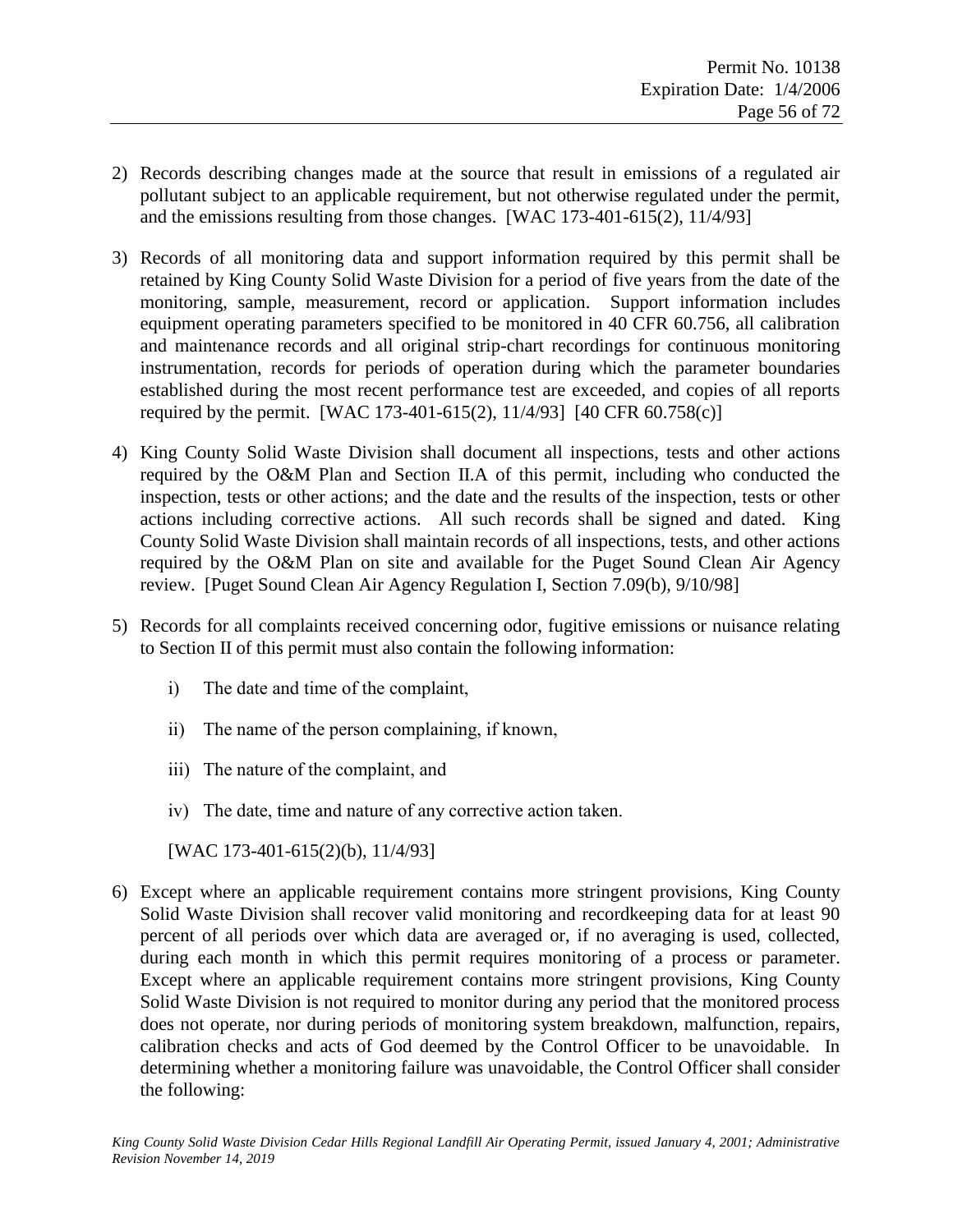2) Records describing changes made at the source that result in emissions of a regulated air pollutant subject to an applicable requirement, but not otherwise regulated under the permit, and the emissions resulting from those changes. [WAC 173-401-615(2), 11/4/93]

3) Records of all monitoring data and support information required by this permit shall be retained by King County Solid Waste Division for a period of five years from the date of the monitoring, sample, measurement, record or application. Support information includes equipment operating parameters specified to be monitored in 40 CFR 60.756, all calibration and maintenance records and all original strip-chart recordings for continuous monitoring instrumentation, records for periods of operation during which the parameter boundaries established during the most recent performance test are exceeded, and copies of all reports required by the permit. [WAC 173-401-615(2), 11/4/93] [40 CFR 60.758(c)]

4) King County Solid Waste Division shall document all inspections, tests and other actions required by the O&M Plan and Section II.A of this permit, including who conducted the inspection, tests or other actions; and the date and the results of the inspection, tests or other actions including corrective actions. All such records shall be signed and dated. King County Solid Waste Division shall maintain records of all inspections, tests, and other actions required by the O&M Plan on site and available for the Puget Sound Clean Air Agency review. [Puget Sound Clean Air Agency Regulation I, Section 7.09(b), 9/10/98]

5) Records for all complaints received concerning odor, fugitive emissions or nuisance relating to Section II of this permit must also contain the following information:

   i) The date and time of the complaint,

   ii) The name of the person complaining, if known,

   iii) The nature of the complaint, and

   iv) The date, time and nature of any corrective action taken.

   [WAC 173-401-615(2)(b), 11/4/93]

6) Except where an applicable requirement contains more stringent provisions, King County Solid Waste Division shall recover valid monitoring and recordkeeping data for at least 90 percent of all periods over which data are averaged or, if no averaging is used, collected, during each month in which this permit requires monitoring of a process or parameter. Except where an applicable requirement contains more stringent provisions, King County Solid Waste Division is not required to monitor during any period that the monitored process does not operate, nor during periods of monitoring system breakdown, malfunction, repairs, calibration checks and acts of God deemed by the Control Officer to be unavoidable. In determining whether a monitoring failure was unavoidable, the Control Officer shall consider the following: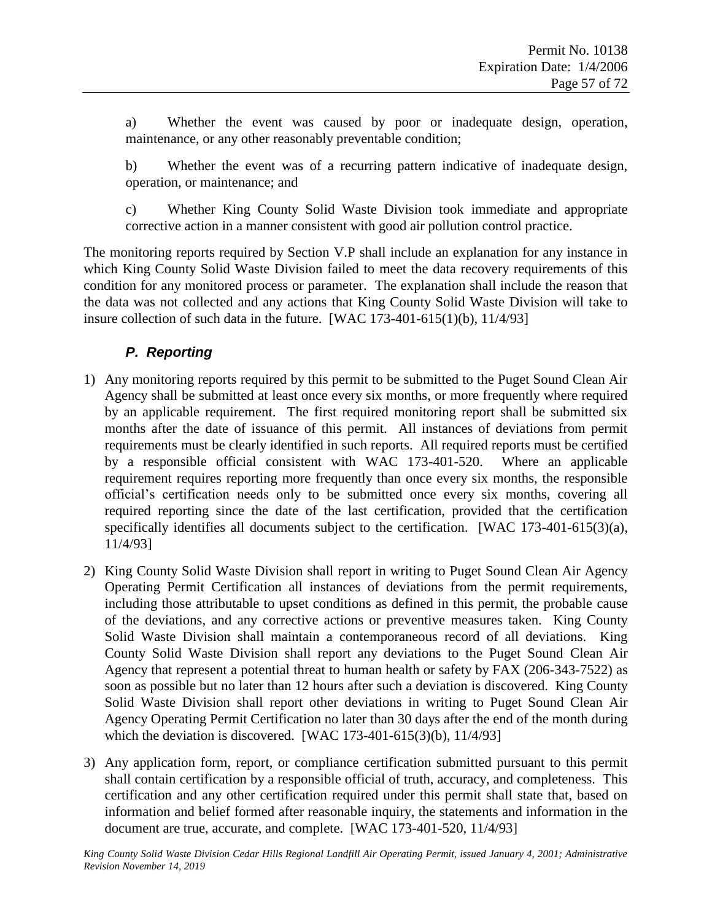a) Whether the event was caused by poor or inadequate design, operation, maintenance, or any other reasonably preventable condition;

b) Whether the event was of a recurring pattern indicative of inadequate design, operation, or maintenance; and

c) Whether King County Solid Waste Division took immediate and appropriate corrective action in a manner consistent with good air pollution control practice.

The monitoring reports required by Section V.P shall include an explanation for any instance in which King County Solid Waste Division failed to meet the data recovery requirements of this condition for any monitored process or parameter. The explanation shall include the reason that the data was not collected and any actions that King County Solid Waste Division will take to insure collection of such data in the future. [WAC 173-401-615(1)(b), 11/4/93]

### *P. Reporting*

1) Any monitoring reports required by this permit to be submitted to the Puget Sound Clean Air Agency shall be submitted at least once every six months, or more frequently where required by an applicable requirement. The first required monitoring report shall be submitted six months after the date of issuance of this permit. All instances of deviations from permit requirements must be clearly identified in such reports. All required reports must be certified by a responsible official consistent with WAC 173-401-520. Where an applicable requirement requires reporting more frequently than once every six months, the responsible official's certification needs only to be submitted once every six months, covering all required reporting since the date of the last certification, provided that the certification specifically identifies all documents subject to the certification. [WAC 173-401-615(3)(a), 11/4/93]

2) King County Solid Waste Division shall report in writing to Puget Sound Clean Air Agency Operating Permit Certification all instances of deviations from the permit requirements, including those attributable to upset conditions as defined in this permit, the probable cause of the deviations, and any corrective actions or preventive measures taken. King County Solid Waste Division shall maintain a contemporaneous record of all deviations. King County Solid Waste Division shall report any deviations to the Puget Sound Clean Air Agency that represent a potential threat to human health or safety by FAX (206-343-7522) as soon as possible but no later than 12 hours after such a deviation is discovered. King County Solid Waste Division shall report other deviations in writing to Puget Sound Clean Air Agency Operating Permit Certification no later than 30 days after the end of the month during which the deviation is discovered. [WAC 173-401-615(3)(b), 11/4/93]

3) Any application form, report, or compliance certification submitted pursuant to this permit shall contain certification by a responsible official of truth, accuracy, and completeness. This certification and any other certification required under this permit shall state that, based on information and belief formed after reasonable inquiry, the statements and information in the document are true, accurate, and complete. [WAC 173-401-520, 11/4/93]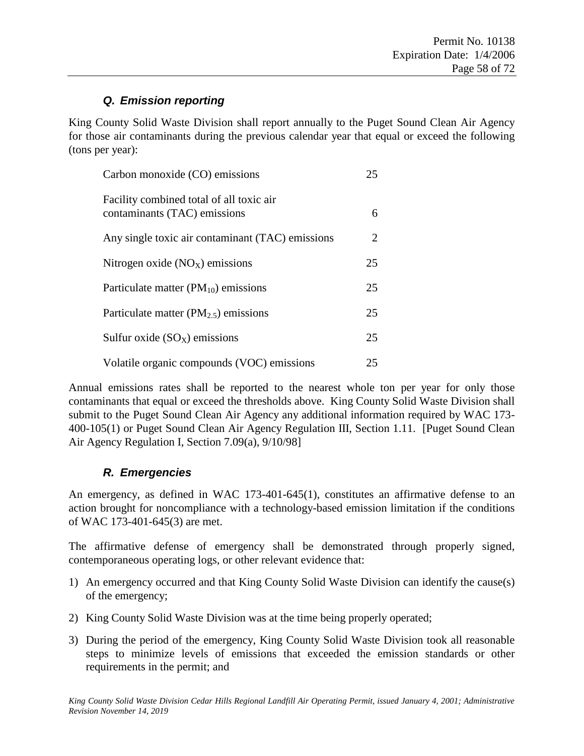### *Q. Emission reporting*

King County Solid Waste Division shall report annually to the Puget Sound Clean Air Agency for those air contaminants during the previous calendar year that equal or exceed the following (tons per year):

| | |
|---|---|
| Carbon monoxide (CO) emissions | 25 |
| Facility combined total of all toxic air contaminants (TAC) emissions | 6 |
| Any single toxic air contaminant (TAC) emissions | 2 |
| Nitrogen oxide ($NO_X$) emissions | 25 |
| Particulate matter ($PM_{10}$) emissions | 25 |
| Particulate matter ($PM_{2.5}$) emissions | 25 |
| Sulfur oxide ($SO_X$) emissions | 25 |
| Volatile organic compounds (VOC) emissions | 25 |

Annual emissions rates shall be reported to the nearest whole ton per year for only those contaminants that equal or exceed the thresholds above. King County Solid Waste Division shall submit to the Puget Sound Clean Air Agency any additional information required by WAC 173-400-105(1) or Puget Sound Clean Air Agency Regulation III, Section 1.11. [Puget Sound Clean Air Agency Regulation I, Section 7.09(a), 9/10/98]

### *R. Emergencies*

An emergency, as defined in WAC 173-401-645(1), constitutes an affirmative defense to an action brought for noncompliance with a technology-based emission limitation if the conditions of WAC 173-401-645(3) are met.

The affirmative defense of emergency shall be demonstrated through properly signed, contemporaneous operating logs, or other relevant evidence that:

1) An emergency occurred and that King County Solid Waste Division can identify the cause(s) of the emergency;
2) King County Solid Waste Division was at the time being properly operated;
3) During the period of the emergency, King County Solid Waste Division took all reasonable steps to minimize levels of emissions that exceeded the emission standards or other requirements in the permit; and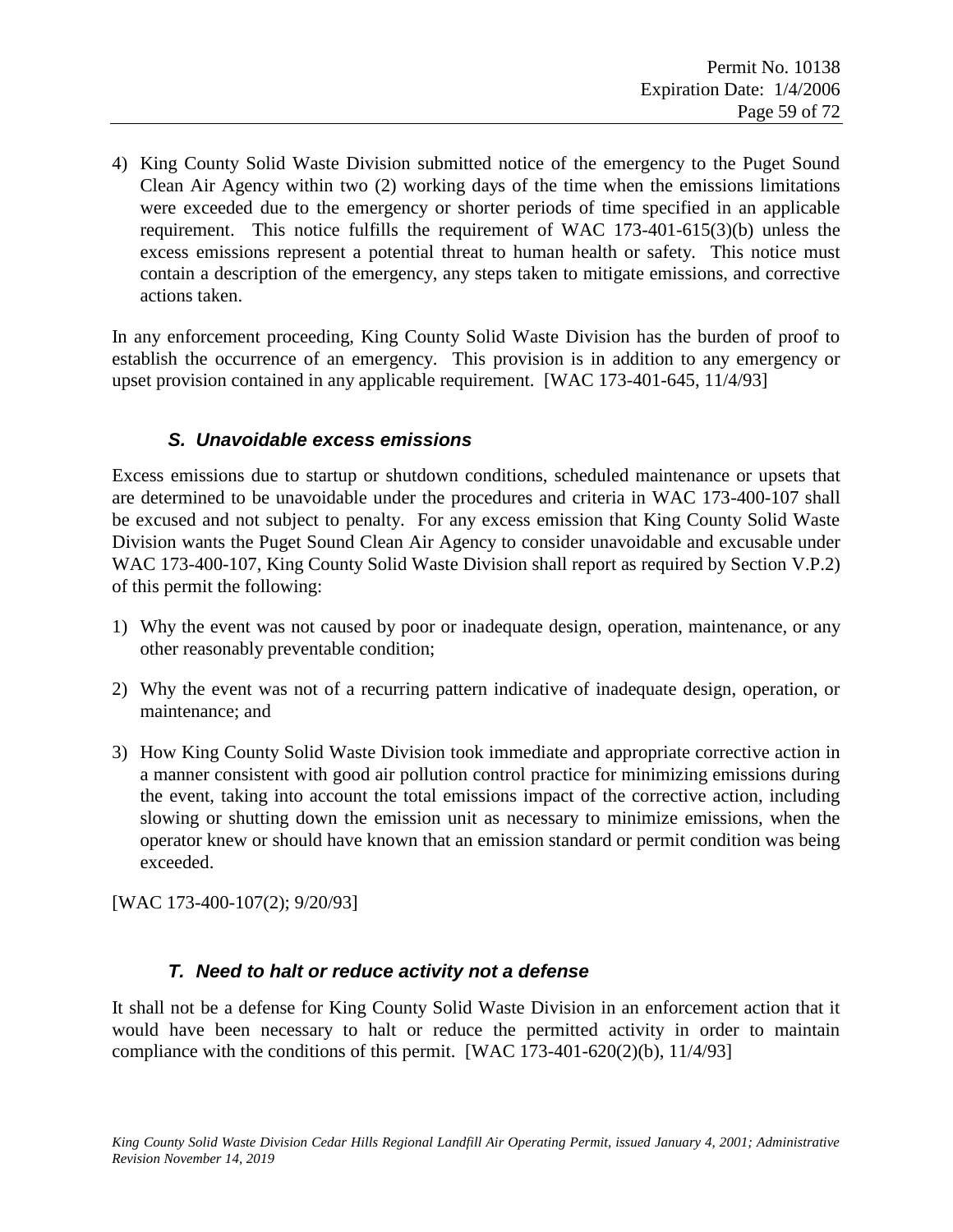4) King County Solid Waste Division submitted notice of the emergency to the Puget Sound Clean Air Agency within two (2) working days of the time when the emissions limitations were exceeded due to the emergency or shorter periods of time specified in an applicable requirement. This notice fulfills the requirement of WAC 173-401-615(3)(b) unless the excess emissions represent a potential threat to human health or safety. This notice must contain a description of the emergency, any steps taken to mitigate emissions, and corrective actions taken.

In any enforcement proceeding, King County Solid Waste Division has the burden of proof to establish the occurrence of an emergency. This provision is in addition to any emergency or upset provision contained in any applicable requirement. [WAC 173-401-645, 11/4/93]

### *S. Unavoidable excess emissions*

Excess emissions due to startup or shutdown conditions, scheduled maintenance or upsets that are determined to be unavoidable under the procedures and criteria in WAC 173-400-107 shall be excused and not subject to penalty. For any excess emission that King County Solid Waste Division wants the Puget Sound Clean Air Agency to consider unavoidable and excusable under WAC 173-400-107, King County Solid Waste Division shall report as required by Section V.P.2) of this permit the following:

1) Why the event was not caused by poor or inadequate design, operation, maintenance, or any other reasonably preventable condition;

2) Why the event was not of a recurring pattern indicative of inadequate design, operation, or maintenance; and

3) How King County Solid Waste Division took immediate and appropriate corrective action in a manner consistent with good air pollution control practice for minimizing emissions during the event, taking into account the total emissions impact of the corrective action, including slowing or shutting down the emission unit as necessary to minimize emissions, when the operator knew or should have known that an emission standard or permit condition was being exceeded.

[WAC 173-400-107(2); 9/20/93]

### *T. Need to halt or reduce activity not a defense*

It shall not be a defense for King County Solid Waste Division in an enforcement action that it would have been necessary to halt or reduce the permitted activity in order to maintain compliance with the conditions of this permit. [WAC 173-401-620(2)(b), 11/4/93]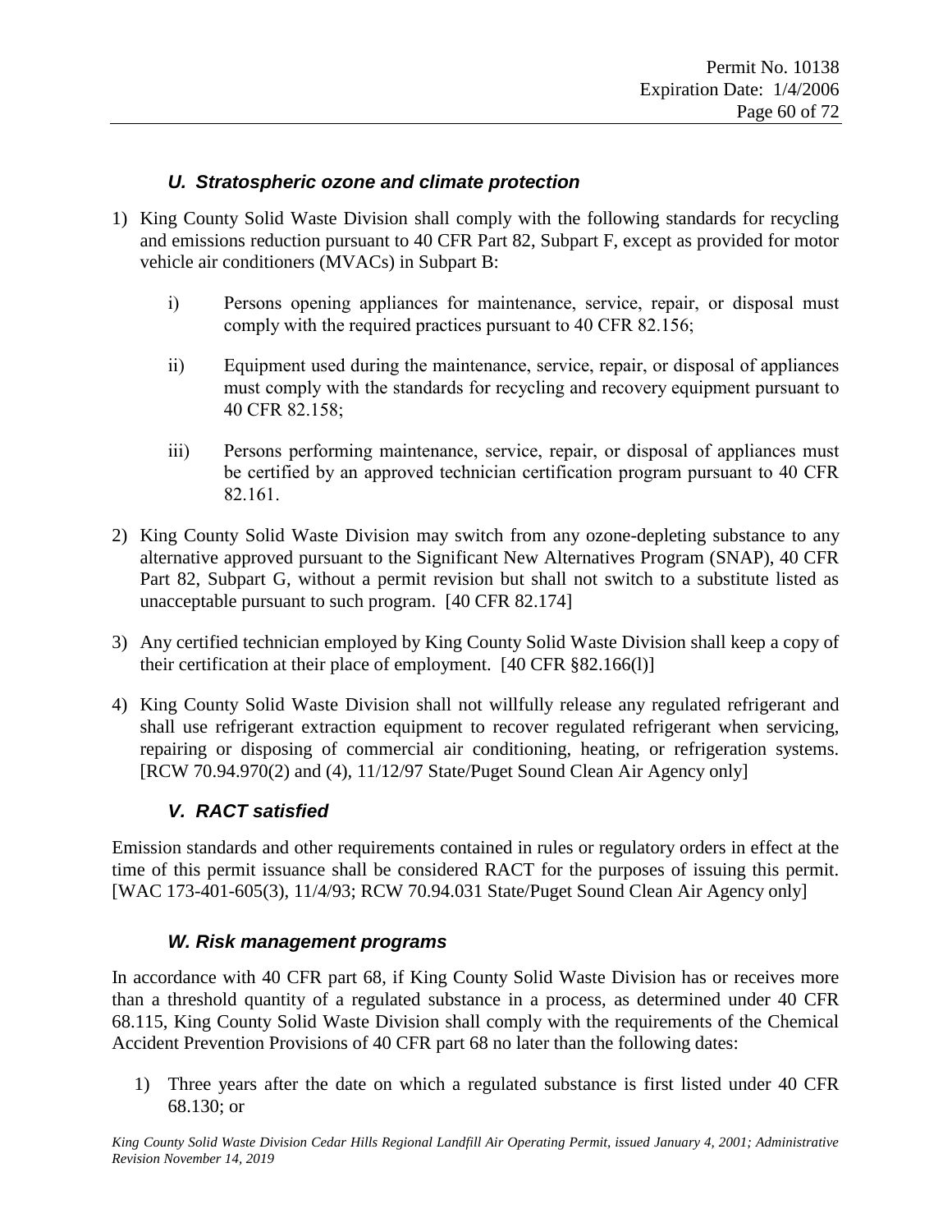### *U. Stratospheric ozone and climate protection*

1) King County Solid Waste Division shall comply with the following standards for recycling and emissions reduction pursuant to 40 CFR Part 82, Subpart F, except as provided for motor vehicle air conditioners (MVACs) in Subpart B:

   i) Persons opening appliances for maintenance, service, repair, or disposal must comply with the required practices pursuant to 40 CFR 82.156;

   ii) Equipment used during the maintenance, service, repair, or disposal of appliances must comply with the standards for recycling and recovery equipment pursuant to 40 CFR 82.158;

   iii) Persons performing maintenance, service, repair, or disposal of appliances must be certified by an approved technician certification program pursuant to 40 CFR 82.161.

2) King County Solid Waste Division may switch from any ozone-depleting substance to any alternative approved pursuant to the Significant New Alternatives Program (SNAP), 40 CFR Part 82, Subpart G, without a permit revision but shall not switch to a substitute listed as unacceptable pursuant to such program. [40 CFR 82.174]

3) Any certified technician employed by King County Solid Waste Division shall keep a copy of their certification at their place of employment. [40 CFR §82.166(l)]

4) King County Solid Waste Division shall not willfully release any regulated refrigerant and shall use refrigerant extraction equipment to recover regulated refrigerant when servicing, repairing or disposing of commercial air conditioning, heating, or refrigeration systems. [RCW 70.94.970(2) and (4), 11/12/97 State/Puget Sound Clean Air Agency only]

### *V. RACT satisfied*

Emission standards and other requirements contained in rules or regulatory orders in effect at the time of this permit issuance shall be considered RACT for the purposes of issuing this permit. [WAC 173-401-605(3), 11/4/93; RCW 70.94.031 State/Puget Sound Clean Air Agency only]

### *W. Risk management programs*

In accordance with 40 CFR part 68, if King County Solid Waste Division has or receives more than a threshold quantity of a regulated substance in a process, as determined under 40 CFR 68.115, King County Solid Waste Division shall comply with the requirements of the Chemical Accident Prevention Provisions of 40 CFR part 68 no later than the following dates:

1) Three years after the date on which a regulated substance is first listed under 40 CFR 68.130; or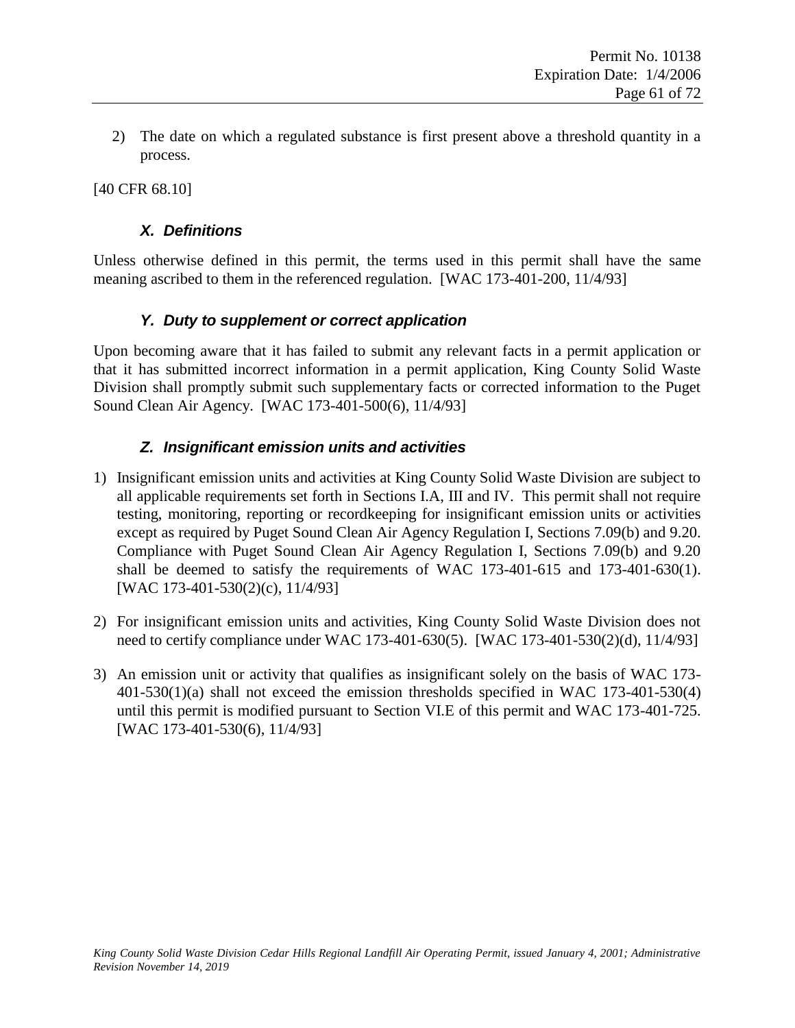2) The date on which a regulated substance is first present above a threshold quantity in a process.

[40 CFR 68.10]

### *X. Definitions*

Unless otherwise defined in this permit, the terms used in this permit shall have the same meaning ascribed to them in the referenced regulation. [WAC 173-401-200, 11/4/93]

### *Y. Duty to supplement or correct application*

Upon becoming aware that it has failed to submit any relevant facts in a permit application or that it has submitted incorrect information in a permit application, King County Solid Waste Division shall promptly submit such supplementary facts or corrected information to the Puget Sound Clean Air Agency. [WAC 173-401-500(6), 11/4/93]

### *Z. Insignificant emission units and activities*

1) Insignificant emission units and activities at King County Solid Waste Division are subject to all applicable requirements set forth in Sections I.A, III and IV. This permit shall not require testing, monitoring, reporting or recordkeeping for insignificant emission units or activities except as required by Puget Sound Clean Air Agency Regulation I, Sections 7.09(b) and 9.20. Compliance with Puget Sound Clean Air Agency Regulation I, Sections 7.09(b) and 9.20 shall be deemed to satisfy the requirements of WAC 173-401-615 and 173-401-630(1). [WAC 173-401-530(2)(c), 11/4/93]

2) For insignificant emission units and activities, King County Solid Waste Division does not need to certify compliance under WAC 173-401-630(5). [WAC 173-401-530(2)(d), 11/4/93]

3) An emission unit or activity that qualifies as insignificant solely on the basis of WAC 173-401-530(1)(a) shall not exceed the emission thresholds specified in WAC 173-401-530(4) until this permit is modified pursuant to Section VI.E of this permit and WAC 173-401-725. [WAC 173-401-530(6), 11/4/93]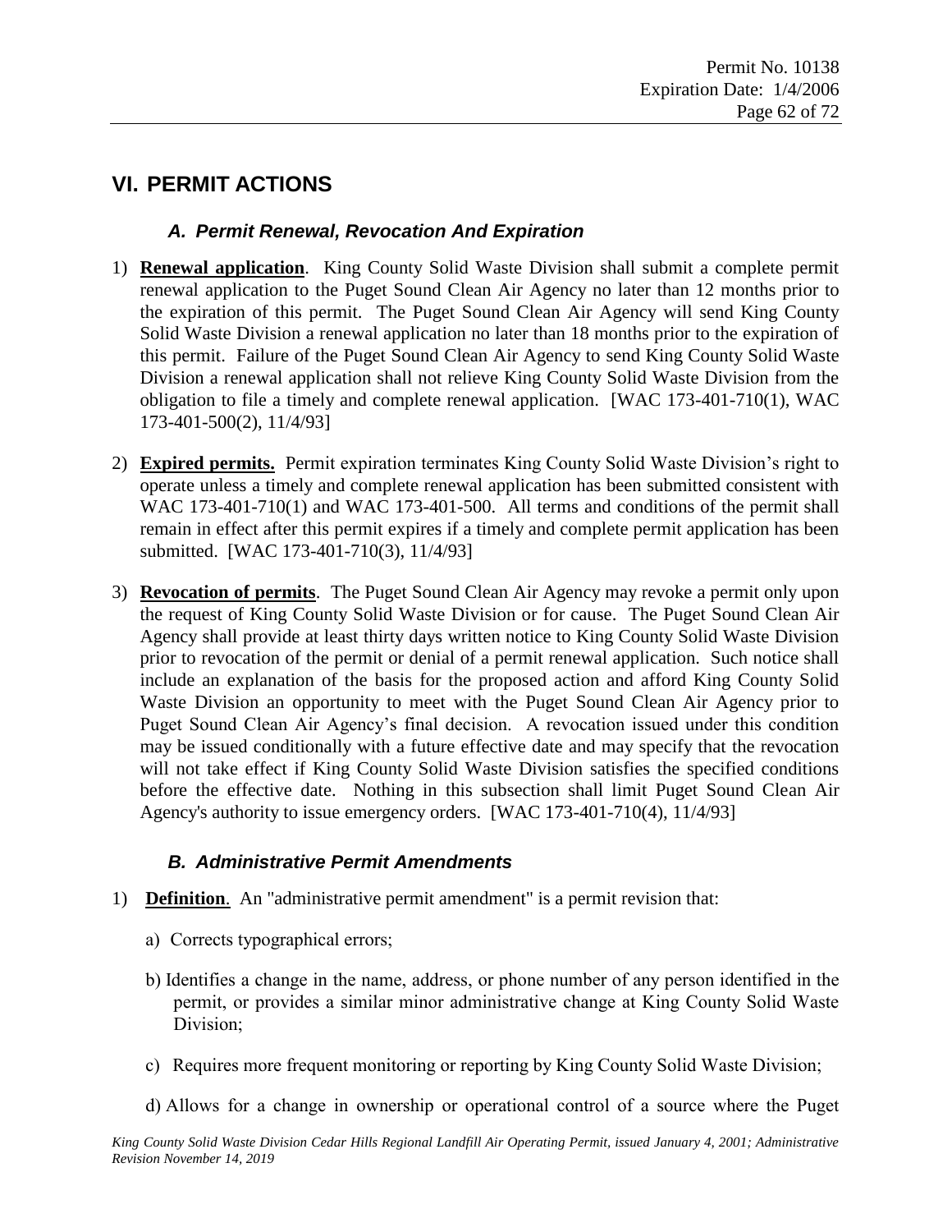## VI. PERMIT ACTIONS

### *A. Permit Renewal, Revocation And Expiration*

1) **Renewal application**. King County Solid Waste Division shall submit a complete permit renewal application to the Puget Sound Clean Air Agency no later than 12 months prior to the expiration of this permit. The Puget Sound Clean Air Agency will send King County Solid Waste Division a renewal application no later than 18 months prior to the expiration of this permit. Failure of the Puget Sound Clean Air Agency to send King County Solid Waste Division a renewal application shall not relieve King County Solid Waste Division from the obligation to file a timely and complete renewal application. [WAC 173-401-710(1), WAC 173-401-500(2), 11/4/93]

2) **Expired permits.** Permit expiration terminates King County Solid Waste Division's right to operate unless a timely and complete renewal application has been submitted consistent with WAC 173-401-710(1) and WAC 173-401-500. All terms and conditions of the permit shall remain in effect after this permit expires if a timely and complete permit application has been submitted. [WAC 173-401-710(3), 11/4/93]

3) **Revocation of permits**. The Puget Sound Clean Air Agency may revoke a permit only upon the request of King County Solid Waste Division or for cause. The Puget Sound Clean Air Agency shall provide at least thirty days written notice to King County Solid Waste Division prior to revocation of the permit or denial of a permit renewal application. Such notice shall include an explanation of the basis for the proposed action and afford King County Solid Waste Division an opportunity to meet with the Puget Sound Clean Air Agency prior to Puget Sound Clean Air Agency's final decision. A revocation issued under this condition may be issued conditionally with a future effective date and may specify that the revocation will not take effect if King County Solid Waste Division satisfies the specified conditions before the effective date. Nothing in this subsection shall limit Puget Sound Clean Air Agency's authority to issue emergency orders. [WAC 173-401-710(4), 11/4/93]

### *B. Administrative Permit Amendments*

1) **Definition**. An "administrative permit amendment" is a permit revision that:

   a) Corrects typographical errors;

   b) Identifies a change in the name, address, or phone number of any person identified in the permit, or provides a similar minor administrative change at King County Solid Waste Division;

   c) Requires more frequent monitoring or reporting by King County Solid Waste Division;

   d) Allows for a change in ownership or operational control of a source where the Puget

*King County Solid Waste Division Cedar Hills Regional Landfill Air Operating Permit, issued January 4, 2001; Administrative Revision November 14, 2019*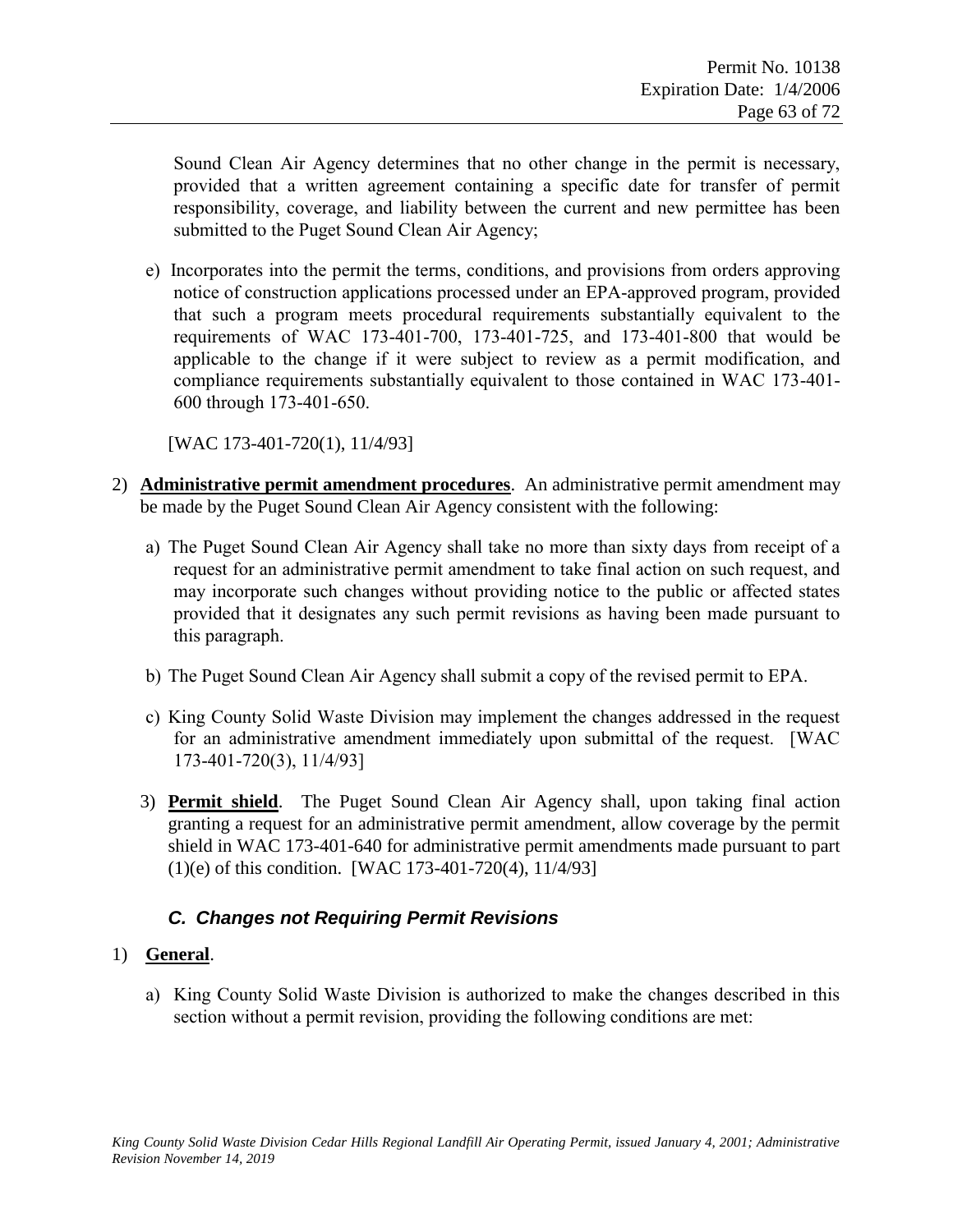Sound Clean Air Agency determines that no other change in the permit is necessary, provided that a written agreement containing a specific date for transfer of permit responsibility, coverage, and liability between the current and new permittee has been submitted to the Puget Sound Clean Air Agency;

e) Incorporates into the permit the terms, conditions, and provisions from orders approving notice of construction applications processed under an EPA-approved program, provided that such a program meets procedural requirements substantially equivalent to the requirements of WAC 173-401-700, 173-401-725, and 173-401-800 that would be applicable to the change if it were subject to review as a permit modification, and compliance requirements substantially equivalent to those contained in WAC 173-401-600 through 173-401-650.

[WAC 173-401-720(1), 11/4/93]

2) **Administrative permit amendment procedures**. An administrative permit amendment may be made by the Puget Sound Clean Air Agency consistent with the following:

a) The Puget Sound Clean Air Agency shall take no more than sixty days from receipt of a request for an administrative permit amendment to take final action on such request, and may incorporate such changes without providing notice to the public or affected states provided that it designates any such permit revisions as having been made pursuant to this paragraph.

b) The Puget Sound Clean Air Agency shall submit a copy of the revised permit to EPA.

c) King County Solid Waste Division may implement the changes addressed in the request for an administrative amendment immediately upon submittal of the request. [WAC 173-401-720(3), 11/4/93]

3) **Permit shield**. The Puget Sound Clean Air Agency shall, upon taking final action granting a request for an administrative permit amendment, allow coverage by the permit shield in WAC 173-401-640 for administrative permit amendments made pursuant to part (1)(e) of this condition. [WAC 173-401-720(4), 11/4/93]

### *C. Changes not Requiring Permit Revisions*

1) **General**.

a) King County Solid Waste Division is authorized to make the changes described in this section without a permit revision, providing the following conditions are met: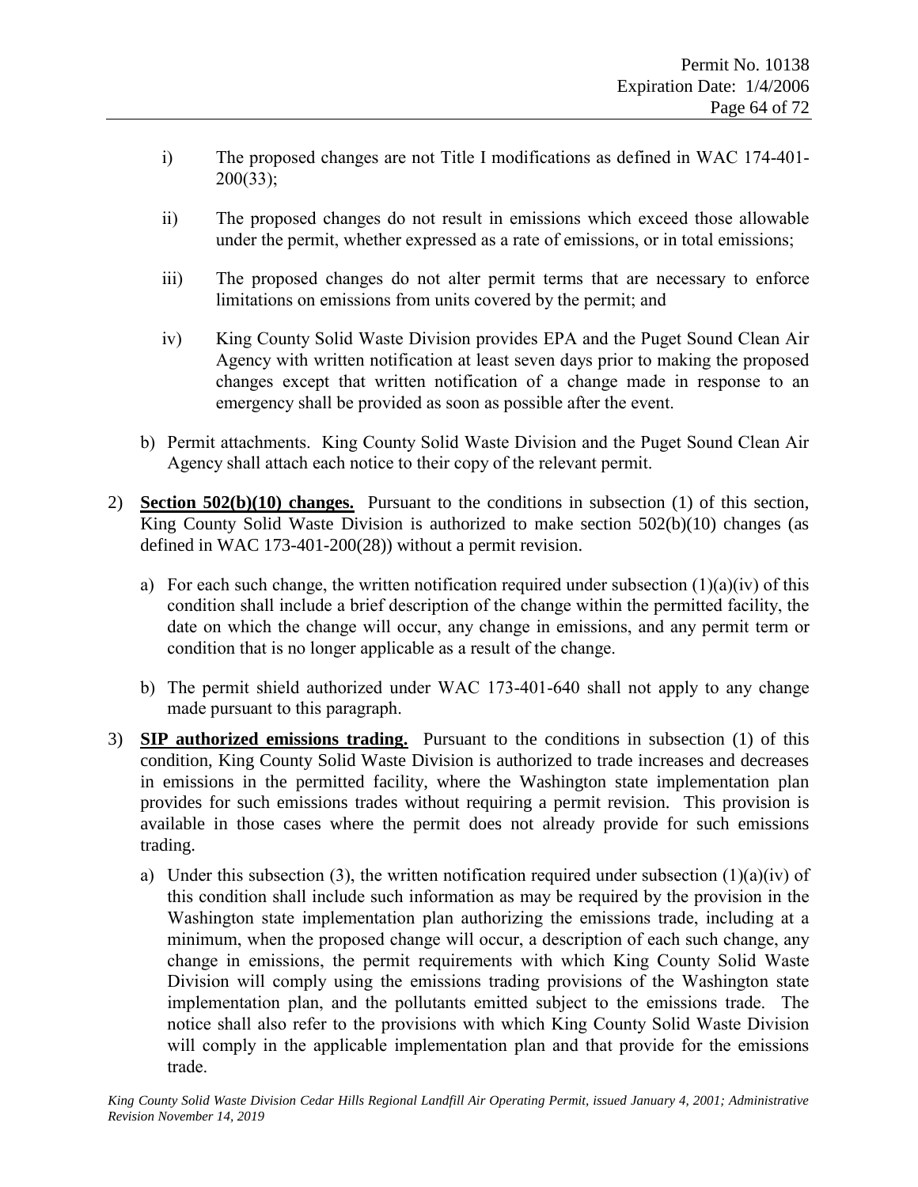i) The proposed changes are not Title I modifications as defined in WAC 174-401-200(33);

ii) The proposed changes do not result in emissions which exceed those allowable under the permit, whether expressed as a rate of emissions, or in total emissions;

iii) The proposed changes do not alter permit terms that are necessary to enforce limitations on emissions from units covered by the permit; and

iv) King County Solid Waste Division provides EPA and the Puget Sound Clean Air Agency with written notification at least seven days prior to making the proposed changes except that written notification of a change made in response to an emergency shall be provided as soon as possible after the event.

b) Permit attachments. King County Solid Waste Division and the Puget Sound Clean Air Agency shall attach each notice to their copy of the relevant permit.

2) **Section 502(b)(10) changes.** Pursuant to the conditions in subsection (1) of this section, King County Solid Waste Division is authorized to make section 502(b)(10) changes (as defined in WAC 173-401-200(28)) without a permit revision.

   a) For each such change, the written notification required under subsection (1)(a)(iv) of this condition shall include a brief description of the change within the permitted facility, the date on which the change will occur, any change in emissions, and any permit term or condition that is no longer applicable as a result of the change.

   b) The permit shield authorized under WAC 173-401-640 shall not apply to any change made pursuant to this paragraph.

3) **SIP authorized emissions trading.** Pursuant to the conditions in subsection (1) of this condition, King County Solid Waste Division is authorized to trade increases and decreases in emissions in the permitted facility, where the Washington state implementation plan provides for such emissions trades without requiring a permit revision. This provision is available in those cases where the permit does not already provide for such emissions trading.

   a) Under this subsection (3), the written notification required under subsection (1)(a)(iv) of this condition shall include such information as may be required by the provision in the Washington state implementation plan authorizing the emissions trade, including at a minimum, when the proposed change will occur, a description of each such change, any change in emissions, the permit requirements with which King County Solid Waste Division will comply using the emissions trading provisions of the Washington state implementation plan, and the pollutants emitted subject to the emissions trade. The notice shall also refer to the provisions with which King County Solid Waste Division will comply in the applicable implementation plan and that provide for the emissions trade.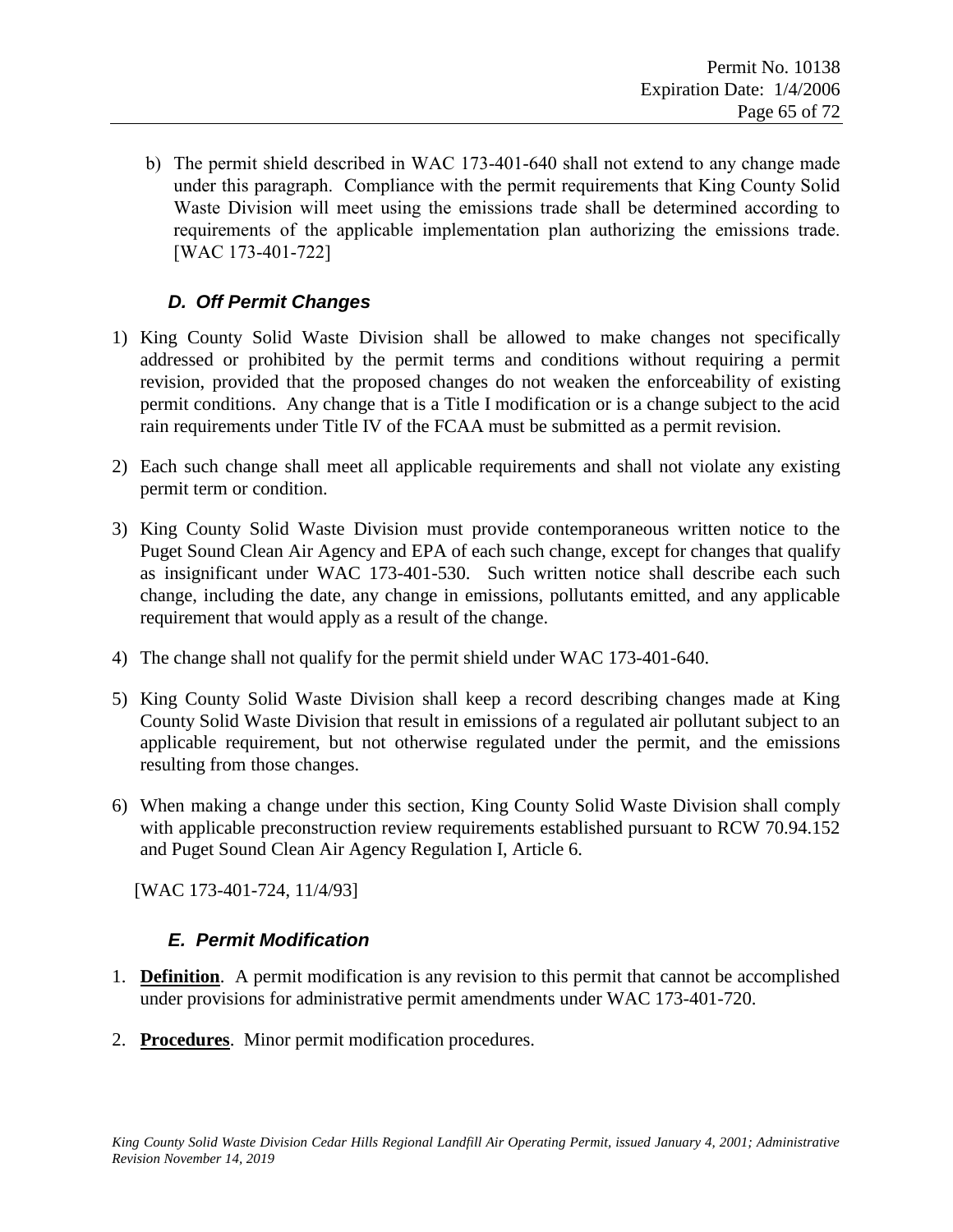b) The permit shield described in WAC 173-401-640 shall not extend to any change made under this paragraph. Compliance with the permit requirements that King County Solid Waste Division will meet using the emissions trade shall be determined according to requirements of the applicable implementation plan authorizing the emissions trade. [WAC 173-401-722]

### *D. Off Permit Changes*

1) King County Solid Waste Division shall be allowed to make changes not specifically addressed or prohibited by the permit terms and conditions without requiring a permit revision, provided that the proposed changes do not weaken the enforceability of existing permit conditions. Any change that is a Title I modification or is a change subject to the acid rain requirements under Title IV of the FCAA must be submitted as a permit revision.

2) Each such change shall meet all applicable requirements and shall not violate any existing permit term or condition.

3) King County Solid Waste Division must provide contemporaneous written notice to the Puget Sound Clean Air Agency and EPA of each such change, except for changes that qualify as insignificant under WAC 173-401-530. Such written notice shall describe each such change, including the date, any change in emissions, pollutants emitted, and any applicable requirement that would apply as a result of the change.

4) The change shall not qualify for the permit shield under WAC 173-401-640.

5) King County Solid Waste Division shall keep a record describing changes made at King County Solid Waste Division that result in emissions of a regulated air pollutant subject to an applicable requirement, but not otherwise regulated under the permit, and the emissions resulting from those changes.

6) When making a change under this section, King County Solid Waste Division shall comply with applicable preconstruction review requirements established pursuant to RCW 70.94.152 and Puget Sound Clean Air Agency Regulation I, Article 6.

[WAC 173-401-724, 11/4/93]

### *E. Permit Modification*

1. **Definition**. A permit modification is any revision to this permit that cannot be accomplished under provisions for administrative permit amendments under WAC 173-401-720.

2. **Procedures**. Minor permit modification procedures.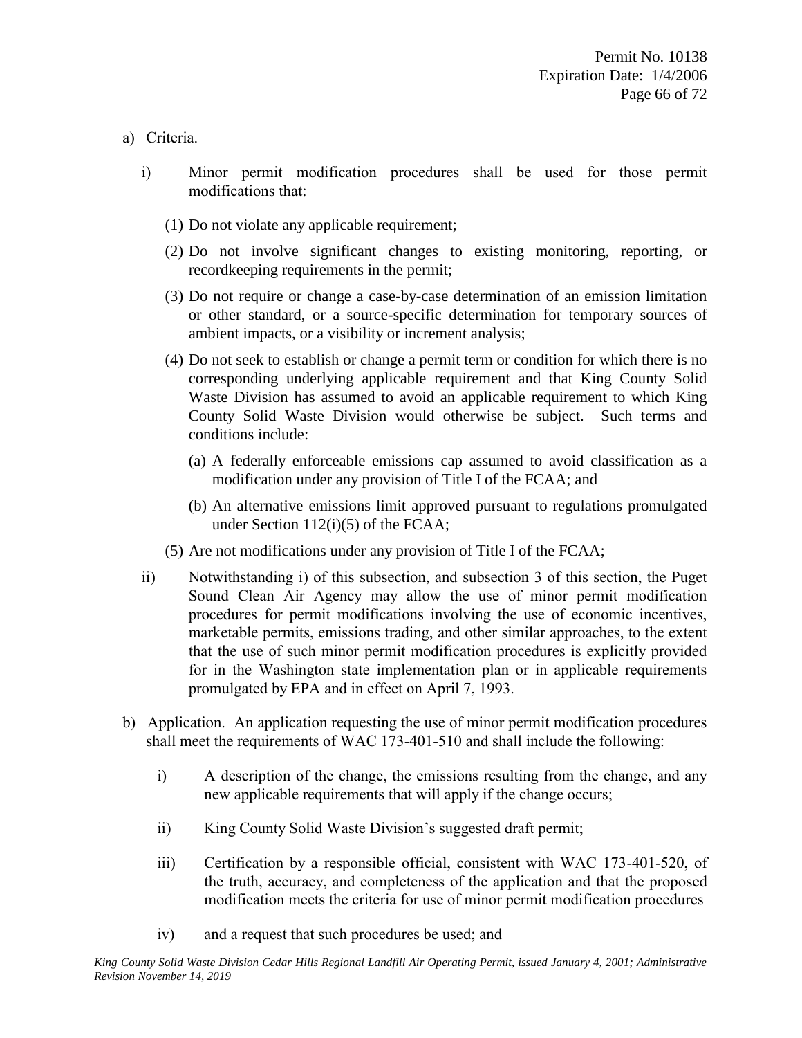a) Criteria.

   i) Minor permit modification procedures shall be used for those permit modifications that:

      (1) Do not violate any applicable requirement;

      (2) Do not involve significant changes to existing monitoring, reporting, or recordkeeping requirements in the permit;

      (3) Do not require or change a case-by-case determination of an emission limitation or other standard, or a source-specific determination for temporary sources of ambient impacts, or a visibility or increment analysis;

      (4) Do not seek to establish or change a permit term or condition for which there is no corresponding underlying applicable requirement and that King County Solid Waste Division has assumed to avoid an applicable requirement to which King County Solid Waste Division would otherwise be subject. Such terms and conditions include:

         (a) A federally enforceable emissions cap assumed to avoid classification as a modification under any provision of Title I of the FCAA; and

         (b) An alternative emissions limit approved pursuant to regulations promulgated under Section 112(i)(5) of the FCAA;

      (5) Are not modifications under any provision of Title I of the FCAA;

   ii) Notwithstanding i) of this subsection, and subsection 3 of this section, the Puget Sound Clean Air Agency may allow the use of minor permit modification procedures for permit modifications involving the use of economic incentives, marketable permits, emissions trading, and other similar approaches, to the extent that the use of such minor permit modification procedures is explicitly provided for in the Washington state implementation plan or in applicable requirements promulgated by EPA and in effect on April 7, 1993.

b) Application. An application requesting the use of minor permit modification procedures shall meet the requirements of WAC 173-401-510 and shall include the following:

   i) A description of the change, the emissions resulting from the change, and any new applicable requirements that will apply if the change occurs;

   ii) King County Solid Waste Division's suggested draft permit;

   iii) Certification by a responsible official, consistent with WAC 173-401-520, of the truth, accuracy, and completeness of the application and that the proposed modification meets the criteria for use of minor permit modification procedures

   iv) and a request that such procedures be used; and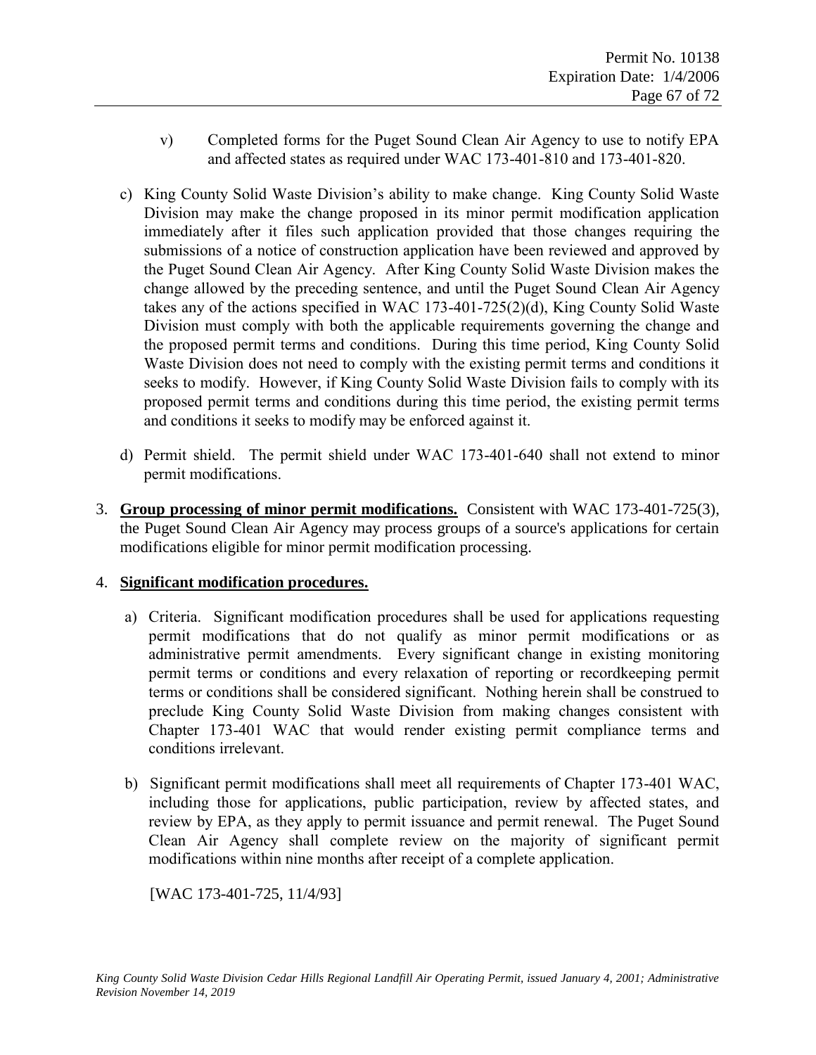v) Completed forms for the Puget Sound Clean Air Agency to use to notify EPA and affected states as required under WAC 173-401-810 and 173-401-820.

c) King County Solid Waste Division's ability to make change. King County Solid Waste Division may make the change proposed in its minor permit modification application immediately after it files such application provided that those changes requiring the submissions of a notice of construction application have been reviewed and approved by the Puget Sound Clean Air Agency. After King County Solid Waste Division makes the change allowed by the preceding sentence, and until the Puget Sound Clean Air Agency takes any of the actions specified in WAC 173-401-725(2)(d), King County Solid Waste Division must comply with both the applicable requirements governing the change and the proposed permit terms and conditions. During this time period, King County Solid Waste Division does not need to comply with the existing permit terms and conditions it seeks to modify. However, if King County Solid Waste Division fails to comply with its proposed permit terms and conditions during this time period, the existing permit terms and conditions it seeks to modify may be enforced against it.

d) Permit shield. The permit shield under WAC 173-401-640 shall not extend to minor permit modifications.

3. **Group processing of minor permit modifications.** Consistent with WAC 173-401-725(3), the Puget Sound Clean Air Agency may process groups of a source's applications for certain modifications eligible for minor permit modification processing.

4. **Significant modification procedures.**

a) Criteria. Significant modification procedures shall be used for applications requesting permit modifications that do not qualify as minor permit modifications or as administrative permit amendments. Every significant change in existing monitoring permit terms or conditions and every relaxation of reporting or recordkeeping permit terms or conditions shall be considered significant. Nothing herein shall be construed to preclude King County Solid Waste Division from making changes consistent with Chapter 173-401 WAC that would render existing permit compliance terms and conditions irrelevant.

b) Significant permit modifications shall meet all requirements of Chapter 173-401 WAC, including those for applications, public participation, review by affected states, and review by EPA, as they apply to permit issuance and permit renewal. The Puget Sound Clean Air Agency shall complete review on the majority of significant permit modifications within nine months after receipt of a complete application.

[WAC 173-401-725, 11/4/93]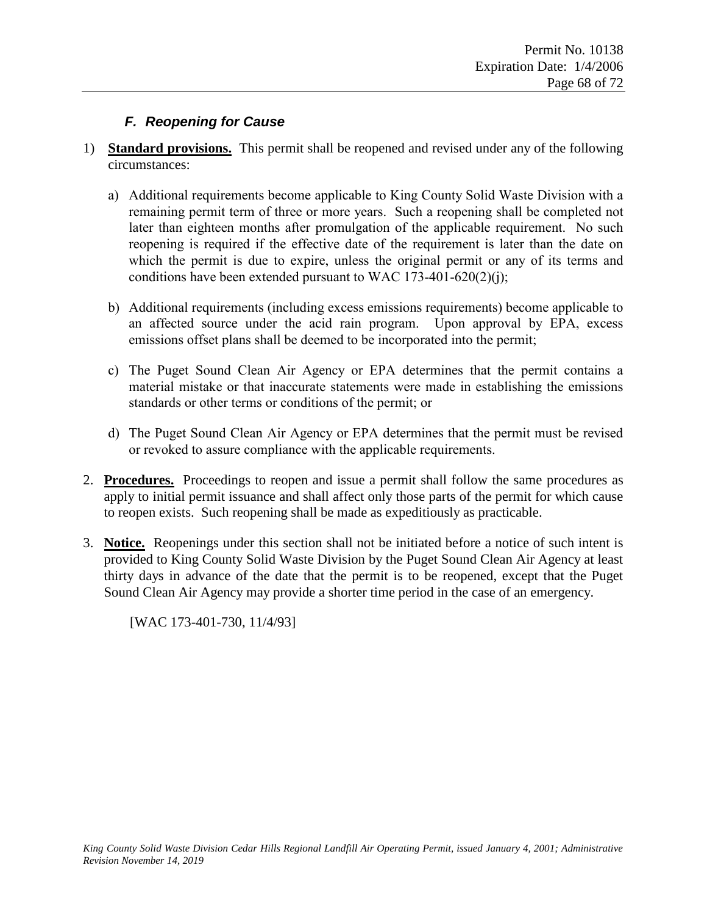### *F. Reopening for Cause*

1) **Standard provisions.** This permit shall be reopened and revised under any of the following circumstances:

   a) Additional requirements become applicable to King County Solid Waste Division with a remaining permit term of three or more years. Such a reopening shall be completed not later than eighteen months after promulgation of the applicable requirement. No such reopening is required if the effective date of the requirement is later than the date on which the permit is due to expire, unless the original permit or any of its terms and conditions have been extended pursuant to WAC 173-401-620(2)(j);

   b) Additional requirements (including excess emissions requirements) become applicable to an affected source under the acid rain program. Upon approval by EPA, excess emissions offset plans shall be deemed to be incorporated into the permit;

   c) The Puget Sound Clean Air Agency or EPA determines that the permit contains a material mistake or that inaccurate statements were made in establishing the emissions standards or other terms or conditions of the permit; or

   d) The Puget Sound Clean Air Agency or EPA determines that the permit must be revised or revoked to assure compliance with the applicable requirements.

2. **Procedures.** Proceedings to reopen and issue a permit shall follow the same procedures as apply to initial permit issuance and shall affect only those parts of the permit for which cause to reopen exists. Such reopening shall be made as expeditiously as practicable.

3. **Notice.** Reopenings under this section shall not be initiated before a notice of such intent is provided to King County Solid Waste Division by the Puget Sound Clean Air Agency at least thirty days in advance of the date that the permit is to be reopened, except that the Puget Sound Clean Air Agency may provide a shorter time period in the case of an emergency.

   [WAC 173-401-730, 11/4/93]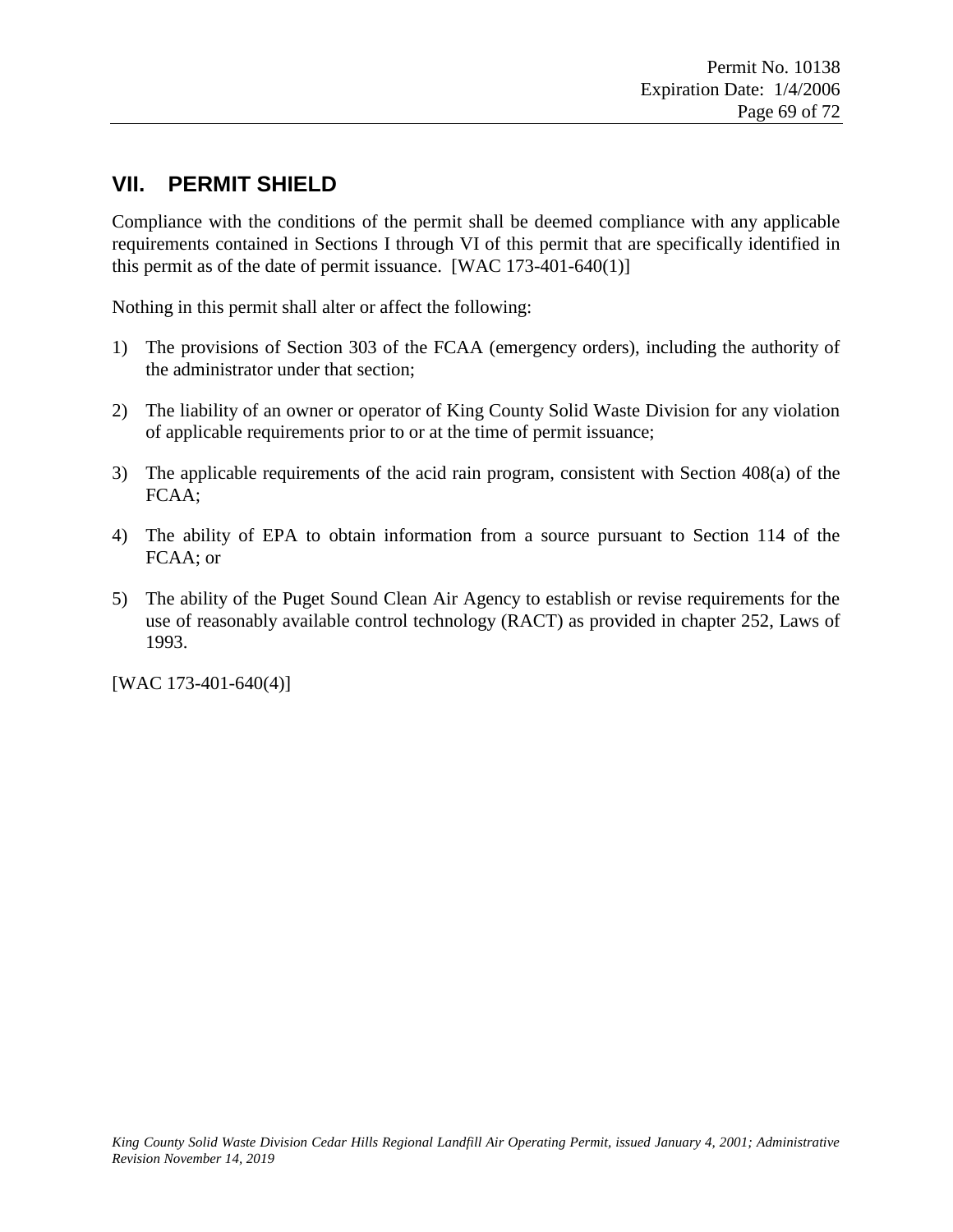## VII. PERMIT SHIELD

Compliance with the conditions of the permit shall be deemed compliance with any applicable requirements contained in Sections I through VI of this permit that are specifically identified in this permit as of the date of permit issuance. [WAC 173-401-640(1)]

Nothing in this permit shall alter or affect the following:

1) The provisions of Section 303 of the FCAA (emergency orders), including the authority of the administrator under that section;

2) The liability of an owner or operator of King County Solid Waste Division for any violation of applicable requirements prior to or at the time of permit issuance;

3) The applicable requirements of the acid rain program, consistent with Section 408(a) of the FCAA;

4) The ability of EPA to obtain information from a source pursuant to Section 114 of the FCAA; or

5) The ability of the Puget Sound Clean Air Agency to establish or revise requirements for the use of reasonably available control technology (RACT) as provided in chapter 252, Laws of 1993.

[WAC 173-401-640(4)]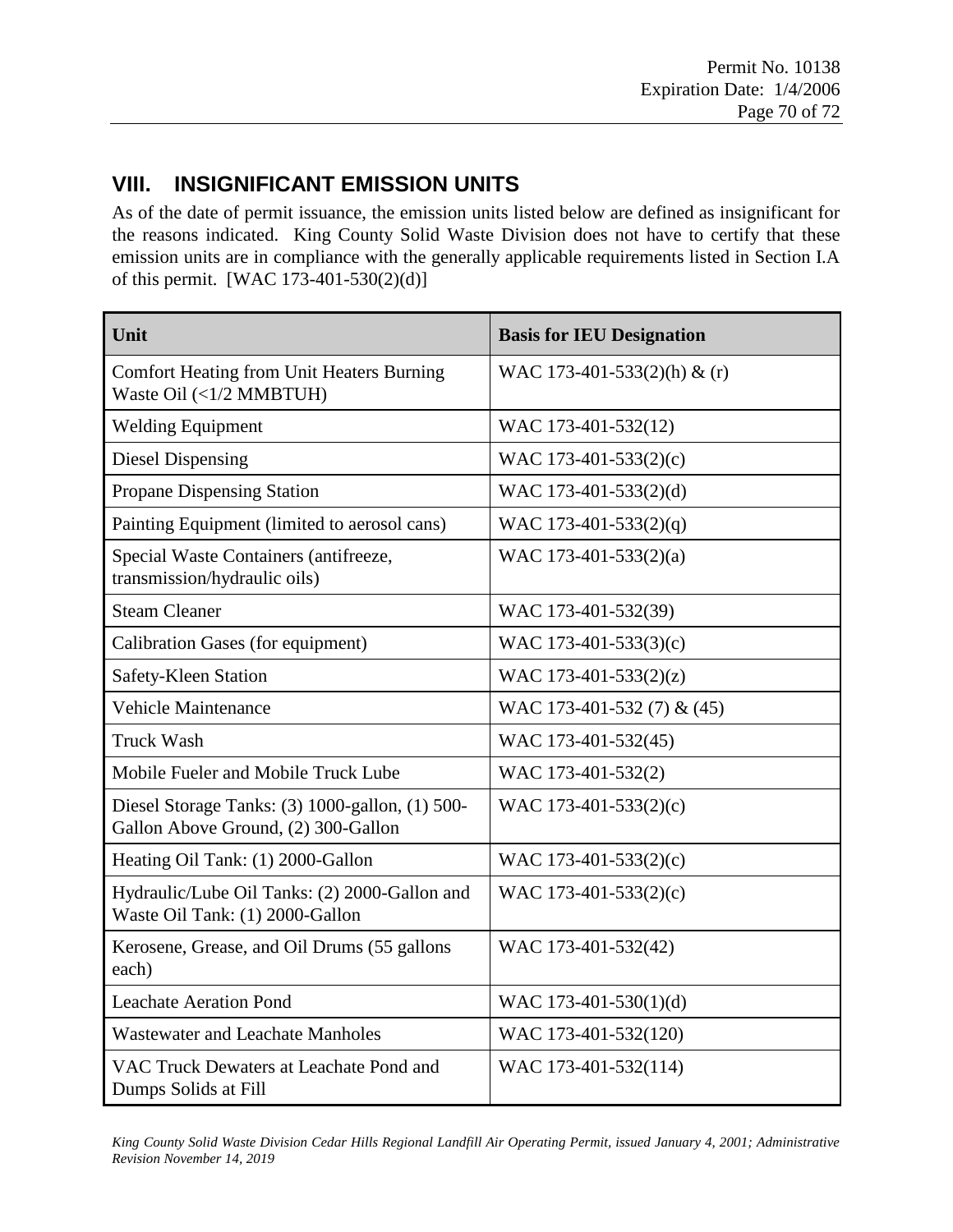## VIII. INSIGNIFICANT EMISSION UNITS

As of the date of permit issuance, the emission units listed below are defined as insignificant for the reasons indicated. King County Solid Waste Division does not have to certify that these emission units are in compliance with the generally applicable requirements listed in Section I.A of this permit. [WAC 173-401-530(2)(d)]

| Unit | Basis for IEU Designation |
|---|---|
| Comfort Heating from Unit Heaters Burning Waste Oil (<1/2 MMBTUH) | WAC 173-401-533(2)(h) & (r) |
| Welding Equipment | WAC 173-401-532(12) |
| Diesel Dispensing | WAC 173-401-533(2)(c) |
| Propane Dispensing Station | WAC 173-401-533(2)(d) |
| Painting Equipment (limited to aerosol cans) | WAC 173-401-533(2)(q) |
| Special Waste Containers (antifreeze, transmission/hydraulic oils) | WAC 173-401-533(2)(a) |
| Steam Cleaner | WAC 173-401-532(39) |
| Calibration Gases (for equipment) | WAC 173-401-533(3)(c) |
| Safety-Kleen Station | WAC 173-401-533(2)(z) |
| Vehicle Maintenance | WAC 173-401-532 (7) & (45) |
| Truck Wash | WAC 173-401-532(45) |
| Mobile Fueler and Mobile Truck Lube | WAC 173-401-532(2) |
| Diesel Storage Tanks: (3) 1000-gallon, (1) 500-Gallon Above Ground, (2) 300-Gallon | WAC 173-401-533(2)(c) |
| Heating Oil Tank: (1) 2000-Gallon | WAC 173-401-533(2)(c) |
| Hydraulic/Lube Oil Tanks: (2) 2000-Gallon and Waste Oil Tank: (1) 2000-Gallon | WAC 173-401-533(2)(c) |
| Kerosene, Grease, and Oil Drums (55 gallons each) | WAC 173-401-532(42) |
| Leachate Aeration Pond | WAC 173-401-530(1)(d) |
| Wastewater and Leachate Manholes | WAC 173-401-532(120) |
| VAC Truck Dewaters at Leachate Pond and Dumps Solids at Fill | WAC 173-401-532(114) |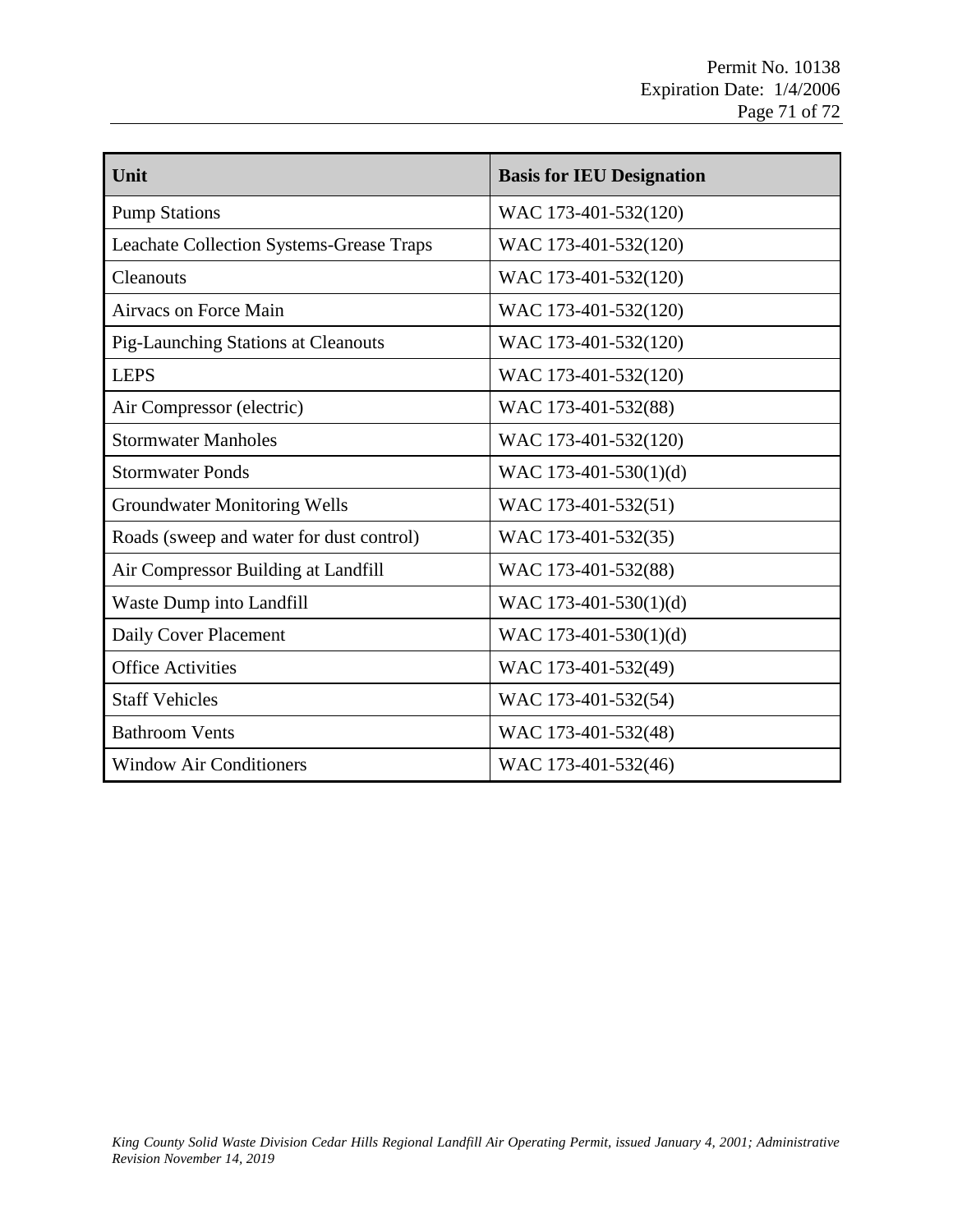| Unit | Basis for IEU Designation |
| --- | --- |
| Pump Stations | WAC 173-401-532(120) |
| Leachate Collection Systems-Grease Traps | WAC 173-401-532(120) |
| Cleanouts | WAC 173-401-532(120) |
| Airvacs on Force Main | WAC 173-401-532(120) |
| Pig-Launching Stations at Cleanouts | WAC 173-401-532(120) |
| LEPS | WAC 173-401-532(120) |
| Air Compressor (electric) | WAC 173-401-532(88) |
| Stormwater Manholes | WAC 173-401-532(120) |
| Stormwater Ponds | WAC 173-401-530(1)(d) |
| Groundwater Monitoring Wells | WAC 173-401-532(51) |
| Roads (sweep and water for dust control) | WAC 173-401-532(35) |
| Air Compressor Building at Landfill | WAC 173-401-532(88) |
| Waste Dump into Landfill | WAC 173-401-530(1)(d) |
| Daily Cover Placement | WAC 173-401-530(1)(d) |
| Office Activities | WAC 173-401-532(49) |
| Staff Vehicles | WAC 173-401-532(54) |
| Bathroom Vents | WAC 173-401-532(48) |
| Window Air Conditioners | WAC 173-401-532(46) |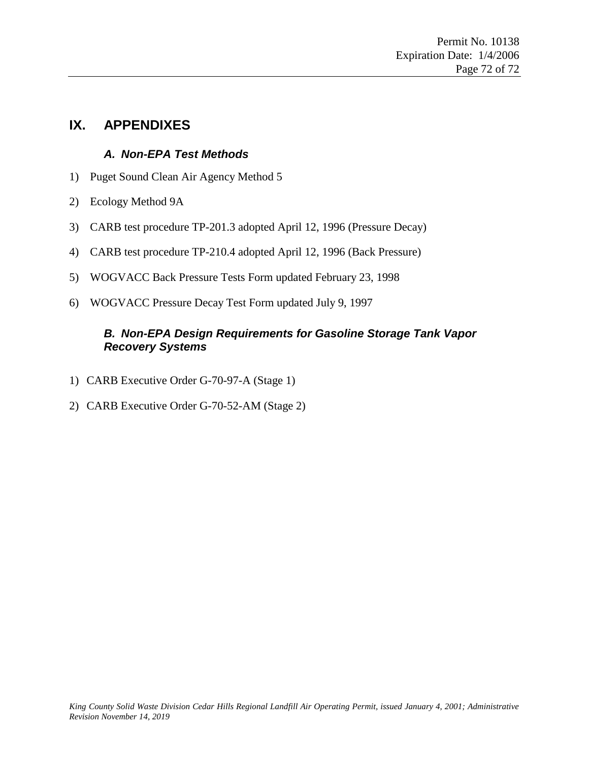# IX. APPENDIXES

### *A. Non-EPA Test Methods*

1) Puget Sound Clean Air Agency Method 5

2) Ecology Method 9A

3) CARB test procedure TP-201.3 adopted April 12, 1996 (Pressure Decay)

4) CARB test procedure TP-210.4 adopted April 12, 1996 (Back Pressure)

5) WOGVACC Back Pressure Tests Form updated February 23, 1998

6) WOGVACC Pressure Decay Test Form updated July 9, 1997

### *B. Non-EPA Design Requirements for Gasoline Storage Tank Vapor Recovery Systems*

1) CARB Executive Order G-70-97-A (Stage 1)

2) CARB Executive Order G-70-52-AM (Stage 2)